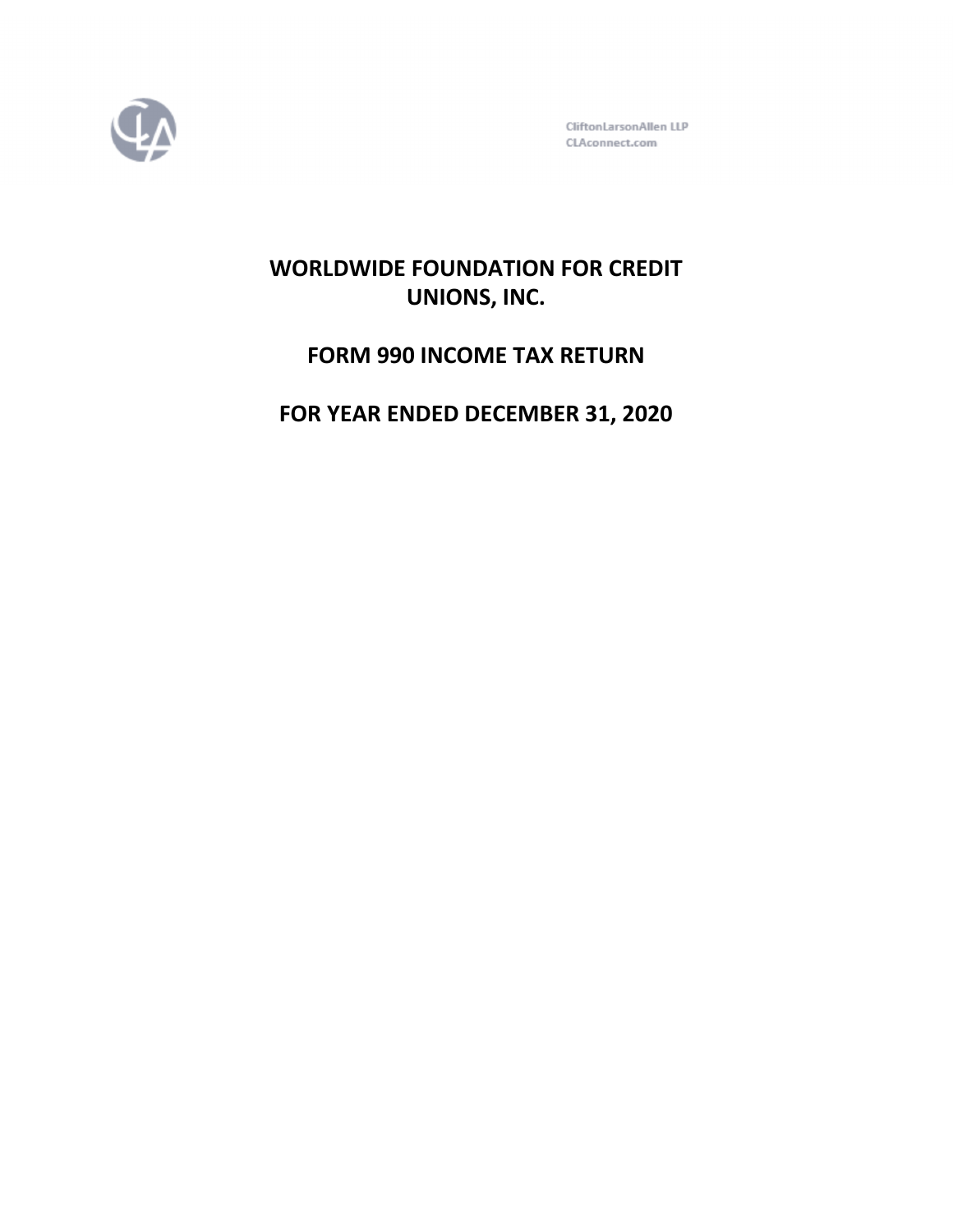CliftonLarsonAllen LLP
CLAconnect.com

# WORLDWIDE FOUNDATION FOR CREDIT UNIONS, INC.

# FORM 990 INCOME TAX RETURN

# FOR YEAR ENDED DECEMBER 31, 2020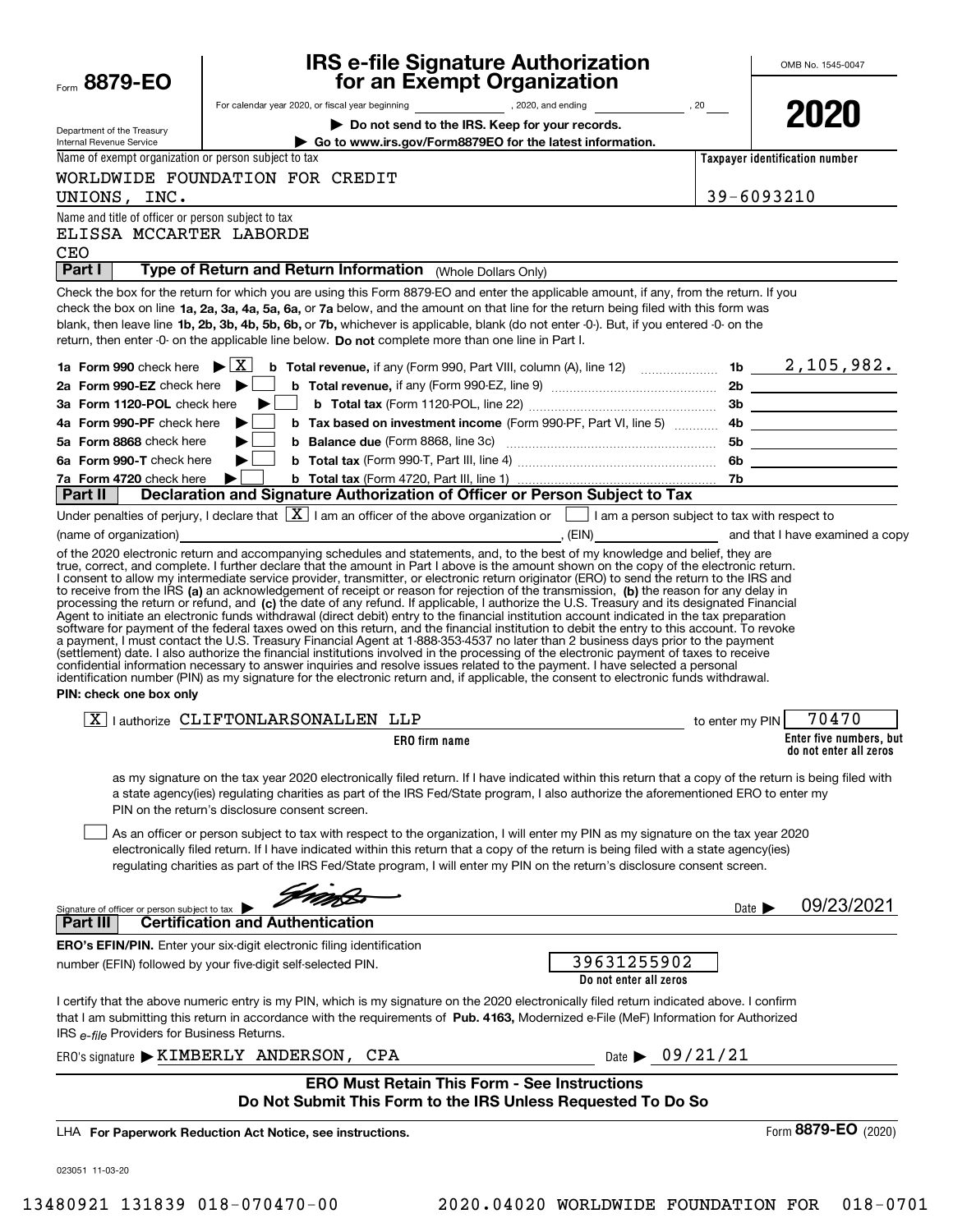Form **8879-EO**

Department of the Treasury
Internal Revenue Service

# IRS e-file Signature Authorization for an Exempt Organization

For calendar year 2020, or fiscal year beginning \_\_\_\_\_\_\_\_, 2020, and ending \_\_\_\_\_\_\_\_, 20\_\_

▶ **Do not send to the IRS. Keep for your records.**

▶ **Go to www.irs.gov/Form8879EO for the latest information.**

OMB No. 1545-0047

**2020**

Name of exempt organization or person subject to tax: WORLDWIDE FOUNDATION FOR CREDIT UNIONS, INC.

**Taxpayer identification number:** 39-6093210

Name and title of officer or person subject to tax: ELISSA MCCARTER LABORDE, CEO

## Part I — Type of Return and Return Information (Whole Dollars Only)

Check the box for the return for which you are using this Form 8879-EO and enter the applicable amount, if any, from the return. If you check the box on line **1a, 2a, 3a, 4a, 5a, 6a,** or **7a** below, and the amount on that line for the return being filed with this form was blank, then leave line **1b, 2b, 3b, 4b, 5b, 6b,** or **7b,** whichever is applicable, blank (do not enter -0-). But, if you entered -0- on the return, then enter -0- on the applicable line below. **Do not** complete more than one line in Part I.

| | | | |
|---|---|---|---|
| **1a Form 990** check here ▶ [X] | **b Total revenue,** if any (Form 990, Part VIII, column (A), line 12) | 1b | 2,105,982. |
| **2a Form 990-EZ** check here ▶ [ ] | **b Total revenue,** if any (Form 990-EZ, line 9) | 2b | |
| **3a Form 1120-POL** check here ▶ [ ] | **b Total tax** (Form 1120-POL, line 22) | 3b | |
| **4a Form 990-PF** check here ▶ [ ] | **b Tax based on investment income** (Form 990-PF, Part VI, line 5) | 4b | |
| **5a Form 8868** check here ▶ [ ] | **b Balance due** (Form 8868, line 3c) | 5b | |
| **6a Form 990-T** check here ▶ [ ] | **b Total tax** (Form 990-T, Part III, line 4) | 6b | |
| **7a Form 4720** check here ▶ [ ] | **b Total tax** (Form 4720, Part III, line 1) | 7b | |

## Part II — Declaration and Signature Authorization of Officer or Person Subject to Tax

Under penalties of perjury, I declare that [X] I am an officer of the above organization or [ ] I am a person subject to tax with respect to (name of organization)\_\_\_\_\_\_\_\_, (EIN)\_\_\_\_\_\_\_\_ and that I have examined a copy of the 2020 electronic return and accompanying schedules and statements, and, to the best of my knowledge and belief, they are true, correct, and complete. I further declare that the amount in Part I above is the amount shown on the copy of the electronic return. I consent to allow my intermediate service provider, transmitter, or electronic return originator (ERO) to send the return to the IRS and to receive from the IRS **(a)** an acknowledgement of receipt or reason for rejection of the transmission, **(b)** the reason for any delay in processing the return or refund, and **(c)** the date of any refund. If applicable, I authorize the U.S. Treasury and its designated Financial Agent to initiate an electronic funds withdrawal (direct debit) entry to the financial institution account indicated in the tax preparation software for payment of the federal taxes owed on this return, and the financial institution to debit the entry to this account. To revoke a payment, I must contact the U.S. Treasury Financial Agent at 1-888-353-4537 no later than 2 business days prior to the payment (settlement) date. I also authorize the financial institutions involved in the processing of the electronic payment of taxes to receive confidential information necessary to answer inquiries and resolve issues related to the payment. I have selected a personal identification number (PIN) as my signature for the electronic return and, if applicable, the consent to electronic funds withdrawal.

**PIN: check one box only**

[X] I authorize CLIFTONLARSONALLEN LLP (ERO firm name) to enter my PIN **70470** (Enter five numbers, but do not enter all zeros)

as my signature on the tax year 2020 electronically filed return. If I have indicated within this return that a copy of the return is being filed with a state agency(ies) regulating charities as part of the IRS Fed/State program, I also authorize the aforementioned ERO to enter my PIN on the return's disclosure consent screen.

[ ] As an officer or person subject to tax with respect to the organization, I will enter my PIN as my signature on the tax year 2020 electronically filed return. If I have indicated within this return that a copy of the return is being filed with a state agency(ies) regulating charities as part of the IRS Fed/State program, I will enter my PIN on the return's disclosure consent screen.

Signature of officer or person subject to tax ▶ [signature] Date ▶ 09/23/2021

## Part III — Certification and Authentication

**ERO's EFIN/PIN.** Enter your six-digit electronic filing identification number (EFIN) followed by your five-digit self-selected PIN. **39631255902** (Do not enter all zeros)

I certify that the above numeric entry is my PIN, which is my signature on the 2020 electronically filed return indicated above. I confirm that I am submitting this return in accordance with the requirements of **Pub. 4163,** Modernized e-File (MeF) Information for Authorized IRS *e-file* Providers for Business Returns.

ERO's signature ▶ KIMBERLY ANDERSON, CPA Date ▶ 09/21/21

**ERO Must Retain This Form - See Instructions**
**Do Not Submit This Form to the IRS Unless Requested To Do So**

LHA **For Paperwork Reduction Act Notice, see instructions.** Form **8879-EO** (2020)

023051 11-03-20

13480921 131839 018-070470-00 2020.04020 WORLDWIDE FOUNDATION FOR 018-0701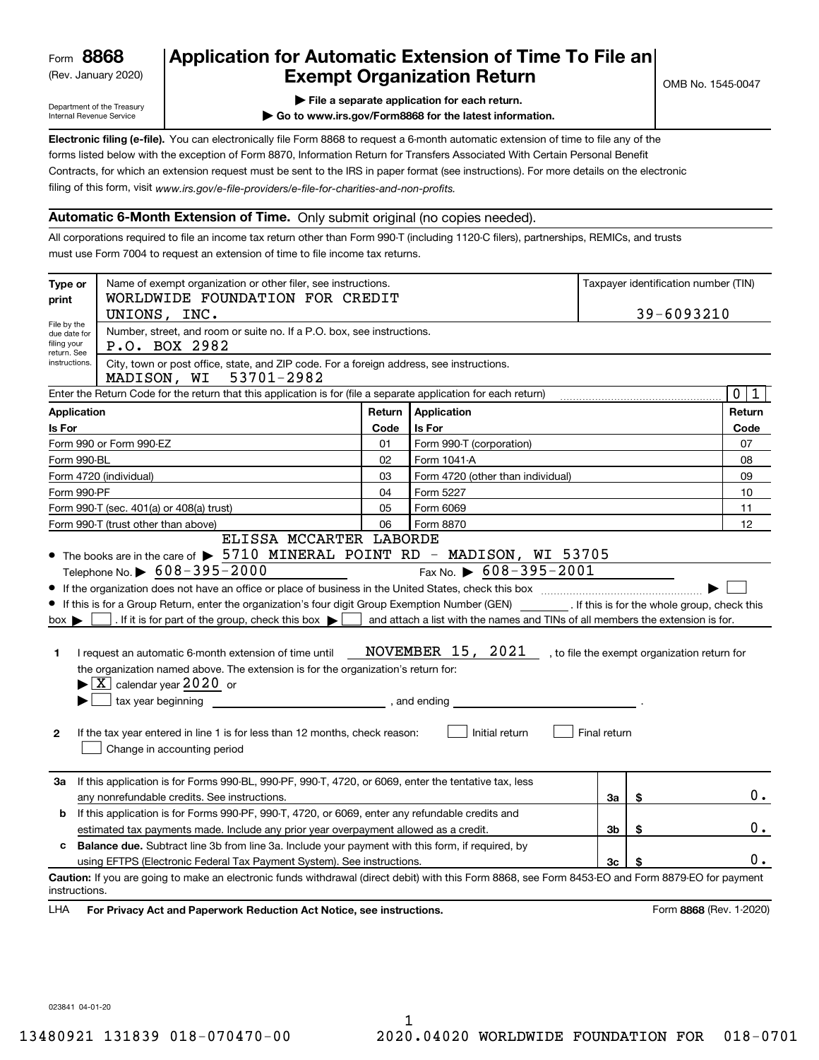Form **8868**
(Rev. January 2020)

Department of the Treasury
Internal Revenue Service

# Application for Automatic Extension of Time To File an Exempt Organization Return

▶ File a separate application for each return.
▶ Go to www.irs.gov/Form8868 for the latest information.

OMB No. 1545-0047

**Electronic filing (e-file).** You can electronically file Form 8868 to request a 6-month automatic extension of time to file any of the forms listed below with the exception of Form 8870, Information Return for Transfers Associated With Certain Personal Benefit Contracts, for which an extension request must be sent to the IRS in paper format (see instructions). For more details on the electronic filing of this form, visit *www.irs.gov/e-file-providers/e-file-for-charities-and-non-profits.*

## Automatic 6-Month Extension of Time. Only submit original (no copies needed).

All corporations required to file an income tax return other than Form 990-T (including 1120-C filers), partnerships, REMICs, and trusts must use Form 7004 to request an extension of time to file income tax returns.

**Type or print**

File by the due date for filing your return. See instructions.

Name of exempt organization or other filer, see instructions.
WORLDWIDE FOUNDATION FOR CREDIT UNIONS, INC.

Taxpayer identification number (TIN): 39-6093210

Number, street, and room or suite no. If a P.O. box, see instructions.
P.O. BOX 2982

City, town or post office, state, and ZIP code. For a foreign address, see instructions.
MADISON, WI 53701-2982

Enter the Return Code for the return that this application is for (file a separate application for each return): 0 1

| Application Is For | Return Code | Application Is For | Return Code |
|---|---|---|---|
| Form 990 or Form 990-EZ | 01 | Form 990-T (corporation) | 07 |
| Form 990-BL | 02 | Form 1041-A | 08 |
| Form 4720 (individual) | 03 | Form 4720 (other than individual) | 09 |
| Form 990-PF | 04 | Form 5227 | 10 |
| Form 990-T (sec. 401(a) or 408(a) trust) | 05 | Form 6069 | 11 |
| Form 990-T (trust other than above) | 06 | Form 8870 | 12 |

- The books are in the care of ▶ ELISSA MCCARTER LABORDE 5710 MINERAL POINT RD - MADISON, WI 53705
  Telephone No. ▶ 608-395-2000 Fax No. ▶ 608-395-2001
- If the organization does not have an office or place of business in the United States, check this box ▶ ☐
- If this is for a Group Return, enter the organization's four digit Group Exemption Number (GEN) ______. If this is for the whole group, check this box ▶ ☐. If it is for part of the group, check this box ▶ ☐ and attach a list with the names and TINs of all members the extension is for.

**1** I request an automatic 6-month extension of time until NOVEMBER 15, 2021, to file the exempt organization return for the organization named above. The extension is for the organization's return for:
▶ ☒ calendar year 2020 or
▶ ☐ tax year beginning ______, and ending ______.

**2** If the tax year entered in line 1 is for less than 12 months, check reason: ☐ Initial return ☐ Final return
☐ Change in accounting period

| | | | |
|---|---|---|---|
| **3a** | If this application is for Forms 990-BL, 990-PF, 990-T, 4720, or 6069, enter the tentative tax, less any nonrefundable credits. See instructions. | 3a | $ 0. |
| **b** | If this application is for Forms 990-PF, 990-T, 4720, or 6069, enter any refundable credits and estimated tax payments made. Include any prior year overpayment allowed as a credit. | 3b | $ 0. |
| **c** | **Balance due.** Subtract line 3b from line 3a. Include your payment with this form, if required, by using EFTPS (Electronic Federal Tax Payment System). See instructions. | 3c | $ 0. |

**Caution:** If you are going to make an electronic funds withdrawal (direct debit) with this Form 8868, see Form 8453-EO and Form 8879-EO for payment instructions.

LHA **For Privacy Act and Paperwork Reduction Act Notice, see instructions.** Form **8868** (Rev. 1-2020)

023841 04-01-20

13480921 131839 018-070470-00 2020.04020 WORLDWIDE FOUNDATION FOR 018-0701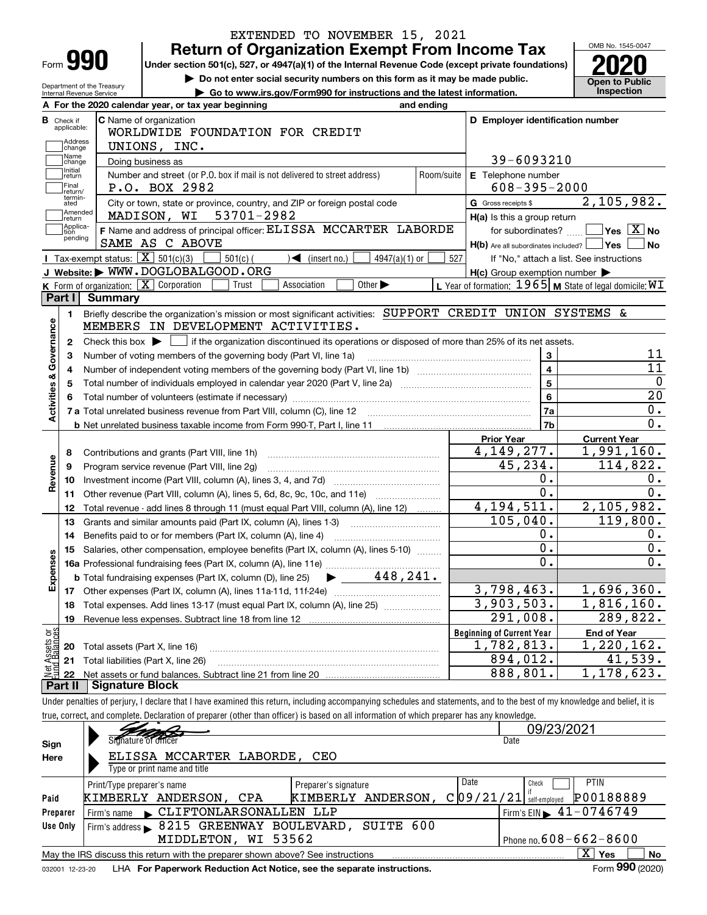EXTENDED TO NOVEMBER 15, 2021

# Form 990 — Return of Organization Exempt From Income Tax

Under section 501(c), 527, or 4947(a)(1) of the Internal Revenue Code (except private foundations)

▶ Do not enter social security numbers on this form as it may be made public.

▶ Go to www.irs.gov/Form990 for instructions and the latest information.

OMB No. 1545-0047 | **2020** | Open to Public Inspection

Department of the Treasury, Internal Revenue Service

**A** For the 2020 calendar year, or tax year beginning and ending

**B** Check if applicable: Address change, Name change, Initial return, Final return/terminated, Amended return, Application pending

**C** Name of organization: WORLDWIDE FOUNDATION FOR CREDIT UNIONS, INC.

Doing business as

Number and street (or P.O. box if mail is not delivered to street address): P.O. BOX 2982 | Room/suite

City or town, state or province, country, and ZIP or foreign postal code: MADISON, WI 53701-2982

**D** Employer identification number: 39-6093210

**E** Telephone number: 608-395-2000

**G** Gross receipts $ 2,105,982.

**F** Name and address of principal officer: ELISSA MCCARTER LABORDE, SAME AS C ABOVE

**H(a)** Is this a group return for subordinates? ☐ Yes ☒ No

**H(b)** Are all subordinates included? ☐ Yes ☐ No — If "No," attach a list. See instructions

**H(c)** Group exemption number ▶

**I** Tax-exempt status: ☒ 501(c)(3) ☐ 501(c)( ) ◀ (insert no.) ☐ 4947(a)(1) or ☐ 527

**J** Website: ▶ WWW.DOGLOBALGOOD.ORG

**K** Form of organization: ☒ Corporation ☐ Trust ☐ Association ☐ Other ▶

**L** Year of formation: 1965 **M** State of legal domicile: WI

## Part I Summary

**Activities & Governance**

1 Briefly describe the organization's mission or most significant activities: SUPPORT CREDIT UNION SYSTEMS & MEMBERS IN DEVELOPMENT ACTIVITIES.

2 Check this box ▶ ☐ if the organization discontinued its operations or disposed of more than 25% of its net assets.

| Line | Description | No. | Value |
|---|---|---|---|
| 3 | Number of voting members of the governing body (Part VI, line 1a) | 3 | 11 |
| 4 | Number of independent voting members of the governing body (Part VI, line 1b) | 4 | 11 |
| 5 | Total number of individuals employed in calendar year 2020 (Part V, line 2a) | 5 | 0 |
| 6 | Total number of volunteers (estimate if necessary) | 6 | 20 |
| 7a | Total unrelated business revenue from Part VIII, column (C), line 12 | 7a | 0. |
| 7b | Net unrelated business taxable income from Form 990-T, Part I, line 11 | 7b | 0. |

| Line | Description | Prior Year | Current Year |
|---|---|---|---|
| **Revenue** | | | |
| 8 | Contributions and grants (Part VIII, line 1h) | 4,149,277. | 1,991,160. |
| 9 | Program service revenue (Part VIII, line 2g) | 45,234. | 114,822. |
| 10 | Investment income (Part VIII, column (A), lines 3, 4, and 7d) | 0. | 0. |
| 11 | Other revenue (Part VIII, column (A), lines 5, 6d, 8c, 9c, 10c, and 11e) | 0. | 0. |
| 12 | Total revenue - add lines 8 through 11 (must equal Part VIII, column (A), line 12) | 4,194,511. | 2,105,982. |
| **Expenses** | | | |
| 13 | Grants and similar amounts paid (Part IX, column (A), lines 1-3) | 105,040. | 119,800. |
| 14 | Benefits paid to or for members (Part IX, column (A), line 4) | 0. | 0. |
| 15 | Salaries, other compensation, employee benefits (Part IX, column (A), lines 5-10) | 0. | 0. |
| 16a | Professional fundraising fees (Part IX, column (A), line 11e) | 0. | 0. |
| b | Total fundraising expenses (Part IX, column (D), line 25) ▶ 448,241. | | |
| 17 | Other expenses (Part IX, column (A), lines 11a-11d, 11f-24e) | 3,798,463. | 1,696,360. |
| 18 | Total expenses. Add lines 13-17 (must equal Part IX, column (A), line 25) | 3,903,503. | 1,816,160. |
| 19 | Revenue less expenses. Subtract line 18 from line 12 | 291,008. | 289,822. |
| **Net Assets or Fund Balances** | | **Beginning of Current Year** | **End of Year** |
| 20 | Total assets (Part X, line 16) | 1,782,813. | 1,220,162. |
| 21 | Total liabilities (Part X, line 26) | 894,012. | 41,539. |
| 22 | Net assets or fund balances. Subtract line 21 from line 20 | 888,801. | 1,178,623. |

## Part II Signature Block

Under penalties of perjury, I declare that I have examined this return, including accompanying schedules and statements, and to the best of my knowledge and belief, it is true, correct, and complete. Declaration of preparer (other than officer) is based on all information of which preparer has any knowledge.

**Sign Here**

Signature of officer — Date: 09/23/2021

ELISSA MCCARTER LABORDE, CEO
Type or print name and title

**Paid Preparer Use Only**

| Print/Type preparer's name | Preparer's signature | Date | Check ☐ if self-employed | PTIN |
|---|---|---|---|---|
| KIMBERLY ANDERSON, CPA | KIMBERLY ANDERSON, C | 09/21/21 | | P00188889 |

Firm's name ▶ CLIFTONLARSONALLEN LLP — Firm's EIN ▶ 41-0746749

Firm's address ▶ 8215 GREENWAY BOULEVARD, SUITE 600, MIDDLETON, WI 53562 — Phone no. 608-662-8600

May the IRS discuss this return with the preparer shown above? See instructions ☒ Yes ☐ No

032001 12-23-20 LHA For Paperwork Reduction Act Notice, see the separate instructions. Form **990** (2020)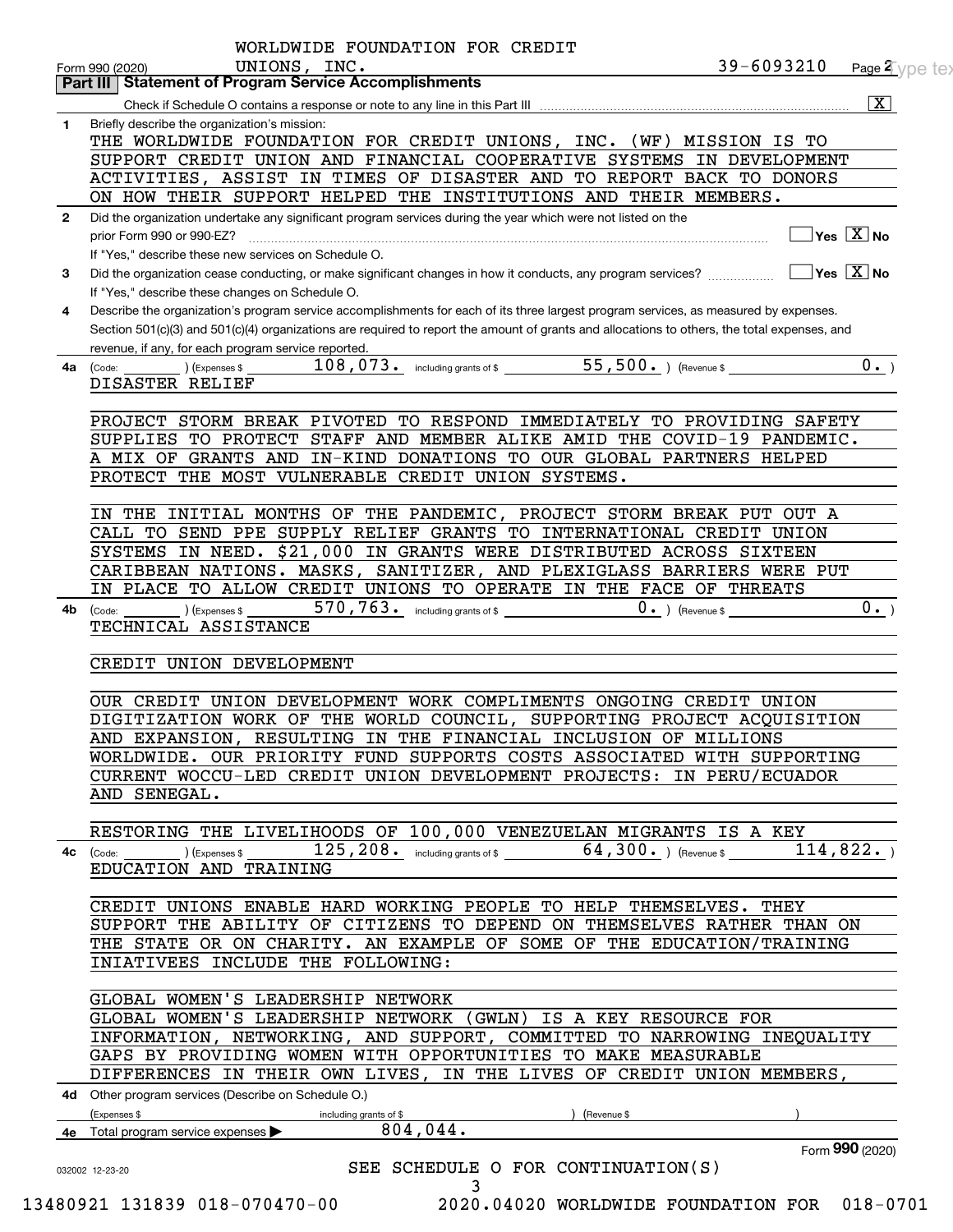WORLDWIDE FOUNDATION FOR CREDIT UNIONS, INC. 39-6093210

Form 990 (2020) Page 2

## Part III Statement of Program Service Accomplishments

Check if Schedule O contains a response or note to any line in this Part III [X]

**1** Briefly describe the organization's mission:

THE WORLDWIDE FOUNDATION FOR CREDIT UNIONS, INC. (WF) MISSION IS TO SUPPORT CREDIT UNION AND FINANCIAL COOPERATIVE SYSTEMS IN DEVELOPMENT ACTIVITIES, ASSIST IN TIMES OF DISASTER AND TO REPORT BACK TO DONORS ON HOW THEIR SUPPORT HELPED THE INSTITUTIONS AND THEIR MEMBERS.

**2** Did the organization undertake any significant program services during the year which were not listed on the prior Form 990 or 990-EZ? [ ] Yes [X] No

If "Yes," describe these new services on Schedule O.

**3** Did the organization cease conducting, or make significant changes in how it conducts, any program services? [ ] Yes [X] No

If "Yes," describe these changes on Schedule O.

**4** Describe the organization's program service accomplishments for each of its three largest program services, as measured by expenses. Section 501(c)(3) and 501(c)(4) organizations are required to report the amount of grants and allocations to others, the total expenses, and revenue, if any, for each program service reported.

**4a** (Code: ) (Expenses $ 108,073. including grants of $ 55,500. ) (Revenue $ 0. )

DISASTER RELIEF

PROJECT STORM BREAK PIVOTED TO RESPOND IMMEDIATELY TO PROVIDING SAFETY SUPPLIES TO PROTECT STAFF AND MEMBER ALIKE AMID THE COVID-19 PANDEMIC. A MIX OF GRANTS AND IN-KIND DONATIONS TO OUR GLOBAL PARTNERS HELPED PROTECT THE MOST VULNERABLE CREDIT UNION SYSTEMS.

IN THE INITIAL MONTHS OF THE PANDEMIC, PROJECT STORM BREAK PUT OUT A CALL TO SEND PPE SUPPLY RELIEF GRANTS TO INTERNATIONAL CREDIT UNION SYSTEMS IN NEED. $21,000 IN GRANTS WERE DISTRIBUTED ACROSS SIXTEEN CARIBBEAN NATIONS. MASKS, SANITIZER, AND PLEXIGLASS BARRIERS WERE PUT IN PLACE TO ALLOW CREDIT UNIONS TO OPERATE IN THE FACE OF THREATS

**4b** (Code: ) (Expenses $ 570,763. including grants of $ 0. ) (Revenue $ 0. )

TECHNICAL ASSISTANCE

CREDIT UNION DEVELOPMENT

OUR CREDIT UNION DEVELOPMENT WORK COMPLIMENTS ONGOING CREDIT UNION DIGITIZATION WORK OF THE WORLD COUNCIL, SUPPORTING PROJECT ACQUISITION AND EXPANSION, RESULTING IN THE FINANCIAL INCLUSION OF MILLIONS WORLDWIDE. OUR PRIORITY FUND SUPPORTS COSTS ASSOCIATED WITH SUPPORTING CURRENT WOCCU-LED CREDIT UNION DEVELOPMENT PROJECTS: IN PERU/ECUADOR AND SENEGAL.

RESTORING THE LIVELIHOODS OF 100,000 VENEZUELAN MIGRANTS IS A KEY

**4c** (Code: ) (Expenses $ 125,208. including grants of $ 64,300. ) (Revenue $ 114,822. )

EDUCATION AND TRAINING

CREDIT UNIONS ENABLE HARD WORKING PEOPLE TO HELP THEMSELVES. THEY SUPPORT THE ABILITY OF CITIZENS TO DEPEND ON THEMSELVES RATHER THAN ON THE STATE OR ON CHARITY. AN EXAMPLE OF SOME OF THE EDUCATION/TRAINING INIATIVEES INCLUDE THE FOLLOWING:

GLOBAL WOMEN'S LEADERSHIP NETWORK

GLOBAL WOMEN'S LEADERSHIP NETWORK (GWLN) IS A KEY RESOURCE FOR INFORMATION, NETWORKING, AND SUPPORT, COMMITTED TO NARROWING INEQUALITY GAPS BY PROVIDING WOMEN WITH OPPORTUNITIES TO MAKE MEASURABLE DIFFERENCES IN THEIR OWN LIVES, IN THE LIVES OF CREDIT UNION MEMBERS,

**4d** Other program services (Describe on Schedule O.)

(Expenses $ including grants of $ ) (Revenue $ )

**4e** Total program service expenses 804,044.

Form **990** (2020)

SEE SCHEDULE O FOR CONTINUATION(S)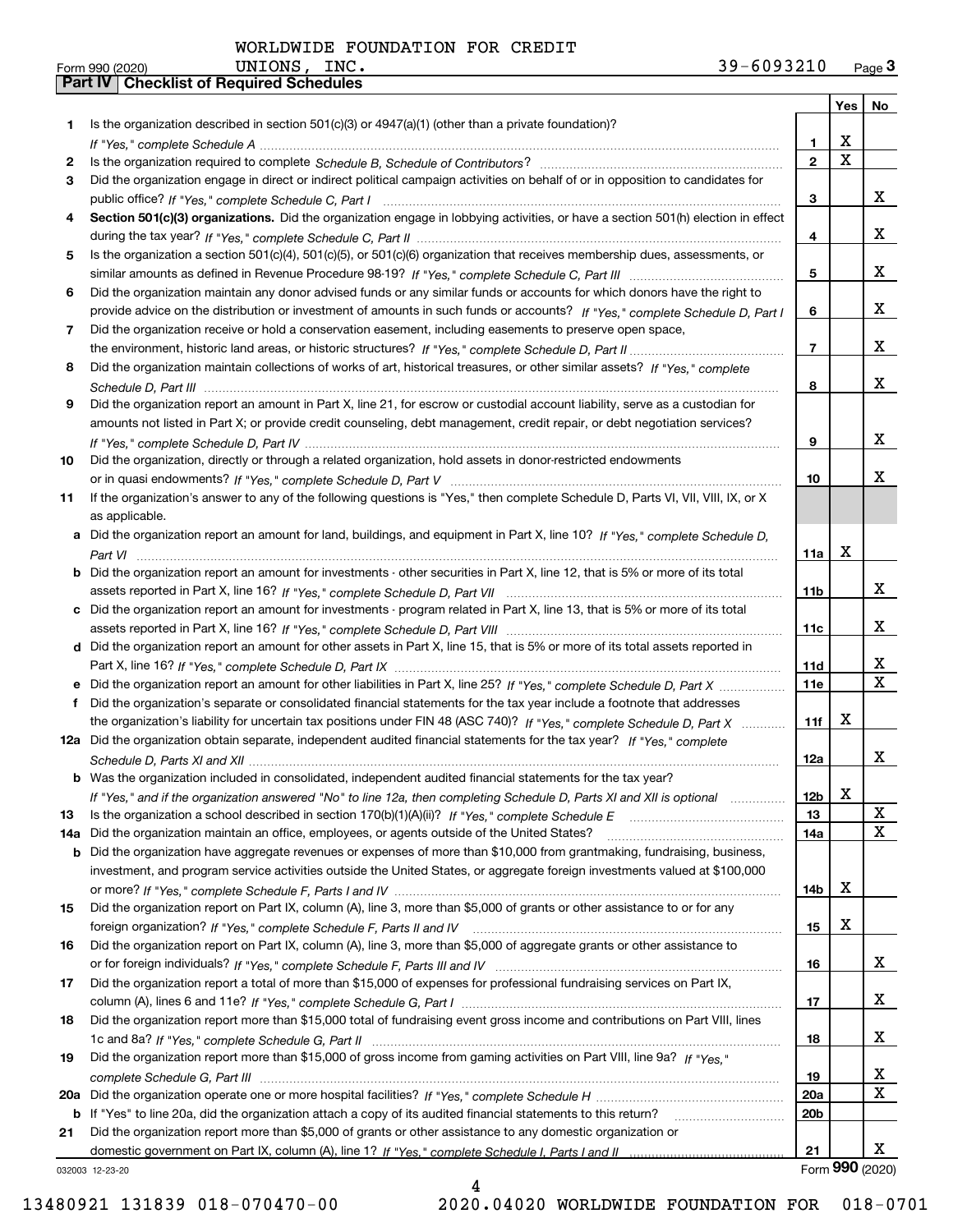WORLDWIDE FOUNDATION FOR CREDIT UNIONS, INC. 39-6093210

Form 990 (2020) Page 3

## Part IV Checklist of Required Schedules

| | | | Yes | No |
|---|---|---|---|---|
| 1 | Is the organization described in section 501(c)(3) or 4947(a)(1) (other than a private foundation)? *If "Yes," complete Schedule A* | 1 | X | |
| 2 | Is the organization required to complete *Schedule B, Schedule of Contributors*? | 2 | X | |
| 3 | Did the organization engage in direct or indirect political campaign activities on behalf of or in opposition to candidates for public office? *If "Yes," complete Schedule C, Part I* | 3 | | X |
| 4 | **Section 501(c)(3) organizations.** Did the organization engage in lobbying activities, or have a section 501(h) election in effect during the tax year? *If "Yes," complete Schedule C, Part II* | 4 | | X |
| 5 | Is the organization a section 501(c)(4), 501(c)(5), or 501(c)(6) organization that receives membership dues, assessments, or similar amounts as defined in Revenue Procedure 98-19? *If "Yes," complete Schedule C, Part III* | 5 | | X |
| 6 | Did the organization maintain any donor advised funds or any similar funds or accounts for which donors have the right to provide advice on the distribution or investment of amounts in such funds or accounts? *If "Yes," complete Schedule D, Part I* | 6 | | X |
| 7 | Did the organization receive or hold a conservation easement, including easements to preserve open space, the environment, historic land areas, or historic structures? *If "Yes," complete Schedule D, Part II* | 7 | | X |
| 8 | Did the organization maintain collections of works of art, historical treasures, or other similar assets? *If "Yes," complete Schedule D, Part III* | 8 | | X |
| 9 | Did the organization report an amount in Part X, line 21, for escrow or custodial account liability, serve as a custodian for amounts not listed in Part X; or provide credit counseling, debt management, credit repair, or debt negotiation services? *If "Yes," complete Schedule D, Part IV* | 9 | | X |
| 10 | Did the organization, directly or through a related organization, hold assets in donor-restricted endowments or in quasi endowments? *If "Yes," complete Schedule D, Part V* | 10 | | X |
| 11 | If the organization's answer to any of the following questions is "Yes," then complete Schedule D, Parts VI, VII, VIII, IX, or X as applicable. | | | |
| a | Did the organization report an amount for land, buildings, and equipment in Part X, line 10? *If "Yes," complete Schedule D, Part VI* | 11a | X | |
| b | Did the organization report an amount for investments - other securities in Part X, line 12, that is 5% or more of its total assets reported in Part X, line 16? *If "Yes," complete Schedule D, Part VII* | 11b | | X |
| c | Did the organization report an amount for investments - program related in Part X, line 13, that is 5% or more of its total assets reported in Part X, line 16? *If "Yes," complete Schedule D, Part VIII* | 11c | | X |
| d | Did the organization report an amount for other assets in Part X, line 15, that is 5% or more of its total assets reported in Part X, line 16? *If "Yes," complete Schedule D, Part IX* | 11d | | X |
| e | Did the organization report an amount for other liabilities in Part X, line 25? *If "Yes," complete Schedule D, Part X* | 11e | | X |
| f | Did the organization's separate or consolidated financial statements for the tax year include a footnote that addresses the organization's liability for uncertain tax positions under FIN 48 (ASC 740)? *If "Yes," complete Schedule D, Part X* | 11f | X | |
| 12a | Did the organization obtain separate, independent audited financial statements for the tax year? *If "Yes," complete Schedule D, Parts XI and XII* | 12a | | X |
| b | Was the organization included in consolidated, independent audited financial statements for the tax year? *If "Yes," and if the organization answered "No" to line 12a, then completing Schedule D, Parts XI and XII is optional* | 12b | X | |
| 13 | Is the organization a school described in section 170(b)(1)(A)(ii)? *If "Yes," complete Schedule E* | 13 | | X |
| 14a | Did the organization maintain an office, employees, or agents outside of the United States? | 14a | | X |
| b | Did the organization have aggregate revenues or expenses of more than $10,000 from grantmaking, fundraising, business, investment, and program service activities outside the United States, or aggregate foreign investments valued at $100,000 or more? *If "Yes," complete Schedule F, Parts I and IV* | 14b | X | |
| 15 | Did the organization report on Part IX, column (A), line 3, more than $5,000 of grants or other assistance to or for any foreign organization? *If "Yes," complete Schedule F, Parts II and IV* | 15 | X | |
| 16 | Did the organization report on Part IX, column (A), line 3, more than $5,000 of aggregate grants or other assistance to or for foreign individuals? *If "Yes," complete Schedule F, Parts III and IV* | 16 | | X |
| 17 | Did the organization report a total of more than $15,000 of expenses for professional fundraising services on Part IX, column (A), lines 6 and 11e? *If "Yes," complete Schedule G, Part I* | 17 | | X |
| 18 | Did the organization report more than $15,000 total of fundraising event gross income and contributions on Part VIII, lines 1c and 8a? *If "Yes," complete Schedule G, Part II* | 18 | | X |
| 19 | Did the organization report more than $15,000 of gross income from gaming activities on Part VIII, line 9a? *If "Yes," complete Schedule G, Part III* | 19 | | X |
| 20a | Did the organization operate one or more hospital facilities? *If "Yes," complete Schedule H* | 20a | | X |
| b | If "Yes" to line 20a, did the organization attach a copy of its audited financial statements to this return? | 20b | | |
| 21 | Did the organization report more than $5,000 of grants or other assistance to any domestic organization or domestic government on Part IX, column (A), line 1? *If "Yes," complete Schedule I, Parts I and II* | 21 | | X |

032003 12-23-20

Form **990** (2020)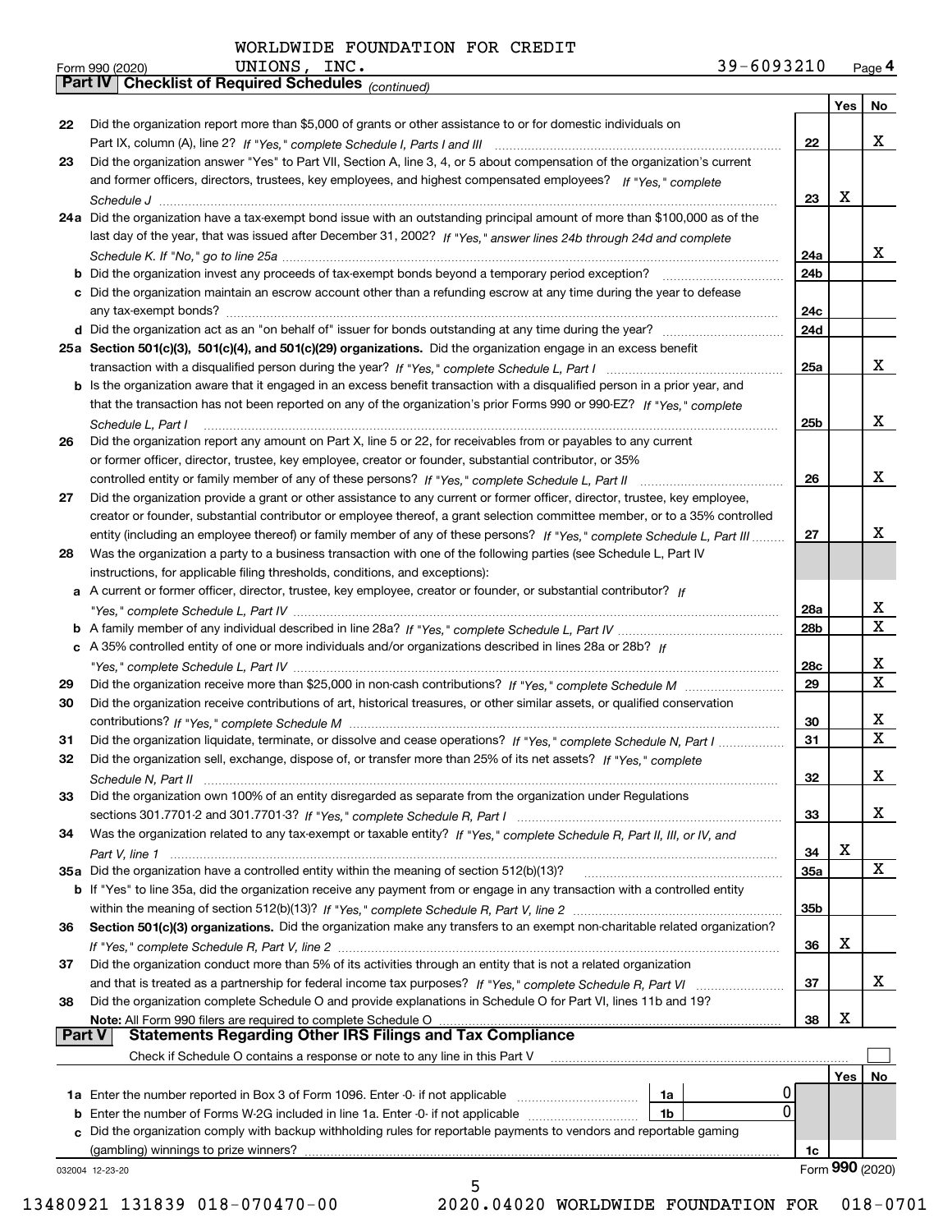WORLDWIDE FOUNDATION FOR CREDIT UNIONS, INC. 39-6093210

Form 990 (2020) Page 4

**Part IV Checklist of Required Schedules** *(continued)*

| | | | Yes | No |
|---|---|---|---|---|
| 22 | Did the organization report more than $5,000 of grants or other assistance to or for domestic individuals on Part IX, column (A), line 2? *If "Yes," complete Schedule I, Parts I and III* | 22 | | X |
| 23 | Did the organization answer "Yes" to Part VII, Section A, line 3, 4, or 5 about compensation of the organization's current and former officers, directors, trustees, key employees, and highest compensated employees? *If "Yes," complete Schedule J* | 23 | X | |
| 24a | Did the organization have a tax-exempt bond issue with an outstanding principal amount of more than $100,000 as of the last day of the year, that was issued after December 31, 2002? *If "Yes," answer lines 24b through 24d and complete Schedule K. If "No," go to line 25a* | 24a | | X |
| b | Did the organization invest any proceeds of tax-exempt bonds beyond a temporary period exception? | 24b | | |
| c | Did the organization maintain an escrow account other than a refunding escrow at any time during the year to defease any tax-exempt bonds? | 24c | | |
| d | Did the organization act as an "on behalf of" issuer for bonds outstanding at any time during the year? | 24d | | |
| 25a | **Section 501(c)(3), 501(c)(4), and 501(c)(29) organizations.** Did the organization engage in an excess benefit transaction with a disqualified person during the year? *If "Yes," complete Schedule L, Part I* | 25a | | X |
| b | Is the organization aware that it engaged in an excess benefit transaction with a disqualified person in a prior year, and that the transaction has not been reported on any of the organization's prior Forms 990 or 990-EZ? *If "Yes," complete Schedule L, Part I* | 25b | | X |
| 26 | Did the organization report any amount on Part X, line 5 or 22, for receivables from or payables to any current or former officer, director, trustee, key employee, creator or founder, substantial contributor, or 35% controlled entity or family member of any of these persons? *If "Yes," complete Schedule L, Part II* | 26 | | X |
| 27 | Did the organization provide a grant or other assistance to any current or former officer, director, trustee, key employee, creator or founder, substantial contributor or employee thereof, a grant selection committee member, or to a 35% controlled entity (including an employee thereof) or family member of any of these persons? *If "Yes," complete Schedule L, Part III* | 27 | | X |
| 28 | Was the organization a party to a business transaction with one of the following parties (see Schedule L, Part IV instructions, for applicable filing thresholds, conditions, and exceptions): | | | |
| a | A current or former officer, director, trustee, key employee, creator or founder, or substantial contributor? *If "Yes," complete Schedule L, Part IV* | 28a | | X |
| b | A family member of any individual described in line 28a? *If "Yes," complete Schedule L, Part IV* | 28b | | X |
| c | A 35% controlled entity of one or more individuals and/or organizations described in lines 28a or 28b? *If "Yes," complete Schedule L, Part IV* | 28c | | X |
| 29 | Did the organization receive more than $25,000 in non-cash contributions? *If "Yes," complete Schedule M* | 29 | | X |
| 30 | Did the organization receive contributions of art, historical treasures, or other similar assets, or qualified conservation contributions? *If "Yes," complete Schedule M* | 30 | | X |
| 31 | Did the organization liquidate, terminate, or dissolve and cease operations? *If "Yes," complete Schedule N, Part I* | 31 | | X |
| 32 | Did the organization sell, exchange, dispose of, or transfer more than 25% of its net assets? *If "Yes," complete Schedule N, Part II* | 32 | | X |
| 33 | Did the organization own 100% of an entity disregarded as separate from the organization under Regulations sections 301.7701-2 and 301.7701-3? *If "Yes," complete Schedule R, Part I* | 33 | | X |
| 34 | Was the organization related to any tax-exempt or taxable entity? *If "Yes," complete Schedule R, Part II, III, or IV, and Part V, line 1* | 34 | X | |
| 35a | Did the organization have a controlled entity within the meaning of section 512(b)(13)? | 35a | | X |
| b | If "Yes" to line 35a, did the organization receive any payment from or engage in any transaction with a controlled entity within the meaning of section 512(b)(13)? *If "Yes," complete Schedule R, Part V, line 2* | 35b | | |
| 36 | **Section 501(c)(3) organizations.** Did the organization make any transfers to an exempt non-charitable related organization? *If "Yes," complete Schedule R, Part V, line 2* | 36 | X | |
| 37 | Did the organization conduct more than 5% of its activities through an entity that is not a related organization and that is treated as a partnership for federal income tax purposes? *If "Yes," complete Schedule R, Part VI* | 37 | | X |
| 38 | Did the organization complete Schedule O and provide explanations in Schedule O for Part VI, lines 11b and 19? **Note:** All Form 990 filers are required to complete Schedule O | 38 | X | |

**Part V Statements Regarding Other IRS Filings and Tax Compliance**

Check if Schedule O contains a response or note to any line in this Part V ☐

| | | | | | Yes | No |
|---|---|---|---|---|---|---|
| 1a | Enter the number reported in Box 3 of Form 1096. Enter -0- if not applicable | 1a | 0 | | | |
| b | Enter the number of Forms W-2G included in line 1a. Enter -0- if not applicable | 1b | 0 | | | |
| c | Did the organization comply with backup withholding rules for reportable payments to vendors and reportable gaming (gambling) winnings to prize winners? | | | 1c | | |

032004 12-23-20 Form **990** (2020)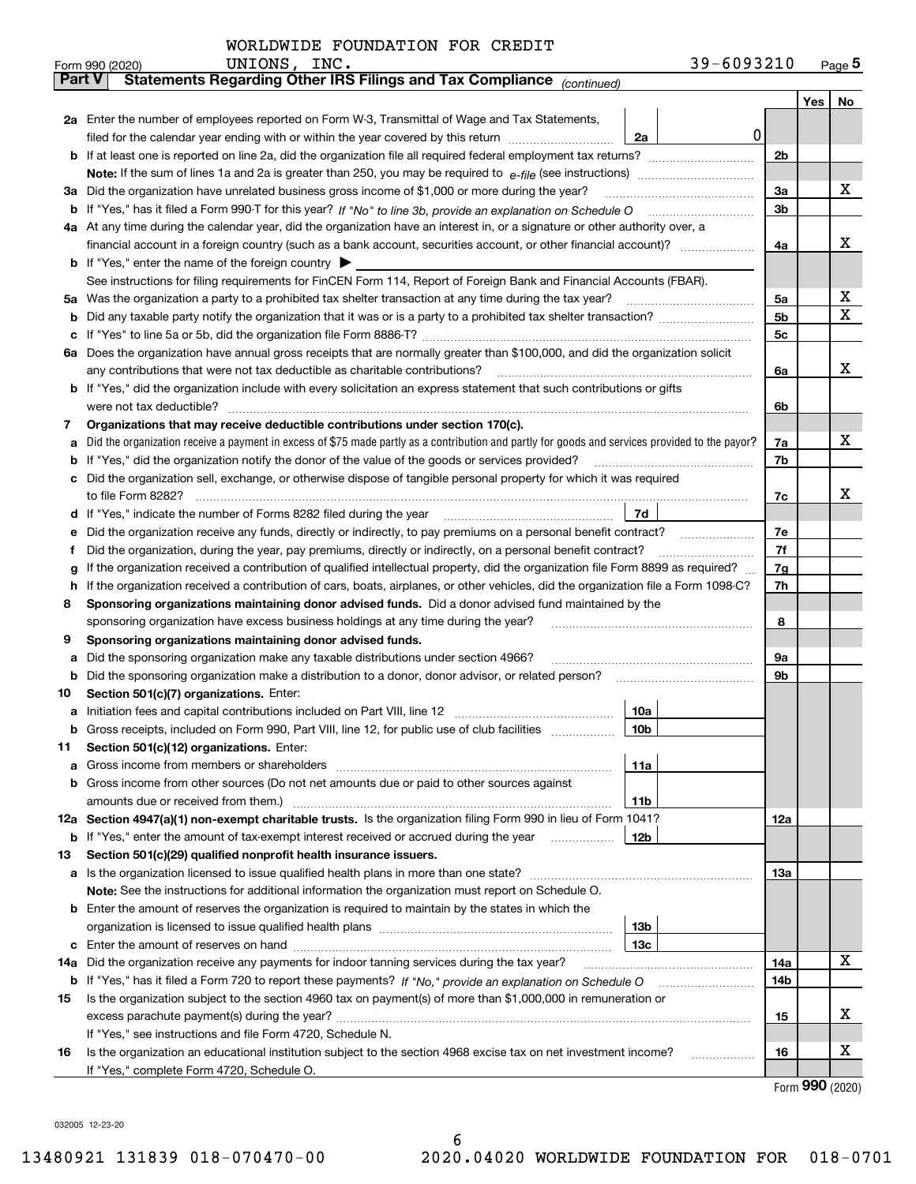WORLDWIDE FOUNDATION FOR CREDIT UNIONS, INC. 39-6093210

Form 990 (2020) Page 5

**Part V Statements Regarding Other IRS Filings and Tax Compliance** *(continued)*

| | | | | Yes | No |
|---|---|---|---|---|---|
| **2a** | Enter the number of employees reported on Form W-3, Transmittal of Wage and Tax Statements, filed for the calendar year ending with or within the year covered by this return | 2a | 0 | | |
| **b** | If at least one is reported on line 2a, did the organization file all required federal employment tax returns? | | 2b | | |
| | **Note:** If the sum of lines 1a and 2a is greater than 250, you may be required to *e-file* (see instructions) | | | | |
| **3a** | Did the organization have unrelated business gross income of $1,000 or more during the year? | | 3a | | X |
| **b** | If "Yes," has it filed a Form 990-T for this year? *If "No" to line 3b, provide an explanation on Schedule O* | | 3b | | |
| **4a** | At any time during the calendar year, did the organization have an interest in, or a signature or other authority over, a financial account in a foreign country (such as a bank account, securities account, or other financial account)? | | 4a | | X |
| **b** | If "Yes," enter the name of the foreign country ▶ | | | | |
| | See instructions for filing requirements for FinCEN Form 114, Report of Foreign Bank and Financial Accounts (FBAR). | | | | |
| **5a** | Was the organization a party to a prohibited tax shelter transaction at any time during the tax year? | | 5a | | X |
| **b** | Did any taxable party notify the organization that it was or is a party to a prohibited tax shelter transaction? | | 5b | | X |
| **c** | If "Yes" to line 5a or 5b, did the organization file Form 8886-T? | | 5c | | |
| **6a** | Does the organization have annual gross receipts that are normally greater than $100,000, and did the organization solicit any contributions that were not tax deductible as charitable contributions? | | 6a | | X |
| **b** | If "Yes," did the organization include with every solicitation an express statement that such contributions or gifts were not tax deductible? | | 6b | | |
| **7** | **Organizations that may receive deductible contributions under section 170(c).** | | | | |
| **a** | Did the organization receive a payment in excess of $75 made partly as a contribution and partly for goods and services provided to the payor? | | 7a | | X |
| **b** | If "Yes," did the organization notify the donor of the value of the goods or services provided? | | 7b | | |
| **c** | Did the organization sell, exchange, or otherwise dispose of tangible personal property for which it was required to file Form 8282? | | 7c | | X |
| **d** | If "Yes," indicate the number of Forms 8282 filed during the year | 7d | | | |
| **e** | Did the organization receive any funds, directly or indirectly, to pay premiums on a personal benefit contract? | | 7e | | |
| **f** | Did the organization, during the year, pay premiums, directly or indirectly, on a personal benefit contract? | | 7f | | |
| **g** | If the organization received a contribution of qualified intellectual property, did the organization file Form 8899 as required? | | 7g | | |
| **h** | If the organization received a contribution of cars, boats, airplanes, or other vehicles, did the organization file a Form 1098-C? | | 7h | | |
| **8** | **Sponsoring organizations maintaining donor advised funds.** Did a donor advised fund maintained by the sponsoring organization have excess business holdings at any time during the year? | | 8 | | |
| **9** | **Sponsoring organizations maintaining donor advised funds.** | | | | |
| **a** | Did the sponsoring organization make any taxable distributions under section 4966? | | 9a | | |
| **b** | Did the sponsoring organization make a distribution to a donor, donor advisor, or related person? | | 9b | | |
| **10** | **Section 501(c)(7) organizations.** Enter: | | | | |
| **a** | Initiation fees and capital contributions included on Part VIII, line 12 | 10a | | | |
| **b** | Gross receipts, included on Form 990, Part VIII, line 12, for public use of club facilities | 10b | | | |
| **11** | **Section 501(c)(12) organizations.** Enter: | | | | |
| **a** | Gross income from members or shareholders | 11a | | | |
| **b** | Gross income from other sources (Do not net amounts due or paid to other sources against amounts due or received from them.) | 11b | | | |
| **12a** | **Section 4947(a)(1) non-exempt charitable trusts.** Is the organization filing Form 990 in lieu of Form 1041? | | 12a | | |
| **b** | If "Yes," enter the amount of tax-exempt interest received or accrued during the year | 12b | | | |
| **13** | **Section 501(c)(29) qualified nonprofit health insurance issuers.** | | | | |
| **a** | Is the organization licensed to issue qualified health plans in more than one state? | | 13a | | |
| | **Note:** See the instructions for additional information the organization must report on Schedule O. | | | | |
| **b** | Enter the amount of reserves the organization is required to maintain by the states in which the organization is licensed to issue qualified health plans | 13b | | | |
| **c** | Enter the amount of reserves on hand | 13c | | | |
| **14a** | Did the organization receive any payments for indoor tanning services during the tax year? | | 14a | | X |
| **b** | If "Yes," has it filed a Form 720 to report these payments? *If "No," provide an explanation on Schedule O* | | 14b | | |
| **15** | Is the organization subject to the section 4960 tax on payment(s) of more than $1,000,000 in remuneration or excess parachute payment(s) during the year? | | 15 | | X |
| | If "Yes," see instructions and file Form 4720, Schedule N. | | | | |
| **16** | Is the organization an educational institution subject to the section 4968 excise tax on net investment income? | | 16 | | X |
| | If "Yes," complete Form 4720, Schedule O. | | | | |

Form **990** (2020)

032005 12-23-20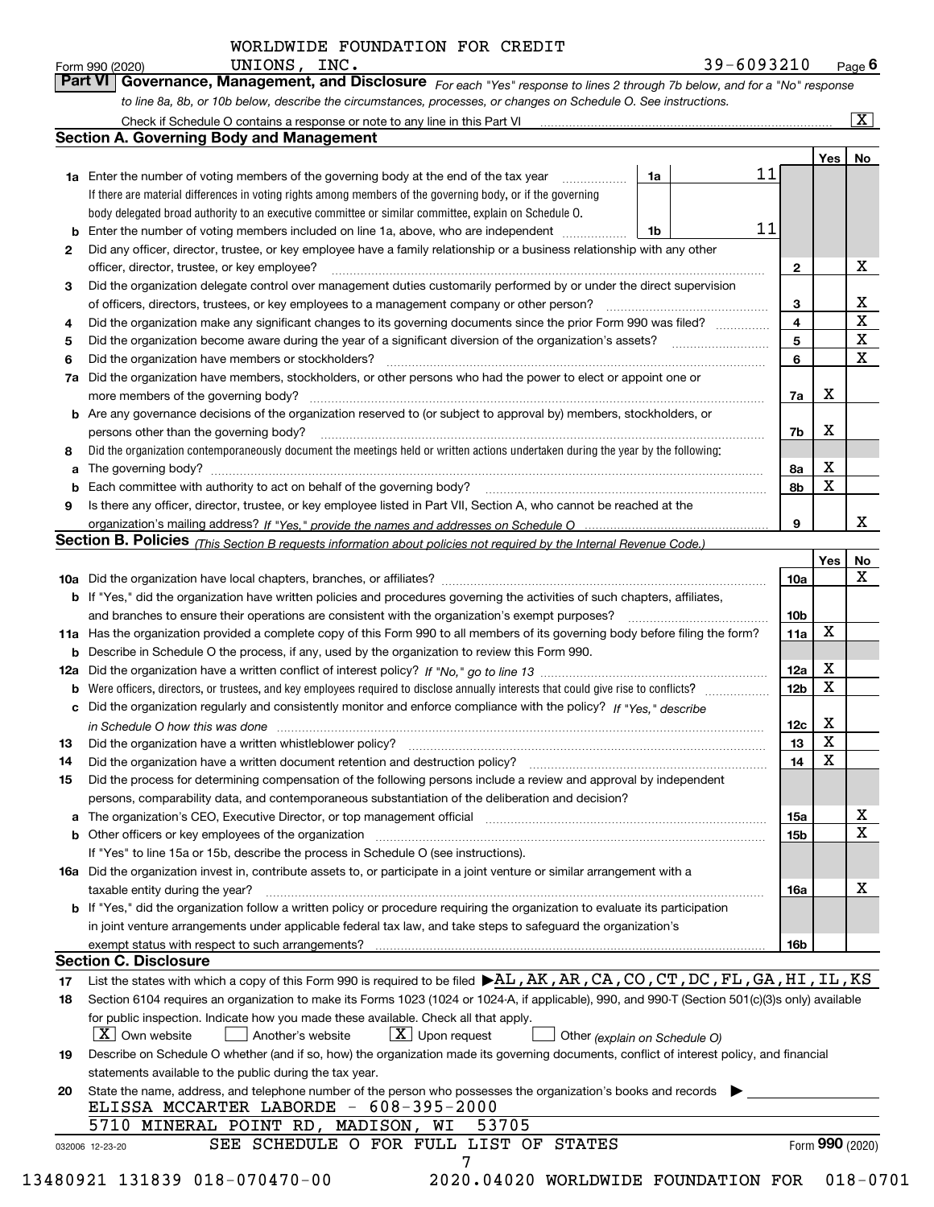WORLDWIDE FOUNDATION FOR CREDIT UNIONS, INC.

Form 990 (2020) 39-6093210 Page 6

**Part VI Governance, Management, and Disclosure** *For each "Yes" response to lines 2 through 7b below, and for a "No" response to line 8a, 8b, or 10b below, describe the circumstances, processes, or changes on Schedule O. See instructions.*

Check if Schedule O contains a response or note to any line in this Part VI [X]

## Section A. Governing Body and Management

| | | | | Yes | No |
|---|---|---|---|---|---|
| 1a | Enter the number of voting members of the governing body at the end of the tax year. If there are material differences in voting rights among members of the governing body, or if the governing body delegated broad authority to an executive committee or similar committee, explain on Schedule O. | 1a | 11 | | |
| b | Enter the number of voting members included on line 1a, above, who are independent | 1b | 11 | | |
| 2 | Did any officer, director, trustee, or key employee have a family relationship or a business relationship with any other officer, director, trustee, or key employee? | 2 | | | X |
| 3 | Did the organization delegate control over management duties customarily performed by or under the direct supervision of officers, directors, trustees, or key employees to a management company or other person? | 3 | | | X |
| 4 | Did the organization make any significant changes to its governing documents since the prior Form 990 was filed? | 4 | | | X |
| 5 | Did the organization become aware during the year of a significant diversion of the organization's assets? | 5 | | | X |
| 6 | Did the organization have members or stockholders? | 6 | | | X |
| 7a | Did the organization have members, stockholders, or other persons who had the power to elect or appoint one or more members of the governing body? | 7a | | X | |
| b | Are any governance decisions of the organization reserved to (or subject to approval by) members, stockholders, or persons other than the governing body? | 7b | | X | |
| 8 | Did the organization contemporaneously document the meetings held or written actions undertaken during the year by the following: | | | | |
| a | The governing body? | 8a | | X | |
| b | Each committee with authority to act on behalf of the governing body? | 8b | | X | |
| 9 | Is there any officer, director, trustee, or key employee listed in Part VII, Section A, who cannot be reached at the organization's mailing address? *If "Yes," provide the names and addresses on Schedule O* | 9 | | | X |

## Section B. Policies *(This Section B requests information about policies not required by the Internal Revenue Code.)*

| | | | Yes | No |
|---|---|---|---|---|
| 10a | Did the organization have local chapters, branches, or affiliates? | 10a | | X |
| b | If "Yes," did the organization have written policies and procedures governing the activities of such chapters, affiliates, and branches to ensure their operations are consistent with the organization's exempt purposes? | 10b | | |
| 11a | Has the organization provided a complete copy of this Form 990 to all members of its governing body before filing the form? | 11a | X | |
| b | Describe in Schedule O the process, if any, used by the organization to review this Form 990. | | | |
| 12a | Did the organization have a written conflict of interest policy? *If "No," go to line 13* | 12a | X | |
| b | Were officers, directors, or trustees, and key employees required to disclose annually interests that could give rise to conflicts? | 12b | X | |
| c | Did the organization regularly and consistently monitor and enforce compliance with the policy? *If "Yes," describe in Schedule O how this was done* | 12c | X | |
| 13 | Did the organization have a written whistleblower policy? | 13 | X | |
| 14 | Did the organization have a written document retention and destruction policy? | 14 | X | |
| 15 | Did the process for determining compensation of the following persons include a review and approval by independent persons, comparability data, and contemporaneous substantiation of the deliberation and decision? | | | |
| a | The organization's CEO, Executive Director, or top management official | 15a | | X |
| b | Other officers or key employees of the organization | 15b | | X |
| | If "Yes" to line 15a or 15b, describe the process in Schedule O (see instructions). | | | |
| 16a | Did the organization invest in, contribute assets to, or participate in a joint venture or similar arrangement with a taxable entity during the year? | 16a | | X |
| b | If "Yes," did the organization follow a written policy or procedure requiring the organization to evaluate its participation in joint venture arrangements under applicable federal tax law, and take steps to safeguard the organization's exempt status with respect to such arrangements? | 16b | | |

## Section C. Disclosure

17 List the states with which a copy of this Form 990 is required to be filed ▶ AL,AK,AR,CA,CO,CT,DC,FL,GA,HI,IL,KS

18 Section 6104 requires an organization to make its Forms 1023 (1024 or 1024-A, if applicable), 990, and 990-T (Section 501(c)(3)s only) available for public inspection. Indicate how you made these available. Check all that apply.

[X] Own website [ ] Another's website [X] Upon request [ ] Other *(explain on Schedule O)*

19 Describe on Schedule O whether (and if so, how) the organization made its governing documents, conflict of interest policy, and financial statements available to the public during the tax year.

20 State the name, address, and telephone number of the person who possesses the organization's books and records ▶

ELISSA MCCARTER LABORDE - 608-395-2000
5710 MINERAL POINT RD, MADISON, WI 53705

SEE SCHEDULE O FOR FULL LIST OF STATES

032006 12-23-20 Form 990 (2020)

13480921 131839 018-070470-00 2020.04020 WORLDWIDE FOUNDATION FOR 018-0701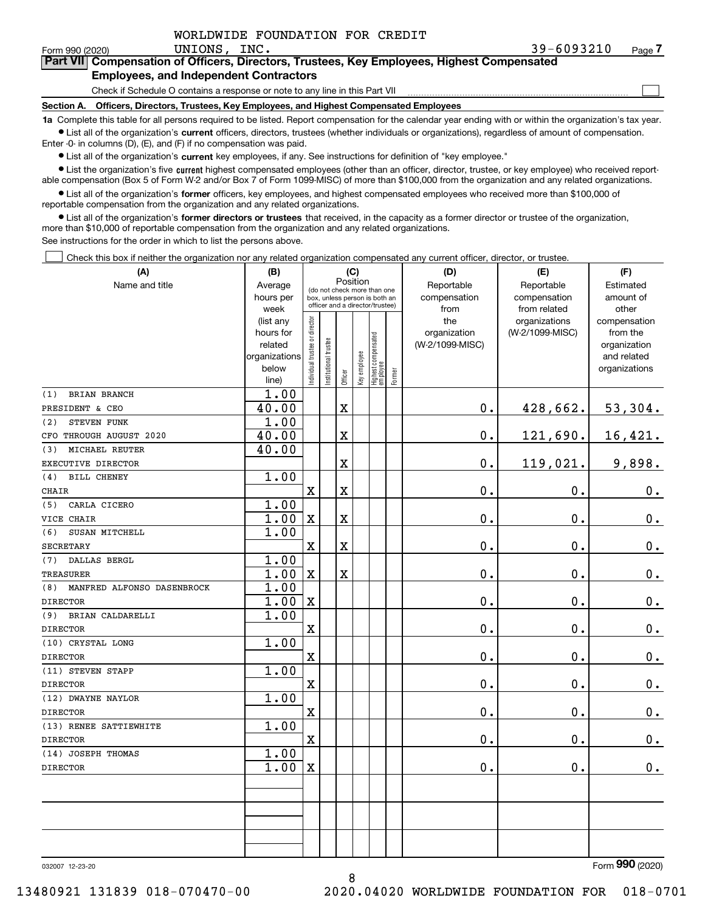WORLDWIDE FOUNDATION FOR CREDIT UNIONS, INC.

Form 990 (2020) 39-6093210 Page 7

## Part VII Compensation of Officers, Directors, Trustees, Key Employees, Highest Compensated Employees, and Independent Contractors

Check if Schedule O contains a response or note to any line in this Part VII ☐

**Section A. Officers, Directors, Trustees, Key Employees, and Highest Compensated Employees**

**1a** Complete this table for all persons required to be listed. Report compensation for the calendar year ending with or within the organization's tax year.

- List all of the organization's **current** officers, directors, trustees (whether individuals or organizations), regardless of amount of compensation. Enter -0- in columns (D), (E), and (F) if no compensation was paid.
- List all of the organization's **current** key employees, if any. See instructions for definition of "key employee."
- List the organization's five **current** highest compensated employees (other than an officer, director, trustee, or key employee) who received reportable compensation (Box 5 of Form W-2 and/or Box 7 of Form 1099-MISC) of more than $100,000 from the organization and any related organizations.
- List all of the organization's **former** officers, key employees, and highest compensated employees who received more than $100,000 of reportable compensation from the organization and any related organizations.
- List all of the organization's **former directors or trustees** that received, in the capacity as a former director or trustee of the organization, more than $10,000 of reportable compensation from the organization and any related organizations.

See instructions for the order in which to list the persons above.

☐ Check this box if neither the organization nor any related organization compensated any current officer, director, or trustee.

| (A) Name and title | (B) Average hours per week (list any hours for related organizations below line) | (C) Position: Individual trustee or director | Institutional trustee | Officer | Key employee | Highest compensated employee | Former | (D) Reportable compensation from the organization (W-2/1099-MISC) | (E) Reportable compensation from related organizations (W-2/1099-MISC) | (F) Estimated amount of other compensation from the organization and related organizations |
|---|---|---|---|---|---|---|---|---|---|---|
| (1) BRIAN BRANCH<br>PRESIDENT & CEO | 1.00<br>40.00 | | | X | | | | 0. | 428,662. | 53,304. |
| (2) STEVEN FUNK<br>CFO THROUGH AUGUST 2020 | 1.00<br>40.00 | | | X | | | | 0. | 121,690. | 16,421. |
| (3) MICHAEL REUTER<br>EXECUTIVE DIRECTOR | 40.00 | | | X | | | | 0. | 119,021. | 9,898. |
| (4) BILL CHENEY<br>CHAIR | 1.00 | X | | X | | | | 0. | 0. | 0. |
| (5) CARLA CICERO<br>VICE CHAIR | 1.00<br>1.00 | X | | X | | | | 0. | 0. | 0. |
| (6) SUSAN MITCHELL<br>SECRETARY | 1.00 | X | | X | | | | 0. | 0. | 0. |
| (7) DALLAS BERGL<br>TREASURER | 1.00<br>1.00 | X | | X | | | | 0. | 0. | 0. |
| (8) MANFRED ALFONSO DASENBROCK<br>DIRECTOR | 1.00<br>1.00 | X | | | | | | 0. | 0. | 0. |
| (9) BRIAN CALDARELLI<br>DIRECTOR | 1.00 | X | | | | | | 0. | 0. | 0. |
| (10) CRYSTAL LONG<br>DIRECTOR | 1.00 | X | | | | | | 0. | 0. | 0. |
| (11) STEVEN STAPP<br>DIRECTOR | 1.00 | X | | | | | | 0. | 0. | 0. |
| (12) DWAYNE NAYLOR<br>DIRECTOR | 1.00 | X | | | | | | 0. | 0. | 0. |
| (13) RENEE SATTIEWHITE<br>DIRECTOR | 1.00 | X | | | | | | 0. | 0. | 0. |
| (14) JOSEPH THOMAS<br>DIRECTOR | 1.00<br>1.00 | X | | | | | | 0. | 0. | 0. |

Form **990** (2020)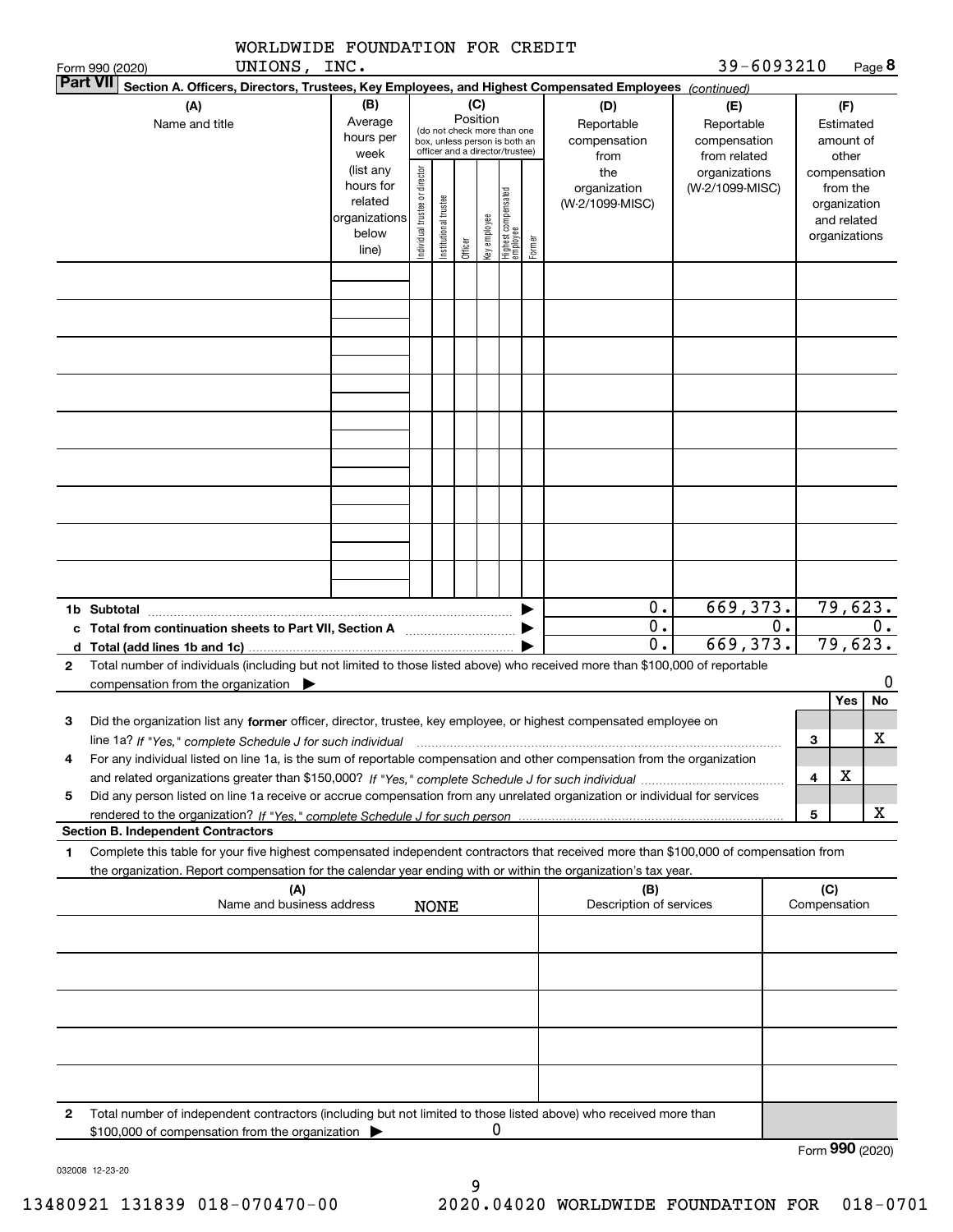WORLDWIDE FOUNDATION FOR CREDIT UNIONS, INC.

Form 990 (2020) 39-6093210 Page **8**

**Part VII** Section A. Officers, Directors, Trustees, Key Employees, and Highest Compensated Employees *(continued)*

| (A) Name and title | (B) Average hours per week (list any hours for related organizations below line) | (C) Position: Individual trustee or director | Institutional trustee | Officer | Key employee | Highest compensated employee | Former | (D) Reportable compensation from the organization (W-2/1099-MISC) | (E) Reportable compensation from related organizations (W-2/1099-MISC) | (F) Estimated amount of other compensation from the organization and related organizations |
|---|---|---|---|---|---|---|---|---|---|---|
| | | | | | | | | | | |
| | | | | | | | | | | |
| | | | | | | | | | | |
| | | | | | | | | | | |
| | | | | | | | | | | |
| | | | | | | | | | | |
| | | | | | | | | | | |
| | | | | | | | | | | |
| | | | | | | | | | | |
| **1b Subtotal** | | | | | | | | 0. | 669,373. | 79,623. |
| **c Total from continuation sheets to Part VII, Section A** | | | | | | | | 0. | 0. | 0. |
| **d Total (add lines 1b and 1c)** | | | | | | | | 0. | 669,373. | 79,623. |

**2** Total number of individuals (including but not limited to those listed above) who received more than $100,000 of reportable compensation from the organization ▶ 0

| | | | Yes | No |
|---|---|---|---|---|
| **3** | Did the organization list any **former** officer, director, trustee, key employee, or highest compensated employee on line 1a? *If "Yes," complete Schedule J for such individual* | 3 | | X |
| **4** | For any individual listed on line 1a, is the sum of reportable compensation and other compensation from the organization and related organizations greater than $150,000? *If "Yes," complete Schedule J for such individual* | 4 | X | |
| **5** | Did any person listed on line 1a receive or accrue compensation from any unrelated organization or individual for services rendered to the organization? *If "Yes," complete Schedule J for such person* | 5 | | X |

**Section B. Independent Contractors**

**1** Complete this table for your five highest compensated independent contractors that received more than $100,000 of compensation from the organization. Report compensation for the calendar year ending with or within the organization's tax year.

| (A) Name and business address | (B) Description of services | (C) Compensation |
|---|---|---|
| NONE | | |
| | | |
| | | |
| | | |
| | | |

**2** Total number of independent contractors (including but not limited to those listed above) who received more than $100,000 of compensation from the organization ▶ 0

Form **990** (2020)

032008 12-23-20

13480921 131839 018-070470-00 2020.04020 WORLDWIDE FOUNDATION FOR 018-0701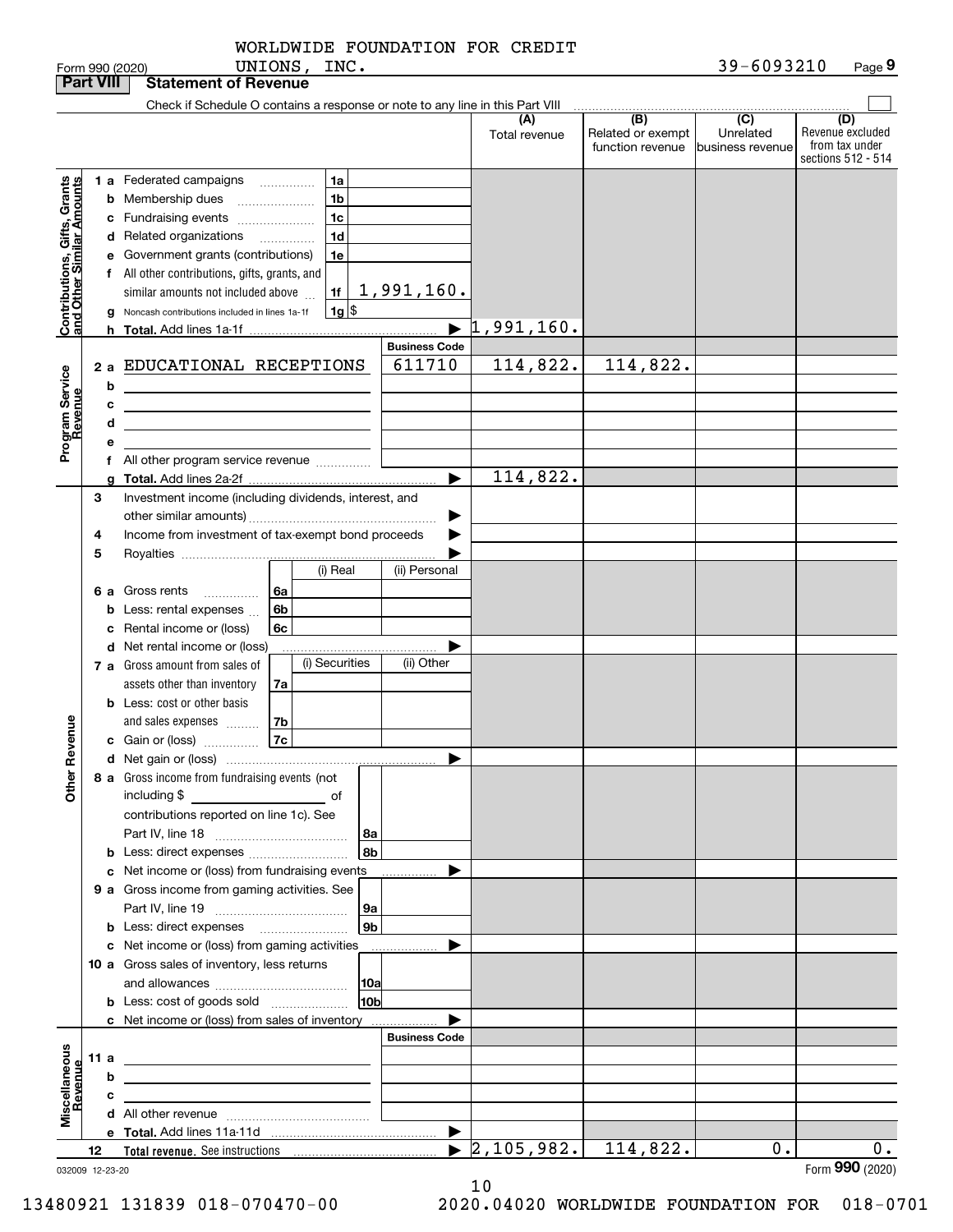Form 990 (2020) WORLDWIDE FOUNDATION FOR CREDIT UNIONS, INC. 39-6093210 Page 9

**Part VIII Statement of Revenue**

Check if Schedule O contains a response or note to any line in this Part VIII

| | | | (A) Total revenue | (B) Related or exempt function revenue | (C) Unrelated business revenue | (D) Revenue excluded from tax under sections 512 - 514 |
|---|---|---|---|---|---|---|
| **Contributions, Gifts, Grants and Other Similar Amounts** | | | | | | |
| 1 a | Federated campaigns | 1a | | | | |
| b | Membership dues | 1b | | | | |
| c | Fundraising events | 1c | | | | |
| d | Related organizations | 1d | | | | |
| e | Government grants (contributions) | 1e | | | | |
| f | All other contributions, gifts, grants, and similar amounts not included above | 1f 1,991,160. | | | | |
| g | Noncash contributions included in lines 1a-1f | 1g $ | | | | |
| h | **Total.** Add lines 1a-1f | | 1,991,160. | | | |
| **Program Service Revenue** | | Business Code | | | | |
| 2 a | EDUCATIONAL RECEPTIONS | 611710 | 114,822. | 114,822. | | |
| b | | | | | | |
| c | | | | | | |
| d | | | | | | |
| e | | | | | | |
| f | All other program service revenue | | | | | |
| g | **Total.** Add lines 2a-2f | | 114,822. | | | |
| **Other Revenue** | | | | | | |
| 3 | Investment income (including dividends, interest, and other similar amounts) | | | | | |
| 4 | Income from investment of tax-exempt bond proceeds | | | | | |
| 5 | Royalties | | | | | |
| | | (i) Real / (ii) Personal | | | | |
| 6 a | Gross rents | 6a | | | | |
| b | Less: rental expenses | 6b | | | | |
| c | Rental income or (loss) | 6c | | | | |
| d | Net rental income or (loss) | | | | | |
| | | (i) Securities / (ii) Other | | | | |
| 7 a | Gross amount from sales of assets other than inventory | 7a | | | | |
| b | Less: cost or other basis and sales expenses | 7b | | | | |
| c | Gain or (loss) | 7c | | | | |
| d | Net gain or (loss) | | | | | |
| 8 a | Gross income from fundraising events (not including $ of contributions reported on line 1c). See Part IV, line 18 | 8a | | | | |
| b | Less: direct expenses | 8b | | | | |
| c | Net income or (loss) from fundraising events | | | | | |
| 9 a | Gross income from gaming activities. See Part IV, line 19 | 9a | | | | |
| b | Less: direct expenses | 9b | | | | |
| c | Net income or (loss) from gaming activities | | | | | |
| 10 a | Gross sales of inventory, less returns and allowances | 10a | | | | |
| b | Less: cost of goods sold | 10b | | | | |
| c | Net income or (loss) from sales of inventory | | | | | |
| **Miscellaneous Revenue** | | Business Code | | | | |
| 11 a | | | | | | |
| b | | | | | | |
| c | | | | | | |
| d | All other revenue | | | | | |
| e | **Total.** Add lines 11a-11d | | | | | |
| 12 | **Total revenue.** See instructions | | 2,105,982. | 114,822. | 0. | 0. |

032009 12-23-20

Form **990** (2020)

13480921 131839 018-070470-00 2020.04020 WORLDWIDE FOUNDATION FOR 018-0701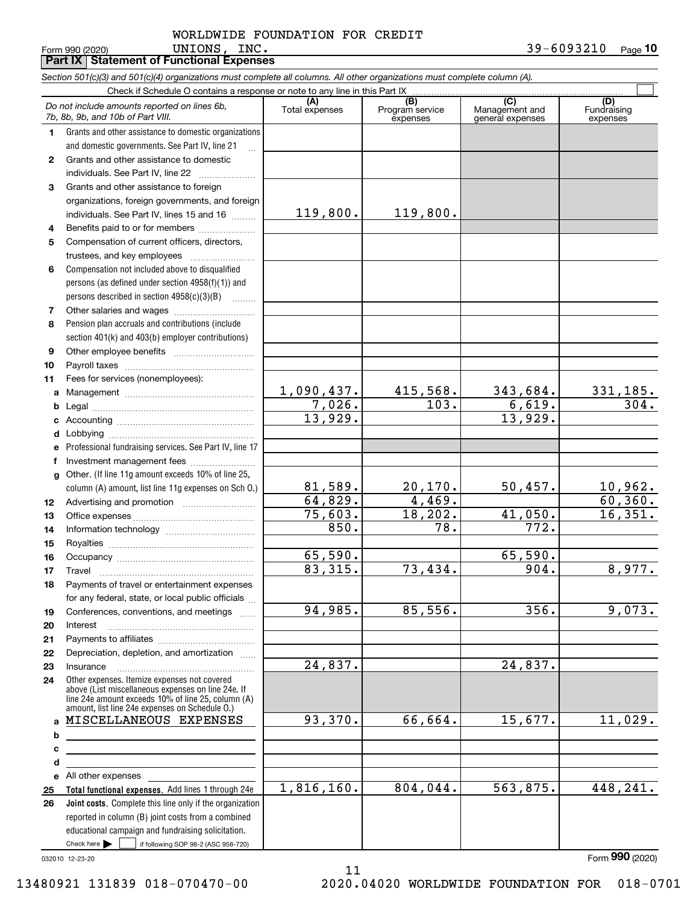WORLDWIDE FOUNDATION FOR CREDIT UNIONS, INC.

Form 990 (2020) 39-6093210 Page **10**

**Part IX | Statement of Functional Expenses**

*Section 501(c)(3) and 501(c)(4) organizations must complete all columns. All other organizations must complete column (A).*

Check if Schedule O contains a response or note to any line in this Part IX ☐

| | *Do not include amounts reported on lines 6b, 7b, 8b, 9b, and 10b of Part VIII.* | (A) Total expenses | (B) Program service expenses | (C) Management and general expenses | (D) Fundraising expenses |
|---|---|---|---|---|---|
| **1** | Grants and other assistance to domestic organizations and domestic governments. See Part IV, line 21 | | | | |
| **2** | Grants and other assistance to domestic individuals. See Part IV, line 22 | | | | |
| **3** | Grants and other assistance to foreign organizations, foreign governments, and foreign individuals. See Part IV, lines 15 and 16 | 119,800. | 119,800. | | |
| **4** | Benefits paid to or for members | | | | |
| **5** | Compensation of current officers, directors, trustees, and key employees | | | | |
| **6** | Compensation not included above to disqualified persons (as defined under section 4958(f)(1)) and persons described in section 4958(c)(3)(B) | | | | |
| **7** | Other salaries and wages | | | | |
| **8** | Pension plan accruals and contributions (include section 401(k) and 403(b) employer contributions) | | | | |
| **9** | Other employee benefits | | | | |
| **10** | Payroll taxes | | | | |
| **11** | Fees for services (nonemployees): | | | | |
| **a** | Management | 1,090,437. | 415,568. | 343,684. | 331,185. |
| **b** | Legal | 7,026. | 103. | 6,619. | 304. |
| **c** | Accounting | 13,929. | | 13,929. | |
| **d** | Lobbying | | | | |
| **e** | Professional fundraising services. See Part IV, line 17 | | | | |
| **f** | Investment management fees | | | | |
| **g** | Other. (If line 11g amount exceeds 10% of line 25, column (A) amount, list line 11g expenses on Sch O.) | 81,589. | 20,170. | 50,457. | 10,962. |
| **12** | Advertising and promotion | 64,829. | 4,469. | | 60,360. |
| **13** | Office expenses | 75,603. | 18,202. | 41,050. | 16,351. |
| **14** | Information technology | 850. | 78. | 772. | |
| **15** | Royalties | | | | |
| **16** | Occupancy | 65,590. | | 65,590. | |
| **17** | Travel | 83,315. | 73,434. | 904. | 8,977. |
| **18** | Payments of travel or entertainment expenses for any federal, state, or local public officials | | | | |
| **19** | Conferences, conventions, and meetings | 94,985. | 85,556. | 356. | 9,073. |
| **20** | Interest | | | | |
| **21** | Payments to affiliates | | | | |
| **22** | Depreciation, depletion, and amortization | | | | |
| **23** | Insurance | 24,837. | | 24,837. | |
| **24** | Other expenses. Itemize expenses not covered above (List miscellaneous expenses on line 24e. If line 24e amount exceeds 10% of line 25, column (A) amount, list line 24e expenses on Schedule O.) | | | | |
| **a** | MISCELLANEOUS EXPENSES | 93,370. | 66,664. | 15,677. | 11,029. |
| **b** | | | | | |
| **c** | | | | | |
| **d** | | | | | |
| **e** | All other expenses | | | | |
| **25** | **Total functional expenses.** Add lines 1 through 24e | 1,816,160. | 804,044. | 563,875. | 448,241. |
| **26** | **Joint costs.** Complete this line only if the organization reported in column (B) joint costs from a combined educational campaign and fundraising solicitation. Check here ☐ if following SOP 98-2 (ASC 958-720) | | | | |

032010 12-23-20

Form **990** (2020)

13480921 131839 018-070470-00 2020.04020 WORLDWIDE FOUNDATION FOR 018-0701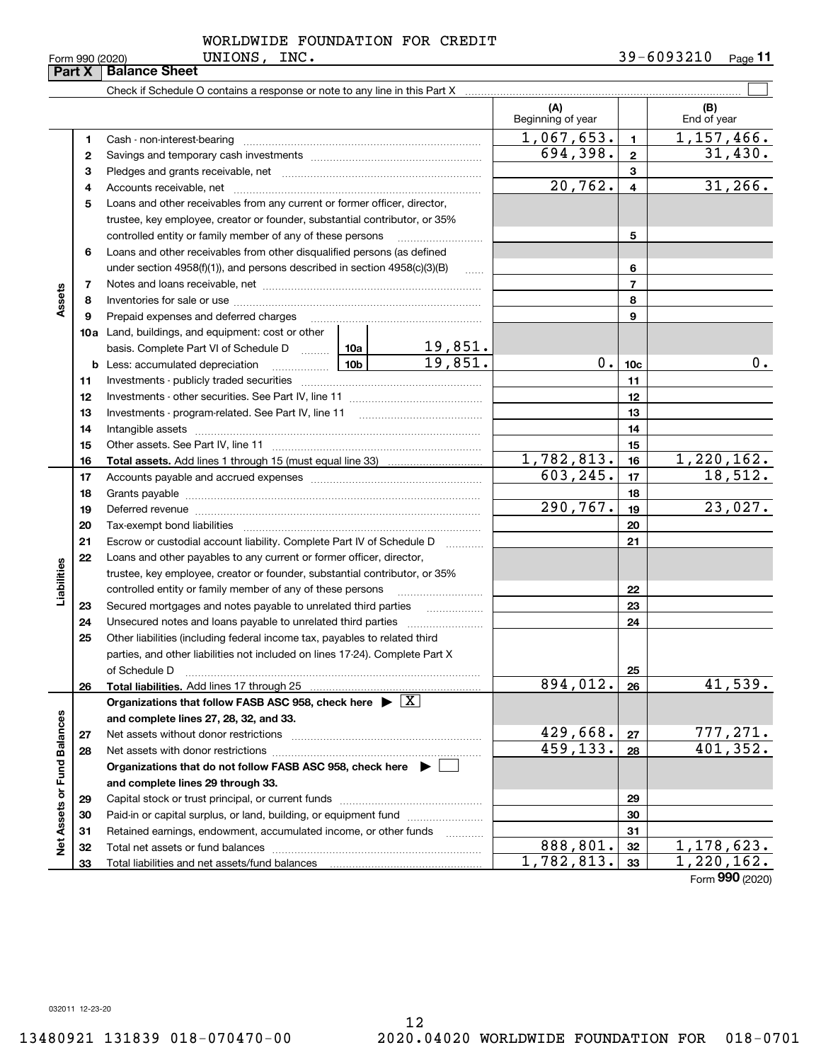Form 990 (2020) WORLDWIDE FOUNDATION FOR CREDIT UNIONS, INC. 39-6093210

## Part X Balance Sheet

Check if Schedule O contains a response or note to any line in this Part X

| | | Description | | | (A) Beginning of year | | (B) End of year |
|---|---|---|---|---|---|---|---|
| Assets | 1 | Cash - non-interest-bearing | | | 1,067,653. | 1 | 1,157,466. |
| | 2 | Savings and temporary cash investments | | | 694,398. | 2 | 31,430. |
| | 3 | Pledges and grants receivable, net | | | | 3 | |
| | 4 | Accounts receivable, net | | | 20,762. | 4 | 31,266. |
| | 5 | Loans and other receivables from any current or former officer, director, trustee, key employee, creator or founder, substantial contributor, or 35% controlled entity or family member of any of these persons | | | | 5 | |
| | 6 | Loans and other receivables from other disqualified persons (as defined under section 4958(f)(1)), and persons described in section 4958(c)(3)(B) | | | | 6 | |
| | 7 | Notes and loans receivable, net | | | | 7 | |
| | 8 | Inventories for sale or use | | | | 8 | |
| | 9 | Prepaid expenses and deferred charges | | | | 9 | |
| | 10a | Land, buildings, and equipment: cost or other basis. Complete Part VI of Schedule D | 10a | 19,851. | | | |
| | b | Less: accumulated depreciation | 10b | 19,851. | 0. | 10c | 0. |
| | 11 | Investments - publicly traded securities | | | | 11 | |
| | 12 | Investments - other securities. See Part IV, line 11 | | | | 12 | |
| | 13 | Investments - program-related. See Part IV, line 11 | | | | 13 | |
| | 14 | Intangible assets | | | | 14 | |
| | 15 | Other assets. See Part IV, line 11 | | | | 15 | |
| | 16 | **Total assets.** Add lines 1 through 15 (must equal line 33) | | | 1,782,813. | 16 | 1,220,162. |
| Liabilities | 17 | Accounts payable and accrued expenses | | | 603,245. | 17 | 18,512. |
| | 18 | Grants payable | | | | 18 | |
| | 19 | Deferred revenue | | | 290,767. | 19 | 23,027. |
| | 20 | Tax-exempt bond liabilities | | | | 20 | |
| | 21 | Escrow or custodial account liability. Complete Part IV of Schedule D | | | | 21 | |
| | 22 | Loans and other payables to any current or former officer, director, trustee, key employee, creator or founder, substantial contributor, or 35% controlled entity or family member of any of these persons | | | | 22 | |
| | 23 | Secured mortgages and notes payable to unrelated third parties | | | | 23 | |
| | 24 | Unsecured notes and loans payable to unrelated third parties | | | | 24 | |
| | 25 | Other liabilities (including federal income tax, payables to related third parties, and other liabilities not included on lines 17-24). Complete Part X of Schedule D | | | | 25 | |
| | 26 | **Total liabilities.** Add lines 17 through 25 | | | 894,012. | 26 | 41,539. |
| Net Assets or Fund Balances | | **Organizations that follow FASB ASC 958, check here** ▶ [X] **and complete lines 27, 28, 32, and 33.** | | | | | |
| | 27 | Net assets without donor restrictions | | | 429,668. | 27 | 777,271. |
| | 28 | Net assets with donor restrictions | | | 459,133. | 28 | 401,352. |
| | | **Organizations that do not follow FASB ASC 958, check here** ▶ [ ] **and complete lines 29 through 33.** | | | | | |
| | 29 | Capital stock or trust principal, or current funds | | | | 29 | |
| | 30 | Paid-in or capital surplus, or land, building, or equipment fund | | | | 30 | |
| | 31 | Retained earnings, endowment, accumulated income, or other funds | | | | 31 | |
| | 32 | Total net assets or fund balances | | | 888,801. | 32 | 1,178,623. |
| | 33 | Total liabilities and net assets/fund balances | | | 1,782,813. | 33 | 1,220,162. |

Form **990** (2020)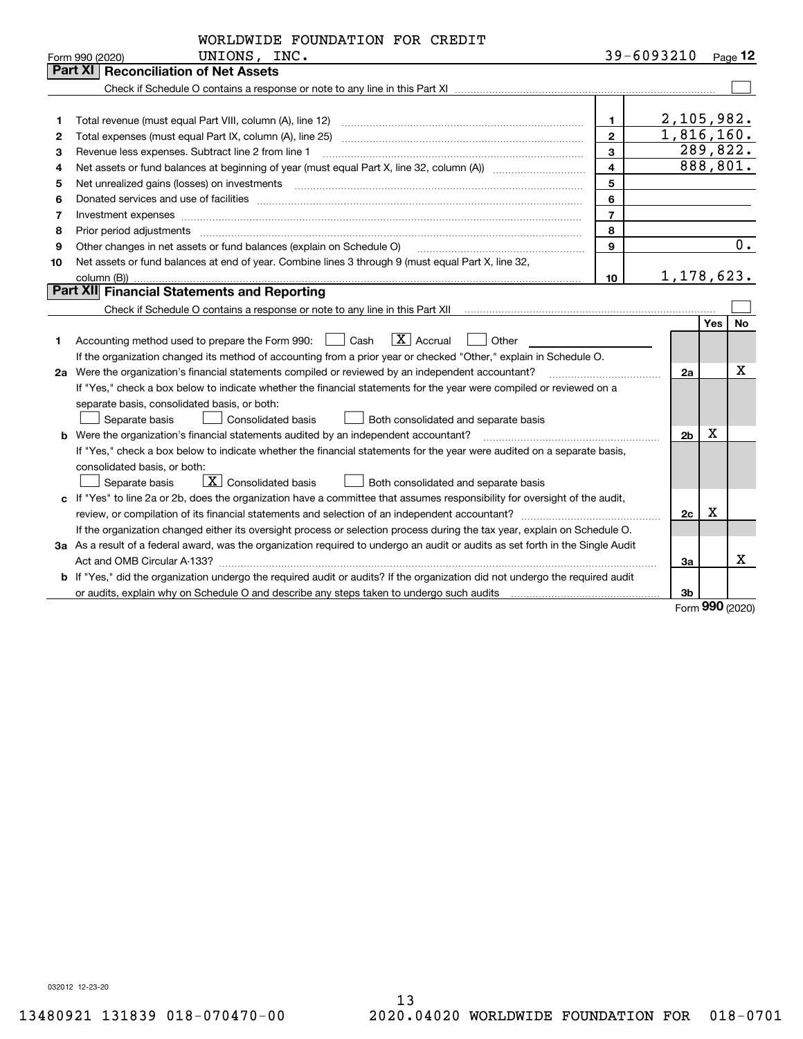WORLDWIDE FOUNDATION FOR CREDIT UNIONS, INC. 39-6093210

Form 990 (2020)

## Part XI Reconciliation of Net Assets

Check if Schedule O contains a response or note to any line in this Part XI ☐

| | | | |
|---|---|---|---|
| 1 | Total revenue (must equal Part VIII, column (A), line 12) | 1 | 2,105,982. |
| 2 | Total expenses (must equal Part IX, column (A), line 25) | 2 | 1,816,160. |
| 3 | Revenue less expenses. Subtract line 2 from line 1 | 3 | 289,822. |
| 4 | Net assets or fund balances at beginning of year (must equal Part X, line 32, column (A)) | 4 | 888,801. |
| 5 | Net unrealized gains (losses) on investments | 5 | |
| 6 | Donated services and use of facilities | 6 | |
| 7 | Investment expenses | 7 | |
| 8 | Prior period adjustments | 8 | |
| 9 | Other changes in net assets or fund balances (explain on Schedule O) | 9 | 0. |
| 10 | Net assets or fund balances at end of year. Combine lines 3 through 9 (must equal Part X, line 32, column (B)) | 10 | 1,178,623. |

## Part XII Financial Statements and Reporting

Check if Schedule O contains a response or note to any line in this Part XII ☐

| | | | Yes | No |
|---|---|---|---|---|
| 1 | Accounting method used to prepare the Form 990: ☐ Cash ☒ Accrual ☐ Other<br>If the organization changed its method of accounting from a prior year or checked "Other," explain in Schedule O. | | | |
| 2a | Were the organization's financial statements compiled or reviewed by an independent accountant?<br>If "Yes," check a box below to indicate whether the financial statements for the year were compiled or reviewed on a separate basis, consolidated basis, or both:<br>☐ Separate basis ☐ Consolidated basis ☐ Both consolidated and separate basis | 2a | | X |
| b | Were the organization's financial statements audited by an independent accountant?<br>If "Yes," check a box below to indicate whether the financial statements for the year were audited on a separate basis, consolidated basis, or both:<br>☐ Separate basis ☒ Consolidated basis ☐ Both consolidated and separate basis | 2b | X | |
| c | If "Yes" to line 2a or 2b, does the organization have a committee that assumes responsibility for oversight of the audit, review, or compilation of its financial statements and selection of an independent accountant?<br>If the organization changed either its oversight process or selection process during the tax year, explain on Schedule O. | 2c | X | |
| 3a | As a result of a federal award, was the organization required to undergo an audit or audits as set forth in the Single Audit Act and OMB Circular A-133? | 3a | | X |
| b | If "Yes," did the organization undergo the required audit or audits? If the organization did not undergo the required audit or audits, explain why on Schedule O and describe any steps taken to undergo such audits | 3b | | |

Form 990 (2020)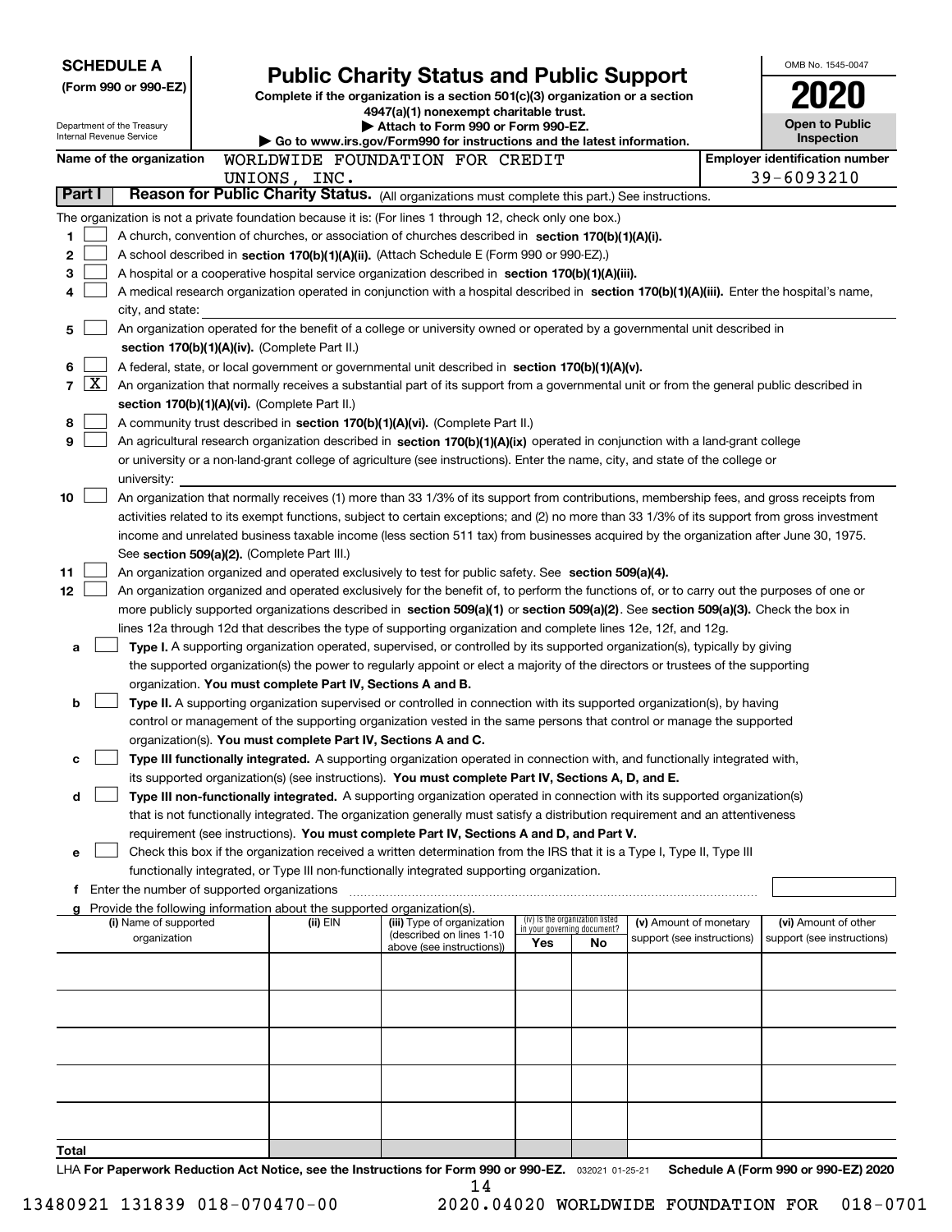**SCHEDULE A**
**(Form 990 or 990-EZ)**

Department of the Treasury
Internal Revenue Service

# Public Charity Status and Public Support

**Complete if the organization is a section 501(c)(3) organization or a section 4947(a)(1) nonexempt charitable trust.**
**▶ Attach to Form 990 or Form 990-EZ.**
**▶ Go to www.irs.gov/Form990 for instructions and the latest information.**

OMB No. 1545-0047
**2020**
**Open to Public Inspection**

**Name of the organization** WORLDWIDE FOUNDATION FOR CREDIT UNIONS, INC.
**Employer identification number** 39-6093210

**Part I | Reason for Public Charity Status.** (All organizations must complete this part.) See instructions.

The organization is not a private foundation because it is: (For lines 1 through 12, check only one box.)

1. ☐ A church, convention of churches, or association of churches described in **section 170(b)(1)(A)(i).**
2. ☐ A school described in **section 170(b)(1)(A)(ii).** (Attach Schedule E (Form 990 or 990-EZ).)
3. ☐ A hospital or a cooperative hospital service organization described in **section 170(b)(1)(A)(iii).**
4. ☐ A medical research organization operated in conjunction with a hospital described in **section 170(b)(1)(A)(iii).** Enter the hospital's name, city, and state:
5. ☐ An organization operated for the benefit of a college or university owned or operated by a governmental unit described in **section 170(b)(1)(A)(iv).** (Complete Part II.)
6. ☐ A federal, state, or local government or governmental unit described in **section 170(b)(1)(A)(v).**
7. ☒ An organization that normally receives a substantial part of its support from a governmental unit or from the general public described in **section 170(b)(1)(A)(vi).** (Complete Part II.)
8. ☐ A community trust described in **section 170(b)(1)(A)(vi).** (Complete Part II.)
9. ☐ An agricultural research organization described in **section 170(b)(1)(A)(ix)** operated in conjunction with a land-grant college or university or a non-land-grant college of agriculture (see instructions). Enter the name, city, and state of the college or university:
10. ☐ An organization that normally receives (1) more than 33 1/3% of its support from contributions, membership fees, and gross receipts from activities related to its exempt functions, subject to certain exceptions; and (2) no more than 33 1/3% of its support from gross investment income and unrelated business taxable income (less section 511 tax) from businesses acquired by the organization after June 30, 1975. See **section 509(a)(2).** (Complete Part III.)
11. ☐ An organization organized and operated exclusively to test for public safety. See **section 509(a)(4).**
12. ☐ An organization organized and operated exclusively for the benefit of, to perform the functions of, or to carry out the purposes of one or more publicly supported organizations described in **section 509(a)(1)** or **section 509(a)(2)**. See **section 509(a)(3).** Check the box in lines 12a through 12d that describes the type of supporting organization and complete lines 12e, 12f, and 12g.
   - **a** ☐ **Type I.** A supporting organization operated, supervised, or controlled by its supported organization(s), typically by giving the supported organization(s) the power to regularly appoint or elect a majority of the directors or trustees of the supporting organization. **You must complete Part IV, Sections A and B.**
   - **b** ☐ **Type II.** A supporting organization supervised or controlled in connection with its supported organization(s), by having control or management of the supporting organization vested in the same persons that control or manage the supported organization(s). **You must complete Part IV, Sections A and C.**
   - **c** ☐ **Type III functionally integrated.** A supporting organization operated in connection with, and functionally integrated with, its supported organization(s) (see instructions). **You must complete Part IV, Sections A, D, and E.**
   - **d** ☐ **Type III non-functionally integrated.** A supporting organization operated in connection with its supported organization(s) that is not functionally integrated. The organization generally must satisfy a distribution requirement and an attentiveness requirement (see instructions). **You must complete Part IV, Sections A and D, and Part V.**
   - **e** ☐ Check this box if the organization received a written determination from the IRS that it is a Type I, Type II, Type III functionally integrated, or Type III non-functionally integrated supporting organization.
   - **f** Enter the number of supported organizations
   - **g** Provide the following information about the supported organization(s).

| (i) Name of supported organization | (ii) EIN | (iii) Type of organization (described on lines 1-10 above (see instructions)) | (iv) Is the organization listed in your governing document? Yes | No | (v) Amount of monetary support (see instructions) | (vi) Amount of other support (see instructions) |
|---|---|---|---|---|---|---|
| | | | | | | |
| | | | | | | |
| | | | | | | |
| | | | | | | |
| | | | | | | |
| **Total** | | | | | | |

LHA **For Paperwork Reduction Act Notice, see the Instructions for Form 990 or 990-EZ.** 032021 01-25-21 **Schedule A (Form 990 or 990-EZ) 2020**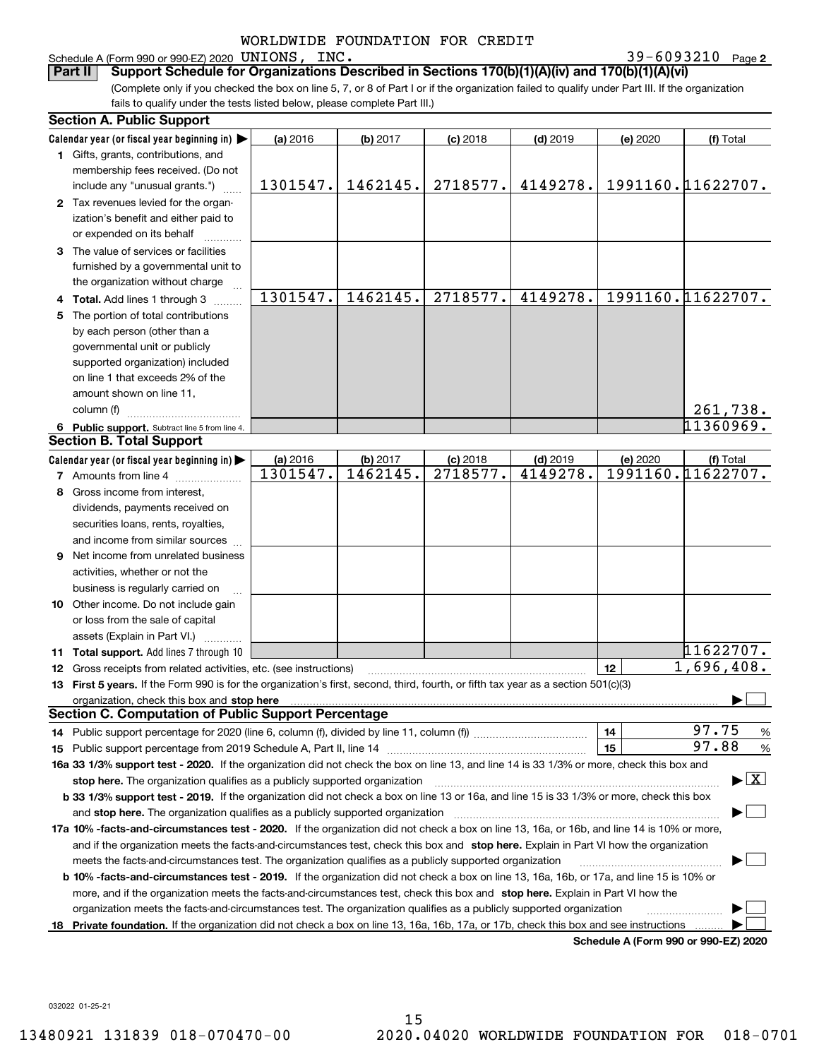WORLDWIDE FOUNDATION FOR CREDIT

Schedule A (Form 990 or 990-EZ) 2020 UNIONS, INC. 39-6093210 Page **2**

## Part II Support Schedule for Organizations Described in Sections 170(b)(1)(A)(iv) and 170(b)(1)(A)(vi)

(Complete only if you checked the box on line 5, 7, or 8 of Part I or if the organization failed to qualify under Part III. If the organization fails to qualify under the tests listed below, please complete Part III.)

### Section A. Public Support

| Calendar year (or fiscal year beginning in) ▶ | (a) 2016 | (b) 2017 | (c) 2018 | (d) 2019 | (e) 2020 | (f) Total |
|---|---|---|---|---|---|---|
| **1** Gifts, grants, contributions, and membership fees received. (Do not include any "unusual grants.") | 1301547. | 1462145. | 2718577. | 4149278. | 1991160. | 11622707. |
| **2** Tax revenues levied for the organization's benefit and either paid to or expended on its behalf | | | | | | |
| **3** The value of services or facilities furnished by a governmental unit to the organization without charge | | | | | | |
| **4 Total.** Add lines 1 through 3 | 1301547. | 1462145. | 2718577. | 4149278. | 1991160. | 11622707. |
| **5** The portion of total contributions by each person (other than a governmental unit or publicly supported organization) included on line 1 that exceeds 2% of the amount shown on line 11, column (f) | | | | | | 261,738. |
| **6 Public support.** Subtract line 5 from line 4. | | | | | | 11360969. |

### Section B. Total Support

| Calendar year (or fiscal year beginning in) ▶ | (a) 2016 | (b) 2017 | (c) 2018 | (d) 2019 | (e) 2020 | (f) Total |
|---|---|---|---|---|---|---|
| **7** Amounts from line 4 | 1301547. | 1462145. | 2718577. | 4149278. | 1991160. | 11622707. |
| **8** Gross income from interest, dividends, payments received on securities loans, rents, royalties, and income from similar sources | | | | | | |
| **9** Net income from unrelated business activities, whether or not the business is regularly carried on | | | | | | |
| **10** Other income. Do not include gain or loss from the sale of capital assets (Explain in Part VI.) | | | | | | |
| **11 Total support.** Add lines 7 through 10 | | | | | | 11622707. |

**12** Gross receipts from related activities, etc. (see instructions) **12** 1,696,408.

**13 First 5 years.** If the Form 990 is for the organization's first, second, third, fourth, or fifth tax year as a section 501(c)(3) organization, check this box and **stop here** ▶ ☐

### Section C. Computation of Public Support Percentage

**14** Public support percentage for 2020 (line 6, column (f), divided by line 11, column (f)) **14** 97.75 %

**15** Public support percentage from 2019 Schedule A, Part II, line 14 **15** 97.88 %

**16a 33 1/3% support test - 2020.** If the organization did not check the box on line 13, and line 14 is 33 1/3% or more, check this box and **stop here.** The organization qualifies as a publicly supported organization ▶ ☒

**b 33 1/3% support test - 2019.** If the organization did not check a box on line 13 or 16a, and line 15 is 33 1/3% or more, check this box and **stop here.** The organization qualifies as a publicly supported organization ▶ ☐

**17a 10% -facts-and-circumstances test - 2020.** If the organization did not check a box on line 13, 16a, or 16b, and line 14 is 10% or more, and if the organization meets the facts-and-circumstances test, check this box and **stop here.** Explain in Part VI how the organization meets the facts-and-circumstances test. The organization qualifies as a publicly supported organization ▶ ☐

**b 10% -facts-and-circumstances test - 2019.** If the organization did not check a box on line 13, 16a, 16b, or 17a, and line 15 is 10% or more, and if the organization meets the facts-and-circumstances test, check this box and **stop here.** Explain in Part VI how the organization meets the facts-and-circumstances test. The organization qualifies as a publicly supported organization ▶ ☐

**18 Private foundation.** If the organization did not check a box on line 13, 16a, 16b, 17a, or 17b, check this box and see instructions ▶ ☐

**Schedule A (Form 990 or 990-EZ) 2020**

032022 01-25-21

13480921 131839 018-070470-00 2020.04020 WORLDWIDE FOUNDATION FOR 018-0701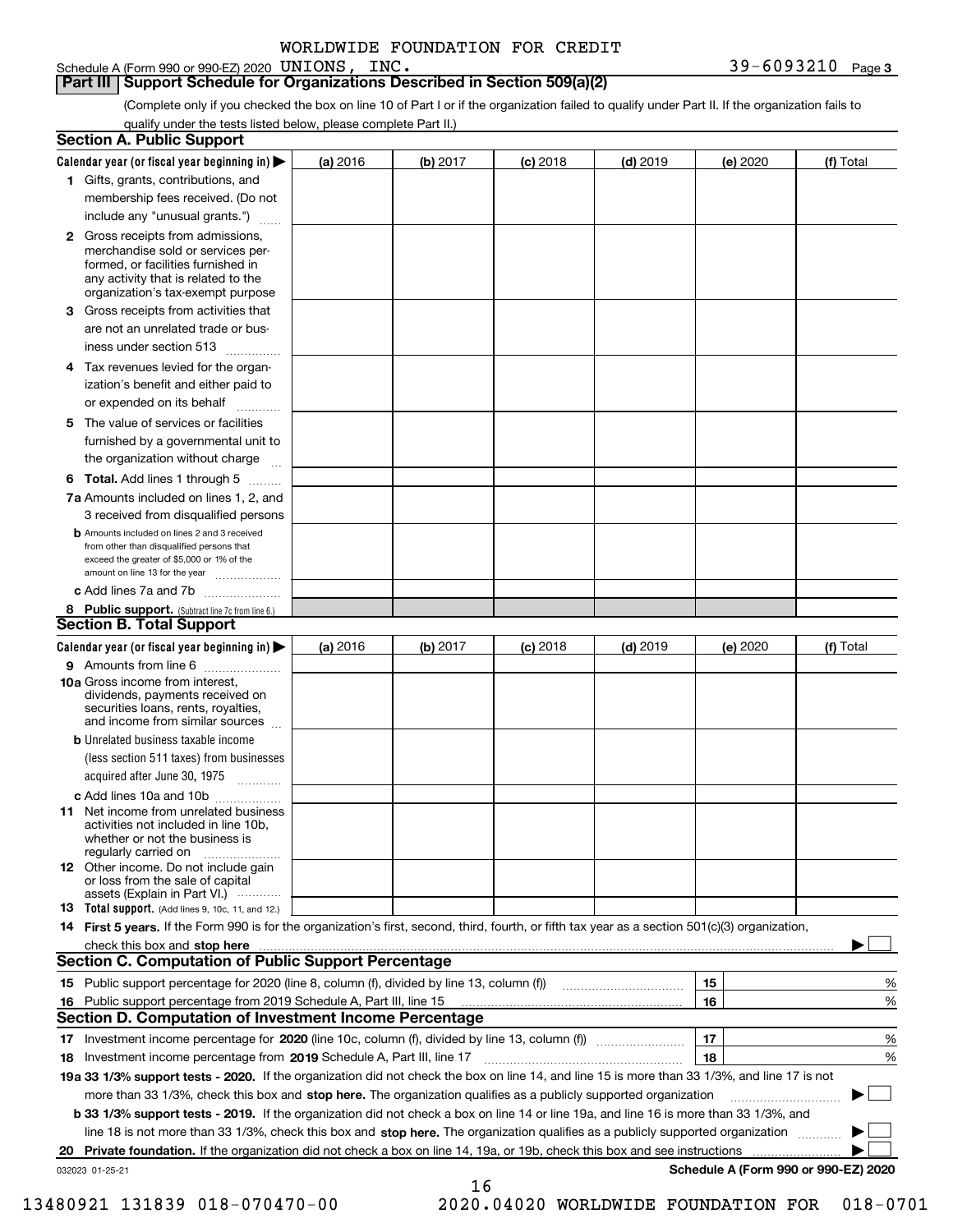WORLDWIDE FOUNDATION FOR CREDIT

Schedule A (Form 990 or 990-EZ) 2020 UNIONS, INC. 39-6093210 Page 3

**Part III | Support Schedule for Organizations Described in Section 509(a)(2)**

(Complete only if you checked the box on line 10 of Part I or if the organization failed to qualify under Part II. If the organization fails to qualify under the tests listed below, please complete Part II.)

## Section A. Public Support

| Calendar year (or fiscal year beginning in) ▶ | (a) 2016 | (b) 2017 | (c) 2018 | (d) 2019 | (e) 2020 | (f) Total |
|---|---|---|---|---|---|---|
| **1** Gifts, grants, contributions, and membership fees received. (Do not include any "unusual grants.") | | | | | | |
| **2** Gross receipts from admissions, merchandise sold or services performed, or facilities furnished in any activity that is related to the organization's tax-exempt purpose | | | | | | |
| **3** Gross receipts from activities that are not an unrelated trade or business under section 513 | | | | | | |
| **4** Tax revenues levied for the organization's benefit and either paid to or expended on its behalf | | | | | | |
| **5** The value of services or facilities furnished by a governmental unit to the organization without charge | | | | | | |
| **6 Total.** Add lines 1 through 5 | | | | | | |
| **7a** Amounts included on lines 1, 2, and 3 received from disqualified persons | | | | | | |
| **b** Amounts included on lines 2 and 3 received from other than disqualified persons that exceed the greater of $5,000 or 1% of the amount on line 13 for the year | | | | | | |
| **c** Add lines 7a and 7b | | | | | | |
| **8 Public support.** (Subtract line 7c from line 6.) | | | | | | |

## Section B. Total Support

| Calendar year (or fiscal year beginning in) ▶ | (a) 2016 | (b) 2017 | (c) 2018 | (d) 2019 | (e) 2020 | (f) Total |
|---|---|---|---|---|---|---|
| **9** Amounts from line 6 | | | | | | |
| **10a** Gross income from interest, dividends, payments received on securities loans, rents, royalties, and income from similar sources | | | | | | |
| **b** Unrelated business taxable income (less section 511 taxes) from businesses acquired after June 30, 1975 | | | | | | |
| **c** Add lines 10a and 10b | | | | | | |
| **11** Net income from unrelated business activities not included in line 10b, whether or not the business is regularly carried on | | | | | | |
| **12** Other income. Do not include gain or loss from the sale of capital assets (Explain in Part VI.) | | | | | | |
| **13 Total support.** (Add lines 9, 10c, 11, and 12.) | | | | | | |

**14 First 5 years.** If the Form 990 is for the organization's first, second, third, fourth, or fifth tax year as a section 501(c)(3) organization, check this box and **stop here** ▶ ☐

## Section C. Computation of Public Support Percentage

| | | | |
|---|---|---|---|
| **15** | Public support percentage for 2020 (line 8, column (f), divided by line 13, column (f)) | 15 | % |
| **16** | Public support percentage from 2019 Schedule A, Part III, line 15 | 16 | % |

## Section D. Computation of Investment Income Percentage

| | | | |
|---|---|---|---|
| **17** | Investment income percentage for **2020** (line 10c, column (f), divided by line 13, column (f)) | 17 | % |
| **18** | Investment income percentage from **2019** Schedule A, Part III, line 17 | 18 | % |

**19a 33 1/3% support tests - 2020.** If the organization did not check the box on line 14, and line 15 is more than 33 1/3%, and line 17 is not more than 33 1/3%, check this box and **stop here.** The organization qualifies as a publicly supported organization ▶ ☐

**b 33 1/3% support tests - 2019.** If the organization did not check a box on line 14 or line 19a, and line 16 is more than 33 1/3%, and line 18 is not more than 33 1/3%, check this box and **stop here.** The organization qualifies as a publicly supported organization ▶ ☐

**20 Private foundation.** If the organization did not check a box on line 14, 19a, or 19b, check this box and see instructions ▶ ☐

032023 01-25-21 **Schedule A (Form 990 or 990-EZ) 2020**

13480921 131839 018-070470-00 2020.04020 WORLDWIDE FOUNDATION FOR 018-0701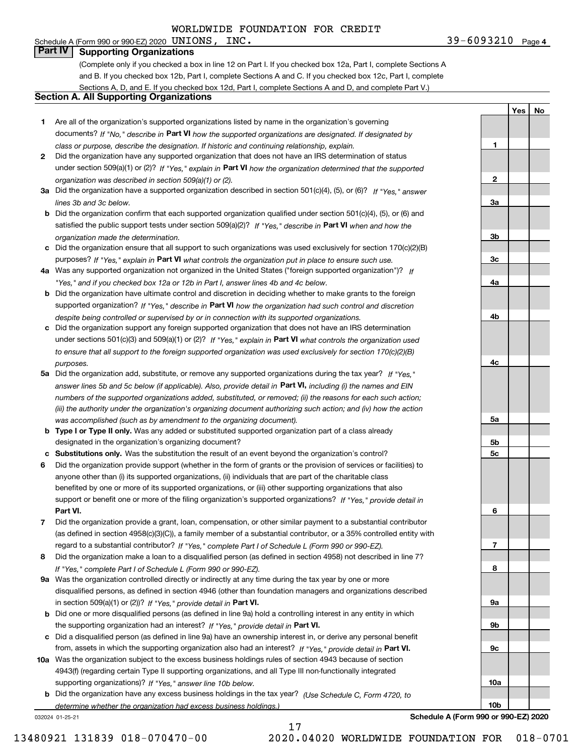WORLDWIDE FOUNDATION FOR CREDIT

Schedule A (Form 990 or 990-EZ) 2020 UNIONS, INC. 39-6093210 Page 4

## Part IV Supporting Organizations

(Complete only if you checked a box in line 12 on Part I. If you checked box 12a, Part I, complete Sections A and B. If you checked box 12b, Part I, complete Sections A and C. If you checked box 12c, Part I, complete Sections A, D, and E. If you checked box 12d, Part I, complete Sections A and D, and complete Part V.)

### Section A. All Supporting Organizations

| | | Line | Yes | No |
|---|---|---|---|---|
| **1** | Are all of the organization's supported organizations listed by name in the organization's governing documents? *If "No," describe in* **Part VI** *how the supported organizations are designated. If designated by class or purpose, describe the designation. If historic and continuing relationship, explain.* | 1 | | |
| **2** | Did the organization have any supported organization that does not have an IRS determination of status under section 509(a)(1) or (2)? *If "Yes," explain in* **Part VI** *how the organization determined that the supported organization was described in section 509(a)(1) or (2).* | 2 | | |
| **3a** | Did the organization have a supported organization described in section 501(c)(4), (5), or (6)? *If "Yes," answer lines 3b and 3c below.* | 3a | | |
| **b** | Did the organization confirm that each supported organization qualified under section 501(c)(4), (5), or (6) and satisfied the public support tests under section 509(a)(2)? *If "Yes," describe in* **Part VI** *when and how the organization made the determination.* | 3b | | |
| **c** | Did the organization ensure that all support to such organizations was used exclusively for section 170(c)(2)(B) purposes? *If "Yes," explain in* **Part VI** *what controls the organization put in place to ensure such use.* | 3c | | |
| **4a** | Was any supported organization not organized in the United States ("foreign supported organization")? *If "Yes," and if you checked box 12a or 12b in Part I, answer lines 4b and 4c below.* | 4a | | |
| **b** | Did the organization have ultimate control and discretion in deciding whether to make grants to the foreign supported organization? *If "Yes," describe in* **Part VI** *how the organization had such control and discretion despite being controlled or supervised by or in connection with its supported organizations.* | 4b | | |
| **c** | Did the organization support any foreign supported organization that does not have an IRS determination under sections 501(c)(3) and 509(a)(1) or (2)? *If "Yes," explain in* **Part VI** *what controls the organization used to ensure that all support to the foreign supported organization was used exclusively for section 170(c)(2)(B) purposes.* | 4c | | |
| **5a** | Did the organization add, substitute, or remove any supported organizations during the tax year? *If "Yes," answer lines 5b and 5c below (if applicable). Also, provide detail in* **Part VI,** *including (i) the names and EIN numbers of the supported organizations added, substituted, or removed; (ii) the reasons for each such action; (iii) the authority under the organization's organizing document authorizing such action; and (iv) how the action was accomplished (such as by amendment to the organizing document).* | 5a | | |
| **b** | **Type I or Type II only.** Was any added or substituted supported organization part of a class already designated in the organization's organizing document? | 5b | | |
| **c** | **Substitutions only.** Was the substitution the result of an event beyond the organization's control? | 5c | | |
| **6** | Did the organization provide support (whether in the form of grants or the provision of services or facilities) to anyone other than (i) its supported organizations, (ii) individuals that are part of the charitable class benefited by one or more of its supported organizations, or (iii) other supporting organizations that also support or benefit one or more of the filing organization's supported organizations? *If "Yes," provide detail in* **Part VI.** | 6 | | |
| **7** | Did the organization provide a grant, loan, compensation, or other similar payment to a substantial contributor (as defined in section 4958(c)(3)(C)), a family member of a substantial contributor, or a 35% controlled entity with regard to a substantial contributor? *If "Yes," complete Part I of Schedule L (Form 990 or 990-EZ).* | 7 | | |
| **8** | Did the organization make a loan to a disqualified person (as defined in section 4958) not described in line 7? *If "Yes," complete Part I of Schedule L (Form 990 or 990-EZ).* | 8 | | |
| **9a** | Was the organization controlled directly or indirectly at any time during the tax year by one or more disqualified persons, as defined in section 4946 (other than foundation managers and organizations described in section 509(a)(1) or (2))? *If "Yes," provide detail in* **Part VI.** | 9a | | |
| **b** | Did one or more disqualified persons (as defined in line 9a) hold a controlling interest in any entity in which the supporting organization had an interest? *If "Yes," provide detail in* **Part VI.** | 9b | | |
| **c** | Did a disqualified person (as defined in line 9a) have an ownership interest in, or derive any personal benefit from, assets in which the supporting organization also had an interest? *If "Yes," provide detail in* **Part VI.** | 9c | | |
| **10a** | Was the organization subject to the excess business holdings rules of section 4943 because of section 4943(f) (regarding certain Type II supporting organizations, and all Type III non-functionally integrated supporting organizations)? *If "Yes," answer line 10b below.* | 10a | | |
| **b** | Did the organization have any excess business holdings in the tax year? *(Use Schedule C, Form 4720, to determine whether the organization had excess business holdings.)* | 10b | | |

032024 01-25-21 **Schedule A (Form 990 or 990-EZ) 2020**

13480921 131839 018-070470-00 2020.04020 WORLDWIDE FOUNDATION FOR 018-0701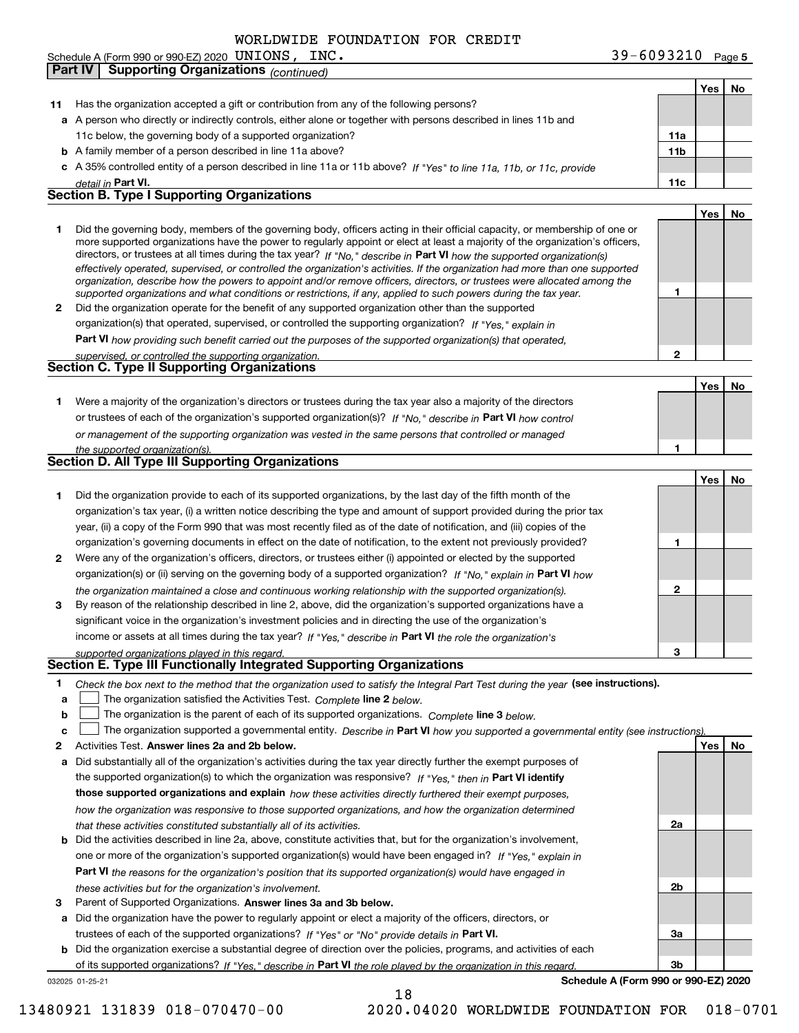WORLDWIDE FOUNDATION FOR CREDIT

Schedule A (Form 990 or 990-EZ) 2020 UNIONS, INC. 39-6093210 Page 5

## Part IV Supporting Organizations *(continued)*

| | | | Yes | No |
|---|---|---|---|---|
| **11** | Has the organization accepted a gift or contribution from any of the following persons? | | | |
| **a** | A person who directly or indirectly controls, either alone or together with persons described in lines 11b and 11c below, the governing body of a supported organization? | **11a** | | |
| **b** | A family member of a person described in line 11a above? | **11b** | | |
| **c** | A 35% controlled entity of a person described in line 11a or 11b above? *If "Yes" to line 11a, 11b, or 11c, provide detail in* **Part VI.** | **11c** | | |

### Section B. Type I Supporting Organizations

| | | | Yes | No |
|---|---|---|---|---|
| **1** | Did the governing body, members of the governing body, officers acting in their official capacity, or membership of one or more supported organizations have the power to regularly appoint or elect at least a majority of the organization's officers, directors, or trustees at all times during the tax year? *If "No," describe in* **Part VI** *how the supported organization(s) effectively operated, supervised, or controlled the organization's activities. If the organization had more than one supported organization, describe how the powers to appoint and/or remove officers, directors, or trustees were allocated among the supported organizations and what conditions or restrictions, if any, applied to such powers during the tax year.* | **1** | | |
| **2** | Did the organization operate for the benefit of any supported organization other than the supported organization(s) that operated, supervised, or controlled the supporting organization? *If "Yes," explain in* **Part VI** *how providing such benefit carried out the purposes of the supported organization(s) that operated, supervised, or controlled the supporting organization.* | **2** | | |

### Section C. Type II Supporting Organizations

| | | | Yes | No |
|---|---|---|---|---|
| **1** | Were a majority of the organization's directors or trustees during the tax year also a majority of the directors or trustees of each of the organization's supported organization(s)? *If "No," describe in* **Part VI** *how control or management of the supporting organization was vested in the same persons that controlled or managed the supported organization(s).* | **1** | | |

### Section D. All Type III Supporting Organizations

| | | | Yes | No |
|---|---|---|---|---|
| **1** | Did the organization provide to each of its supported organizations, by the last day of the fifth month of the organization's tax year, (i) a written notice describing the type and amount of support provided during the prior tax year, (ii) a copy of the Form 990 that was most recently filed as of the date of notification, and (iii) copies of the organization's governing documents in effect on the date of notification, to the extent not previously provided? | **1** | | |
| **2** | Were any of the organization's officers, directors, or trustees either (i) appointed or elected by the supported organization(s) or (ii) serving on the governing body of a supported organization? *If "No," explain in* **Part VI** *how the organization maintained a close and continuous working relationship with the supported organization(s).* | **2** | | |
| **3** | By reason of the relationship described in line 2, above, did the organization's supported organizations have a significant voice in the organization's investment policies and in directing the use of the organization's income or assets at all times during the tax year? *If "Yes," describe in* **Part VI** *the role the organization's supported organizations played in this regard.* | **3** | | |

### Section E. Type III Functionally Integrated Supporting Organizations

**1** *Check the box next to the method that the organization used to satisfy the Integral Part Test during the year* **(see instructions).**

**a** ☐ The organization satisfied the Activities Test. *Complete* **line 2** *below.*

**b** ☐ The organization is the parent of each of its supported organizations. *Complete* **line 3** *below.*

**c** ☐ The organization supported a governmental entity. *Describe in* **Part VI** *how you supported a governmental entity (see instructions).*

| | | | Yes | No |
|---|---|---|---|---|
| **2** | Activities Test. **Answer lines 2a and 2b below.** | | | |
| **a** | Did substantially all of the organization's activities during the tax year directly further the exempt purposes of the supported organization(s) to which the organization was responsive? *If "Yes," then in* **Part VI identify those supported organizations and explain** *how these activities directly furthered their exempt purposes, how the organization was responsive to those supported organizations, and how the organization determined that these activities constituted substantially all of its activities.* | **2a** | | |
| **b** | Did the activities described in line 2a, above, constitute activities that, but for the organization's involvement, one or more of the organization's supported organization(s) would have been engaged in? *If "Yes," explain in* **Part VI** *the reasons for the organization's position that its supported organization(s) would have engaged in these activities but for the organization's involvement.* | **2b** | | |
| **3** | Parent of Supported Organizations. **Answer lines 3a and 3b below.** | | | |
| **a** | Did the organization have the power to regularly appoint or elect a majority of the officers, directors, or trustees of each of the supported organizations? *If "Yes" or "No" provide details in* **Part VI.** | **3a** | | |
| **b** | Did the organization exercise a substantial degree of direction over the policies, programs, and activities of each of its supported organizations? *If "Yes," describe in* **Part VI** *the role played by the organization in this regard.* | **3b** | | |

032025 01-25-21 **Schedule A (Form 990 or 990-EZ) 2020**

13480921 131839 018-070470-00 2020.04020 WORLDWIDE FOUNDATION FOR 018-0701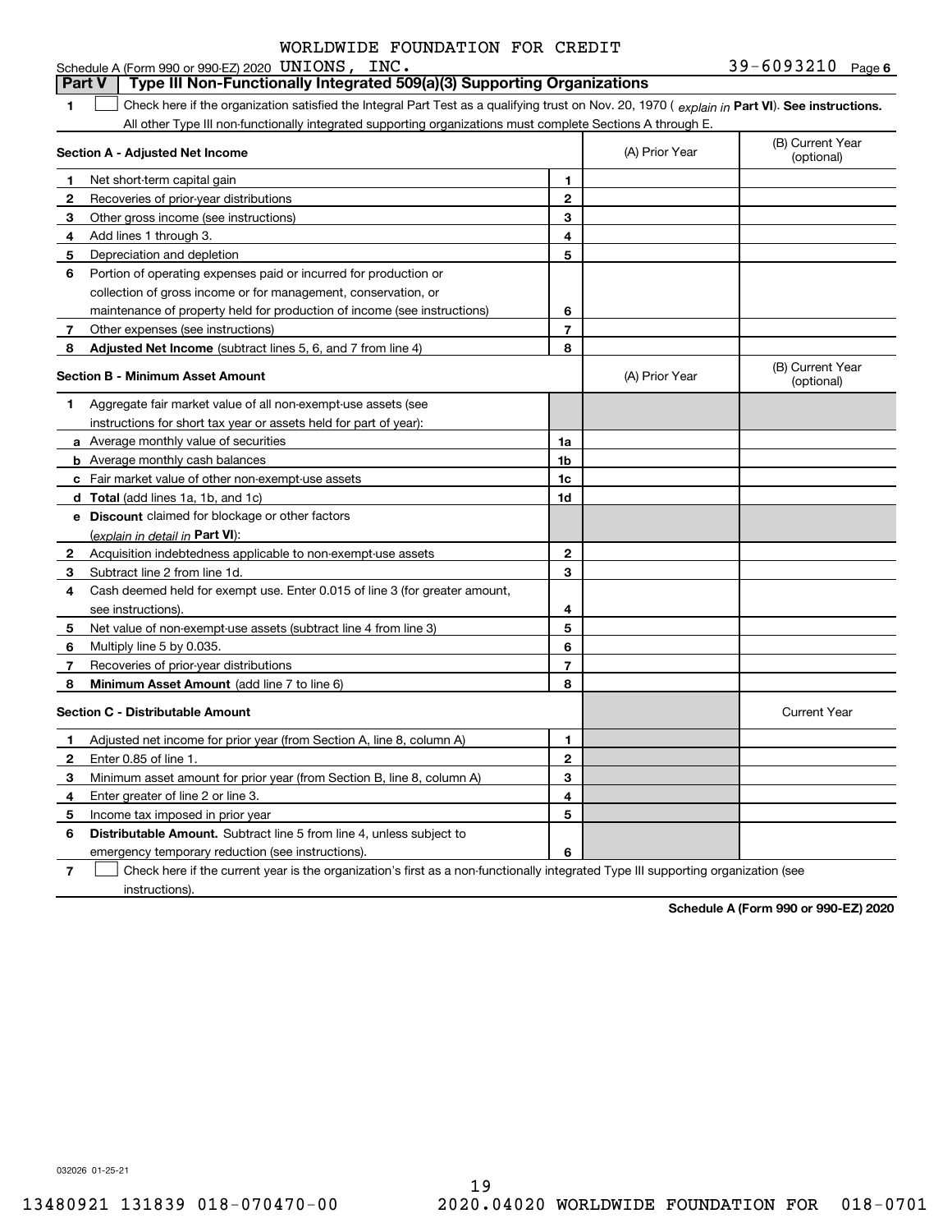Schedule A (Form 990 or 990-EZ) 2020 WORLDWIDE FOUNDATION FOR CREDIT UNIONS, INC. 39-6093210 Page 6

## Part V Type III Non-Functionally Integrated 509(a)(3) Supporting Organizations

1 ☐ Check here if the organization satisfied the Integral Part Test as a qualifying trust on Nov. 20, 1970 ( *explain in* **Part VI**). **See instructions.** All other Type III non-functionally integrated supporting organizations must complete Sections A through E.

| **Section A - Adjusted Net Income** | | (A) Prior Year | (B) Current Year (optional) |
|---|---|---|---|
| **1** Net short-term capital gain | 1 | | |
| **2** Recoveries of prior-year distributions | 2 | | |
| **3** Other gross income (see instructions) | 3 | | |
| **4** Add lines 1 through 3. | 4 | | |
| **5** Depreciation and depletion | 5 | | |
| **6** Portion of operating expenses paid or incurred for production or collection of gross income or for management, conservation, or maintenance of property held for production of income (see instructions) | 6 | | |
| **7** Other expenses (see instructions) | 7 | | |
| **8** **Adjusted Net Income** (subtract lines 5, 6, and 7 from line 4) | 8 | | |

| **Section B - Minimum Asset Amount** | | (A) Prior Year | (B) Current Year (optional) |
|---|---|---|---|
| **1** Aggregate fair market value of all non-exempt-use assets (see instructions for short tax year or assets held for part of year): | | | |
| **a** Average monthly value of securities | 1a | | |
| **b** Average monthly cash balances | 1b | | |
| **c** Fair market value of other non-exempt-use assets | 1c | | |
| **d** **Total** (add lines 1a, 1b, and 1c) | 1d | | |
| **e** **Discount** claimed for blockage or other factors (*explain in detail in* **Part VI**): | | | |
| **2** Acquisition indebtedness applicable to non-exempt-use assets | 2 | | |
| **3** Subtract line 2 from line 1d. | 3 | | |
| **4** Cash deemed held for exempt use. Enter 0.015 of line 3 (for greater amount, see instructions). | 4 | | |
| **5** Net value of non-exempt-use assets (subtract line 4 from line 3) | 5 | | |
| **6** Multiply line 5 by 0.035. | 6 | | |
| **7** Recoveries of prior-year distributions | 7 | | |
| **8** **Minimum Asset Amount** (add line 7 to line 6) | 8 | | |

| **Section C - Distributable Amount** | | | Current Year |
|---|---|---|---|
| **1** Adjusted net income for prior year (from Section A, line 8, column A) | 1 | | |
| **2** Enter 0.85 of line 1. | 2 | | |
| **3** Minimum asset amount for prior year (from Section B, line 8, column A) | 3 | | |
| **4** Enter greater of line 2 or line 3. | 4 | | |
| **5** Income tax imposed in prior year | 5 | | |
| **6** **Distributable Amount.** Subtract line 5 from line 4, unless subject to emergency temporary reduction (see instructions). | 6 | | |

7 ☐ Check here if the current year is the organization's first as a non-functionally integrated Type III supporting organization (see instructions).

**Schedule A (Form 990 or 990-EZ) 2020**

032026 01-25-21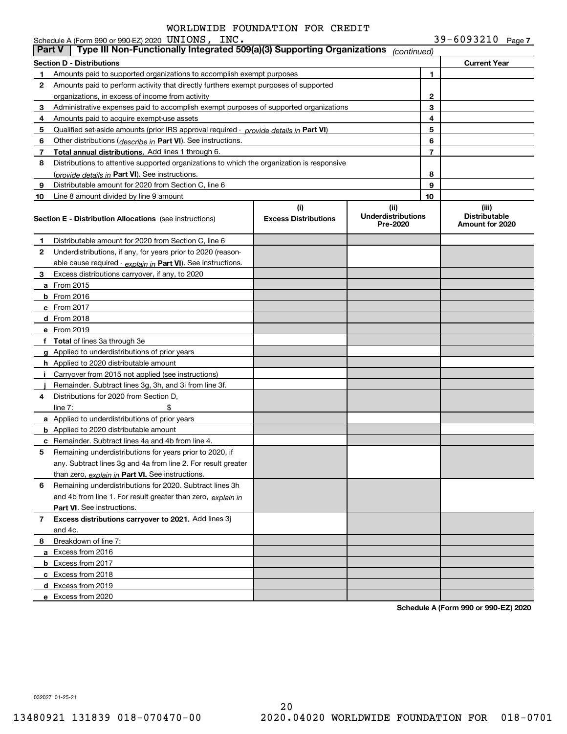WORLDWIDE FOUNDATION FOR CREDIT UNIONS, INC. 39-6093210

Schedule A (Form 990 or 990-EZ) 2020 Page 7

**Part V** Type III Non-Functionally Integrated 509(a)(3) Supporting Organizations *(continued)*

| Section D - Distributions | | | Current Year |
|---|---|---|---|
| 1 | Amounts paid to supported organizations to accomplish exempt purposes | 1 | |
| 2 | Amounts paid to perform activity that directly furthers exempt purposes of supported organizations, in excess of income from activity | 2 | |
| 3 | Administrative expenses paid to accomplish exempt purposes of supported organizations | 3 | |
| 4 | Amounts paid to acquire exempt-use assets | 4 | |
| 5 | Qualified set-aside amounts (prior IRS approval required - *provide details in* **Part VI**) | 5 | |
| 6 | Other distributions (*describe in* **Part VI**). See instructions. | 6 | |
| 7 | **Total annual distributions.** Add lines 1 through 6. | 7 | |
| 8 | Distributions to attentive supported organizations to which the organization is responsive (*provide details in* **Part VI**). See instructions. | 8 | |
| 9 | Distributable amount for 2020 from Section C, line 6 | 9 | |
| 10 | Line 8 amount divided by line 9 amount | 10 | |

| **Section E - Distribution Allocations** (see instructions) | (i) Excess Distributions | (ii) Underdistributions Pre-2020 | (iii) Distributable Amount for 2020 |
|---|---|---|---|
| **1** Distributable amount for 2020 from Section C, line 6 | | | |
| **2** Underdistributions, if any, for years prior to 2020 (reasonable cause required - *explain in* **Part VI**). See instructions. | | | |
| **3** Excess distributions carryover, if any, to 2020 | | | |
| **a** From 2015 | | | |
| **b** From 2016 | | | |
| **c** From 2017 | | | |
| **d** From 2018 | | | |
| **e** From 2019 | | | |
| **f** **Total** of lines 3a through 3e | | | |
| **g** Applied to underdistributions of prior years | | | |
| **h** Applied to 2020 distributable amount | | | |
| **i** Carryover from 2015 not applied (see instructions) | | | |
| **j** Remainder. Subtract lines 3g, 3h, and 3i from line 3f. | | | |
| **4** Distributions for 2020 from Section D, line 7: $ | | | |
| **a** Applied to underdistributions of prior years | | | |
| **b** Applied to 2020 distributable amount | | | |
| **c** Remainder. Subtract lines 4a and 4b from line 4. | | | |
| **5** Remaining underdistributions for years prior to 2020, if any. Subtract lines 3g and 4a from line 2. For result greater than zero, *explain in* **Part VI.** See instructions. | | | |
| **6** Remaining underdistributions for 2020. Subtract lines 3h and 4b from line 1. For result greater than zero, *explain in* **Part VI**. See instructions. | | | |
| **7** **Excess distributions carryover to 2021.** Add lines 3j and 4c. | | | |
| **8** Breakdown of line 7: | | | |
| **a** Excess from 2016 | | | |
| **b** Excess from 2017 | | | |
| **c** Excess from 2018 | | | |
| **d** Excess from 2019 | | | |
| **e** Excess from 2020 | | | |

**Schedule A (Form 990 or 990-EZ) 2020**

032027 01-25-21

13480921 131839 018-070470-00 2020.04020 WORLDWIDE FOUNDATION FOR 018-0701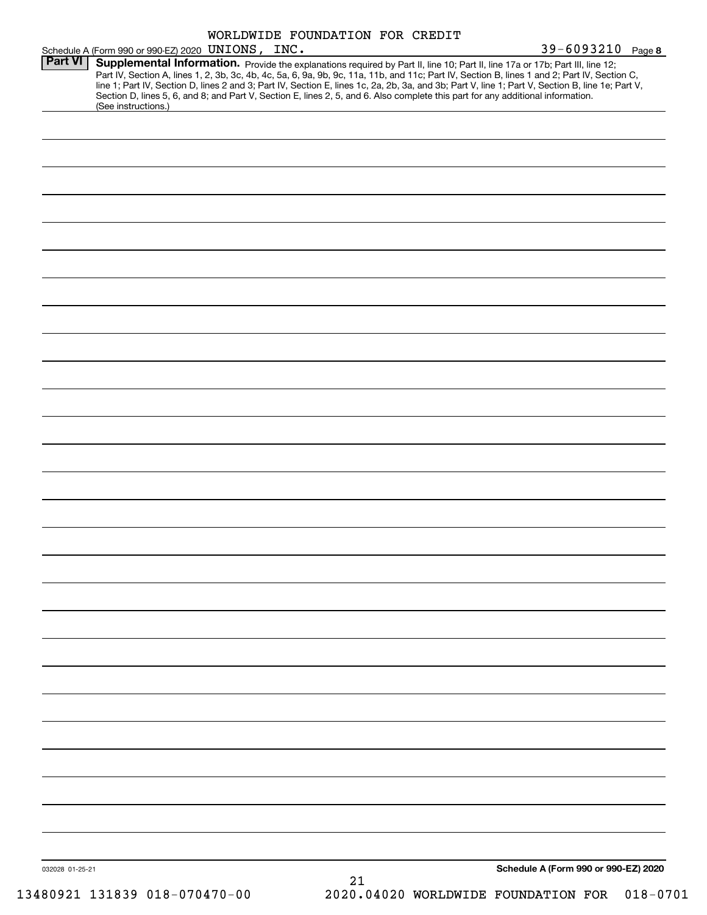WORLDWIDE FOUNDATION FOR CREDIT

Schedule A (Form 990 or 990-EZ) 2020 UNIONS, INC. 39-6093210 Page **8**

**Part VI** **Supplemental Information.** Provide the explanations required by Part II, line 10; Part II, line 17a or 17b; Part III, line 12; Part IV, Section A, lines 1, 2, 3b, 3c, 4b, 4c, 5a, 6, 9a, 9b, 9c, 11a, 11b, and 11c; Part IV, Section B, lines 1 and 2; Part IV, Section C, line 1; Part IV, Section D, lines 2 and 3; Part IV, Section E, lines 1c, 2a, 2b, 3a, and 3b; Part V, line 1; Part V, Section B, line 1e; Part V, Section D, lines 5, 6, and 8; and Part V, Section E, lines 2, 5, and 6. Also complete this part for any additional information. (See instructions.)

032028 01-25-21

**Schedule A (Form 990 or 990-EZ) 2020**

13480921 131839 018-070470-00 2020.04020 WORLDWIDE FOUNDATION FOR 018-0701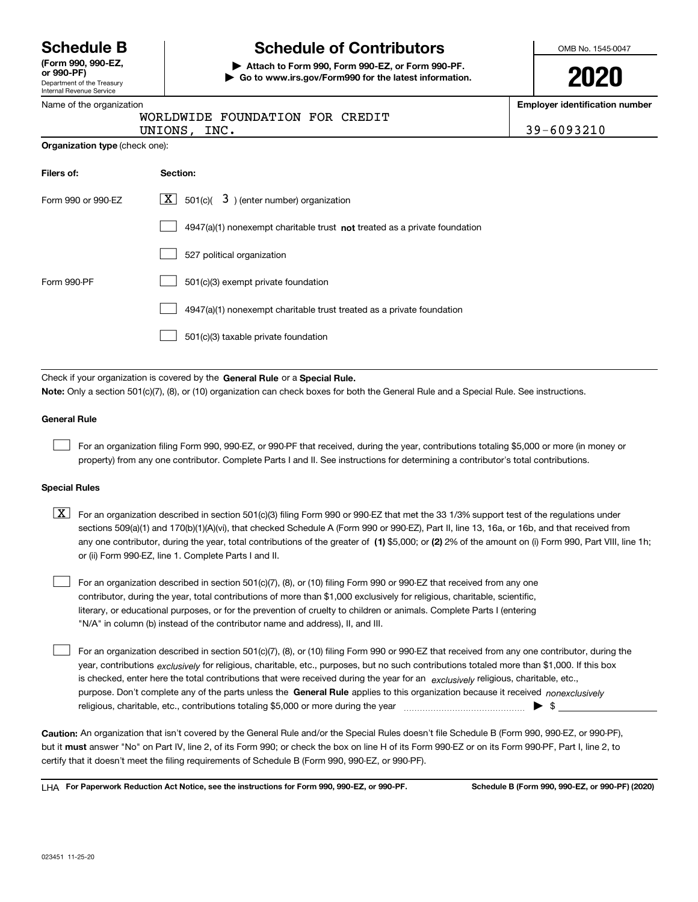# Schedule B

**(Form 990, 990-EZ, or 990-PF)**

Department of the Treasury
Internal Revenue Service

## Schedule of Contributors

**▶ Attach to Form 990, Form 990-EZ, or Form 990-PF.**
**▶ Go to www.irs.gov/Form990 for the latest information.**

OMB No. 1545-0047

**2020**

Name of the organization: WORLDWIDE FOUNDATION FOR CREDIT UNIONS, INC.

**Employer identification number:** 39-6093210

**Organization type** (check one):

| **Filers of:** | **Section:** |
|---|---|
| Form 990 or 990-EZ | [X] 501(c)( 3 ) (enter number) organization |
| | [ ] 4947(a)(1) nonexempt charitable trust **not** treated as a private foundation |
| | [ ] 527 political organization |
| Form 990-PF | [ ] 501(c)(3) exempt private foundation |
| | [ ] 4947(a)(1) nonexempt charitable trust treated as a private foundation |
| | [ ] 501(c)(3) taxable private foundation |

Check if your organization is covered by the **General Rule** or a **Special Rule.**

**Note:** Only a section 501(c)(7), (8), or (10) organization can check boxes for both the General Rule and a Special Rule. See instructions.

### General Rule

[ ] For an organization filing Form 990, 990-EZ, or 990-PF that received, during the year, contributions totaling $5,000 or more (in money or property) from any one contributor. Complete Parts I and II. See instructions for determining a contributor's total contributions.

### Special Rules

[X] For an organization described in section 501(c)(3) filing Form 990 or 990-EZ that met the 33 1/3% support test of the regulations under sections 509(a)(1) and 170(b)(1)(A)(vi), that checked Schedule A (Form 990 or 990-EZ), Part II, line 13, 16a, or 16b, and that received from any one contributor, during the year, total contributions of the greater of **(1)** $5,000; or **(2)** 2% of the amount on (i) Form 990, Part VIII, line 1h; or (ii) Form 990-EZ, line 1. Complete Parts I and II.

[ ] For an organization described in section 501(c)(7), (8), or (10) filing Form 990 or 990-EZ that received from any one contributor, during the year, total contributions of more than $1,000 exclusively for religious, charitable, scientific, literary, or educational purposes, or for the prevention of cruelty to children or animals. Complete Parts I (entering "N/A" in column (b) instead of the contributor name and address), II, and III.

[ ] For an organization described in section 501(c)(7), (8), or (10) filing Form 990 or 990-EZ that received from any one contributor, during the year, contributions *exclusively* for religious, charitable, etc., purposes, but no such contributions totaled more than $1,000. If this box is checked, enter here the total contributions that were received during the year for an *exclusively* religious, charitable, etc., purpose. Don't complete any of the parts unless the **General Rule** applies to this organization because it received *nonexclusively* religious, charitable, etc., contributions totaling $5,000 or more during the year ▶ $

**Caution:** An organization that isn't covered by the General Rule and/or the Special Rules doesn't file Schedule B (Form 990, 990-EZ, or 990-PF), but it **must** answer "No" on Part IV, line 2, of its Form 990; or check the box on line H of its Form 990-EZ or on its Form 990-PF, Part I, line 2, to certify that it doesn't meet the filing requirements of Schedule B (Form 990, 990-EZ, or 990-PF).

LHA **For Paperwork Reduction Act Notice, see the instructions for Form 990, 990-EZ, or 990-PF.** **Schedule B (Form 990, 990-EZ, or 990-PF) (2020)**

023451 11-25-20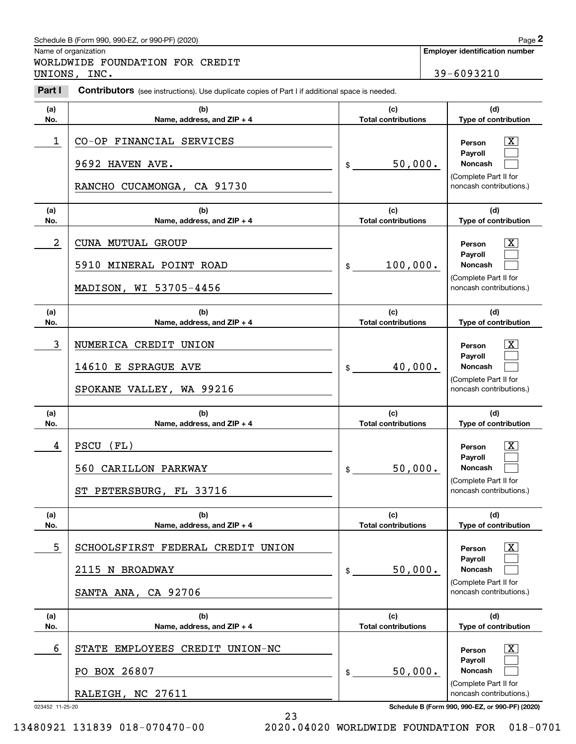Schedule B (Form 990, 990-EZ, or 990-PF) (2020)

Name of organization: WORLDWIDE FOUNDATION FOR CREDIT UNIONS, INC.

Employer identification number: 39-6093210

**Part I** **Contributors** (see instructions). Use duplicate copies of Part I if additional space is needed.

| (a) No. | (b) Name, address, and ZIP + 4 | (c) Total contributions | (d) Type of contribution |
|---|---|---|---|
| 1 | CO-OP FINANCIAL SERVICES<br>9692 HAVEN AVE.<br>RANCHO CUCAMONGA, CA 91730 | $ 50,000. | Person [X]<br>Payroll [ ]<br>Noncash [ ]<br>(Complete Part II for noncash contributions.) |
| 2 | CUNA MUTUAL GROUP<br>5910 MINERAL POINT ROAD<br>MADISON, WI 53705-4456 | $ 100,000. | Person [X]<br>Payroll [ ]<br>Noncash [ ]<br>(Complete Part II for noncash contributions.) |
| 3 | NUMERICA CREDIT UNION<br>14610 E SPRAGUE AVE<br>SPOKANE VALLEY, WA 99216 | $ 40,000. | Person [X]<br>Payroll [ ]<br>Noncash [ ]<br>(Complete Part II for noncash contributions.) |
| 4 | PSCU (FL)<br>560 CARILLON PARKWAY<br>ST PETERSBURG, FL 33716 | $ 50,000. | Person [X]<br>Payroll [ ]<br>Noncash [ ]<br>(Complete Part II for noncash contributions.) |
| 5 | SCHOOLSFIRST FEDERAL CREDIT UNION<br>2115 N BROADWAY<br>SANTA ANA, CA 92706 | $ 50,000. | Person [X]<br>Payroll [ ]<br>Noncash [ ]<br>(Complete Part II for noncash contributions.) |
| 6 | STATE EMPLOYEES CREDIT UNION-NC<br>PO BOX 26807<br>RALEIGH, NC 27611 | $ 50,000. | Person [X]<br>Payroll [ ]<br>Noncash [ ]<br>(Complete Part II for noncash contributions.) |

023452 11-25-20

Schedule B (Form 990, 990-EZ, or 990-PF) (2020)

13480921 131839 018-070470-00 2020.04020 WORLDWIDE FOUNDATION FOR 018-0701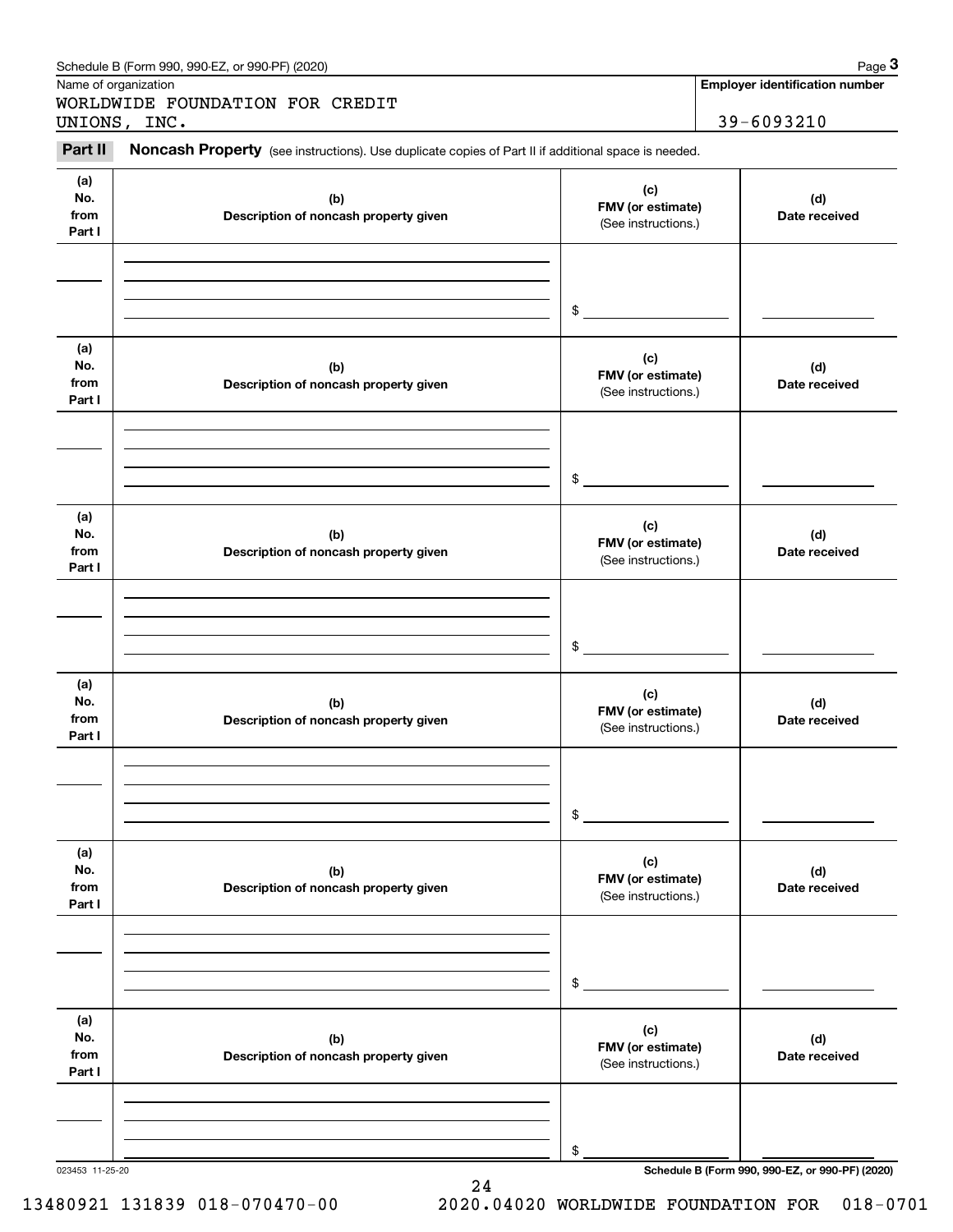Schedule B (Form 990, 990-EZ, or 990-PF) (2020)

Name of organization

WORLDWIDE FOUNDATION FOR CREDIT UNIONS, INC.

**Employer identification number**

39-6093210

**Part II** **Noncash Property** (see instructions). Use duplicate copies of Part II if additional space is needed.

| (a) No. from Part I | (b) Description of noncash property given | (c) FMV (or estimate) (See instructions.) | (d) Date received |
|---|---|---|---|
| | | $ | |

| (a) No. from Part I | (b) Description of noncash property given | (c) FMV (or estimate) (See instructions.) | (d) Date received |
|---|---|---|---|
| | | $ | |

| (a) No. from Part I | (b) Description of noncash property given | (c) FMV (or estimate) (See instructions.) | (d) Date received |
|---|---|---|---|
| | | $ | |

| (a) No. from Part I | (b) Description of noncash property given | (c) FMV (or estimate) (See instructions.) | (d) Date received |
|---|---|---|---|
| | | $ | |

| (a) No. from Part I | (b) Description of noncash property given | (c) FMV (or estimate) (See instructions.) | (d) Date received |
|---|---|---|---|
| | | $ | |

| (a) No. from Part I | (b) Description of noncash property given | (c) FMV (or estimate) (See instructions.) | (d) Date received |
|---|---|---|---|
| | | $ | |

023453 11-25-20

**Schedule B (Form 990, 990-EZ, or 990-PF) (2020)**

13480921 131839 018-070470-00 2020.04020 WORLDWIDE FOUNDATION FOR 018-0701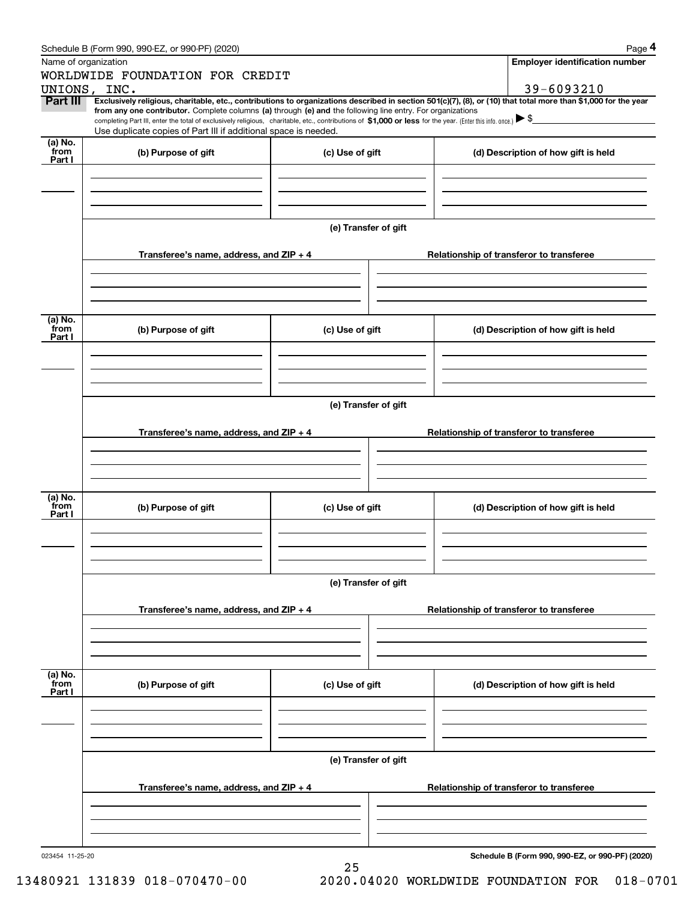Schedule B (Form 990, 990-EZ, or 990-PF) (2020)

Name of organization: WORLDWIDE FOUNDATION FOR CREDIT UNIONS, INC.

Employer identification number: 39-6093210

**Part III** Exclusively religious, charitable, etc., contributions to organizations described in section 501(c)(7), (8), or (10) that total more than $1,000 for the year from any one contributor. Complete columns (a) through (e) and the following line entry. For organizations completing Part III, enter the total of exclusively religious, charitable, etc., contributions of $1,000 or less for the year. (Enter this info. once.) ▶ $

Use duplicate copies of Part III if additional space is needed.

| (a) No. from Part I | (b) Purpose of gift | (c) Use of gift | (d) Description of how gift is held |
|---|---|---|---|
| | | | |

(e) Transfer of gift

| Transferee's name, address, and ZIP + 4 | Relationship of transferor to transferee |
|---|---|
| | |

| (a) No. from Part I | (b) Purpose of gift | (c) Use of gift | (d) Description of how gift is held |
|---|---|---|---|
| | | | |

(e) Transfer of gift

| Transferee's name, address, and ZIP + 4 | Relationship of transferor to transferee |
|---|---|
| | |

| (a) No. from Part I | (b) Purpose of gift | (c) Use of gift | (d) Description of how gift is held |
|---|---|---|---|
| | | | |

(e) Transfer of gift

| Transferee's name, address, and ZIP + 4 | Relationship of transferor to transferee |
|---|---|
| | |

| (a) No. from Part I | (b) Purpose of gift | (c) Use of gift | (d) Description of how gift is held |
|---|---|---|---|
| | | | |

(e) Transfer of gift

| Transferee's name, address, and ZIP + 4 | Relationship of transferor to transferee |
|---|---|
| | |

023454 11-25-20

**Schedule B (Form 990, 990-EZ, or 990-PF) (2020)**

13480921 131839 018-070470-00 2020.04020 WORLDWIDE FOUNDATION FOR 018-0701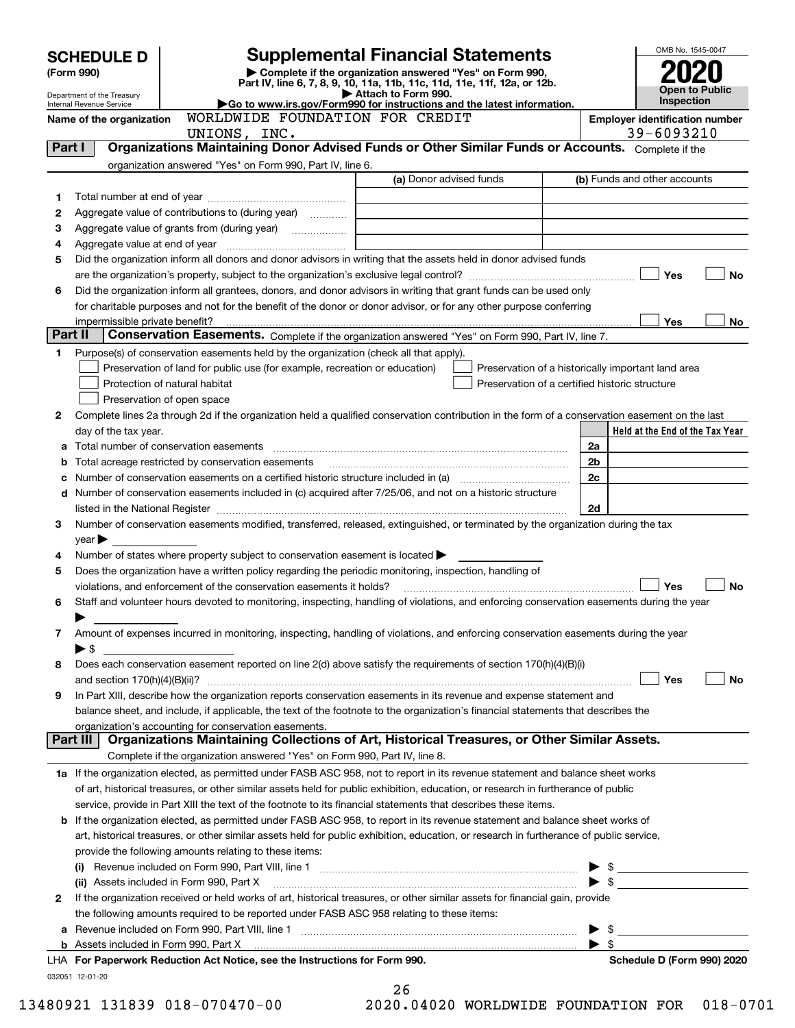# SCHEDULE D (Form 990)

Department of the Treasury
Internal Revenue Service

## Supplemental Financial Statements

▶ Complete if the organization answered "Yes" on Form 990, Part IV, line 6, 7, 8, 9, 10, 11a, 11b, 11c, 11d, 11e, 11f, 12a, or 12b.
▶ Attach to Form 990.
▶Go to www.irs.gov/Form990 for instructions and the latest information.

OMB No. 1545-0047
**2020**
**Open to Public Inspection**

**Name of the organization** WORLDWIDE FOUNDATION FOR CREDIT UNIONS, INC.

**Employer identification number** 39-6093210

### Part I — Organizations Maintaining Donor Advised Funds or Other Similar Funds or Accounts.
Complete if the organization answered "Yes" on Form 990, Part IV, line 6.

| | | (a) Donor advised funds | (b) Funds and other accounts |
|---|---|---|---|
| 1 | Total number at end of year | | |
| 2 | Aggregate value of contributions to (during year) | | |
| 3 | Aggregate value of grants from (during year) | | |
| 4 | Aggregate value at end of year | | |

5 Did the organization inform all donors and donor advisors in writing that the assets held in donor advised funds are the organization's property, subject to the organization's exclusive legal control? ☐ Yes ☐ No

6 Did the organization inform all grantees, donors, and donor advisors in writing that grant funds can be used only for charitable purposes and not for the benefit of the donor or donor advisor, or for any other purpose conferring impermissible private benefit? ☐ Yes ☐ No

### Part II — Conservation Easements.
Complete if the organization answered "Yes" on Form 990, Part IV, line 7.

1 Purpose(s) of conservation easements held by the organization (check all that apply).
- ☐ Preservation of land for public use (for example, recreation or education)
- ☐ Protection of natural habitat
- ☐ Preservation of open space
- ☐ Preservation of a historically important land area
- ☐ Preservation of a certified historic structure

2 Complete lines 2a through 2d if the organization held a qualified conservation contribution in the form of a conservation easement on the last day of the tax year.

| | | | Held at the End of the Tax Year |
|---|---|---|---|
| a | Total number of conservation easements | 2a | |
| b | Total acreage restricted by conservation easements | 2b | |
| c | Number of conservation easements on a certified historic structure included in (a) | 2c | |
| d | Number of conservation easements included in (c) acquired after 7/25/06, and not on a historic structure listed in the National Register | 2d | |

3 Number of conservation easements modified, transferred, released, extinguished, or terminated by the organization during the tax year ▶

4 Number of states where property subject to conservation easement is located ▶

5 Does the organization have a written policy regarding the periodic monitoring, inspection, handling of violations, and enforcement of the conservation easements it holds? ☐ Yes ☐ No

6 Staff and volunteer hours devoted to monitoring, inspecting, handling of violations, and enforcing conservation easements during the year ▶

7 Amount of expenses incurred in monitoring, inspecting, handling of violations, and enforcing conservation easements during the year ▶ $

8 Does each conservation easement reported on line 2(d) above satisfy the requirements of section 170(h)(4)(B)(i) and section 170(h)(4)(B)(ii)? ☐ Yes ☐ No

9 In Part XIII, describe how the organization reports conservation easements in its revenue and expense statement and balance sheet, and include, if applicable, the text of the footnote to the organization's financial statements that describes the organization's accounting for conservation easements.

### Part III — Organizations Maintaining Collections of Art, Historical Treasures, or Other Similar Assets.
Complete if the organization answered "Yes" on Form 990, Part IV, line 8.

1a If the organization elected, as permitted under FASB ASC 958, not to report in its revenue statement and balance sheet works of art, historical treasures, or other similar assets held for public exhibition, education, or research in furtherance of public service, provide in Part XIII the text of the footnote to its financial statements that describes these items.

b If the organization elected, as permitted under FASB ASC 958, to report in its revenue statement and balance sheet works of art, historical treasures, or other similar assets held for public exhibition, education, or research in furtherance of public service, provide the following amounts relating to these items:

(i) Revenue included on Form 990, Part VIII, line 1 ▶ $

(ii) Assets included in Form 990, Part X ▶ $

2 If the organization received or held works of art, historical treasures, or other similar assets for financial gain, provide the following amounts required to be reported under FASB ASC 958 relating to these items:

a Revenue included on Form 990, Part VIII, line 1 ▶ $

b Assets included in Form 990, Part X ▶ $

LHA **For Paperwork Reduction Act Notice, see the Instructions for Form 990.** **Schedule D (Form 990) 2020**

032051 12-01-20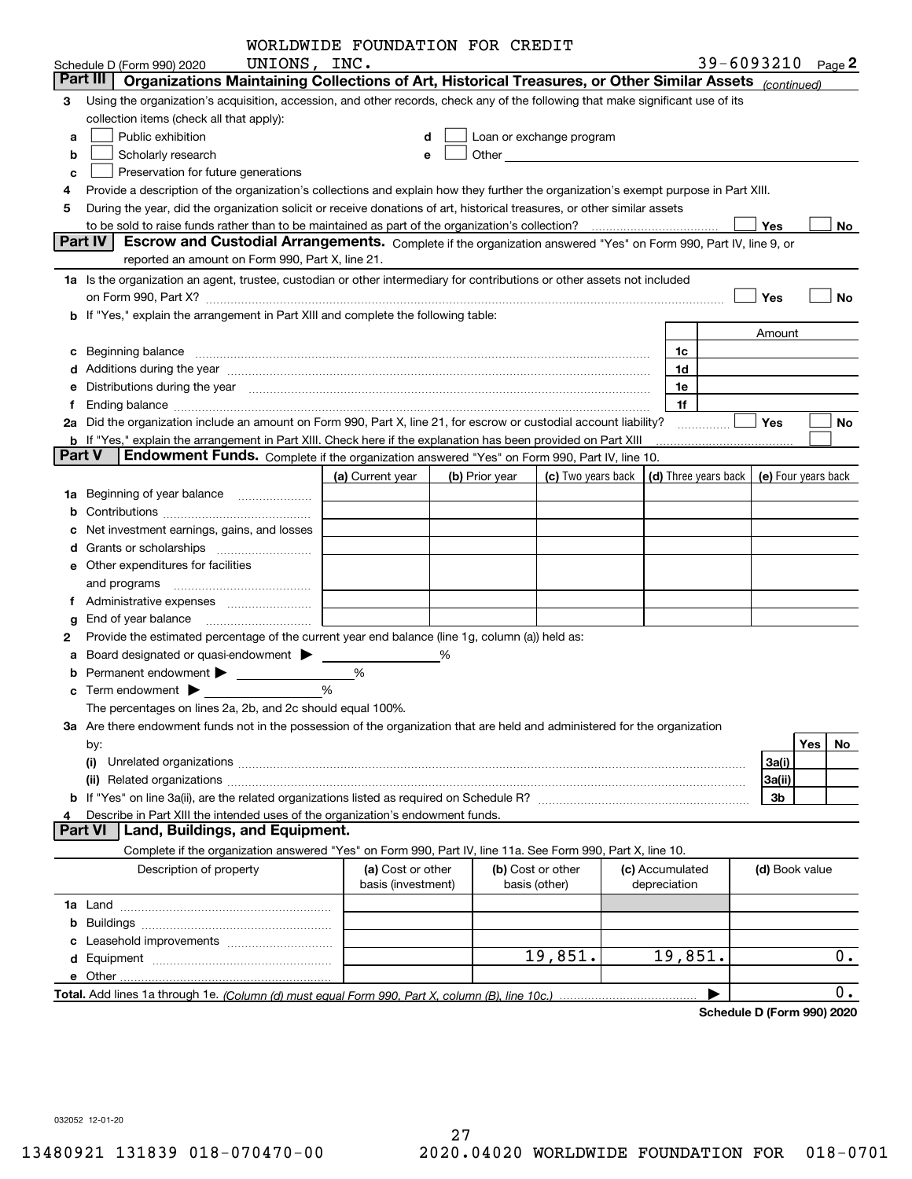WORLDWIDE FOUNDATION FOR CREDIT UNIONS, INC. 39-6093210

Schedule D (Form 990) 2020 Page 2

## Part III Organizations Maintaining Collections of Art, Historical Treasures, or Other Similar Assets *(continued)*

3 Using the organization's acquisition, accession, and other records, check any of the following that make significant use of its collection items (check all that apply):

a ☐ Public exhibition
b ☐ Scholarly research
c ☐ Preservation for future generations
d ☐ Loan or exchange program
e ☐ Other

4 Provide a description of the organization's collections and explain how they further the organization's exempt purpose in Part XIII.

5 During the year, did the organization solicit or receive donations of art, historical treasures, or other similar assets to be sold to raise funds rather than to be maintained as part of the organization's collection? ☐ Yes ☐ No

## Part IV Escrow and Custodial Arrangements.

Complete if the organization answered "Yes" on Form 990, Part IV, line 9, or reported an amount on Form 990, Part X, line 21.

1a Is the organization an agent, trustee, custodian or other intermediary for contributions or other assets not included on Form 990, Part X? ☐ Yes ☐ No

b If "Yes," explain the arrangement in Part XIII and complete the following table:

| | | Amount |
|---|---|---|
| c Beginning balance | 1c | |
| d Additions during the year | 1d | |
| e Distributions during the year | 1e | |
| f Ending balance | 1f | |

2a Did the organization include an amount on Form 990, Part X, line 21, for escrow or custodial account liability? ☐ Yes ☐ No

b If "Yes," explain the arrangement in Part XIII. Check here if the explanation has been provided on Part XIII ☐

## Part V Endowment Funds.

Complete if the organization answered "Yes" on Form 990, Part IV, line 10.

| | (a) Current year | (b) Prior year | (c) Two years back | (d) Three years back | (e) Four years back |
|---|---|---|---|---|---|
| 1a Beginning of year balance | | | | | |
| b Contributions | | | | | |
| c Net investment earnings, gains, and losses | | | | | |
| d Grants or scholarships | | | | | |
| e Other expenditures for facilities and programs | | | | | |
| f Administrative expenses | | | | | |
| g End of year balance | | | | | |

2 Provide the estimated percentage of the current year end balance (line 1g, column (a)) held as:

a Board designated or quasi-endowment ▶ %
b Permanent endowment ▶ %
c Term endowment ▶ %

The percentages on lines 2a, 2b, and 2c should equal 100%.

3a Are there endowment funds not in the possession of the organization that are held and administered for the organization by:

| | | Yes | No |
|---|---|---|---|
| (i) Unrelated organizations | 3a(i) | | |
| (ii) Related organizations | 3a(ii) | | |
| b If "Yes" on line 3a(ii), are the related organizations listed as required on Schedule R? | 3b | | |

4 Describe in Part XIII the intended uses of the organization's endowment funds.

## Part VI Land, Buildings, and Equipment.

Complete if the organization answered "Yes" on Form 990, Part IV, line 11a. See Form 990, Part X, line 10.

| Description of property | (a) Cost or other basis (investment) | (b) Cost or other basis (other) | (c) Accumulated depreciation | (d) Book value |
|---|---|---|---|---|
| 1a Land | | | | |
| b Buildings | | | | |
| c Leasehold improvements | | | | |
| d Equipment | | 19,851. | 19,851. | 0. |
| e Other | | | | |

**Total.** Add lines 1a through 1e. *(Column (d) must equal Form 990, Part X, column (B), line 10c.)* ▶ 0.

**Schedule D (Form 990) 2020**

032052 12-01-20

13480921 131839 018-070470-00 2020.04020 WORLDWIDE FOUNDATION FOR 018-0701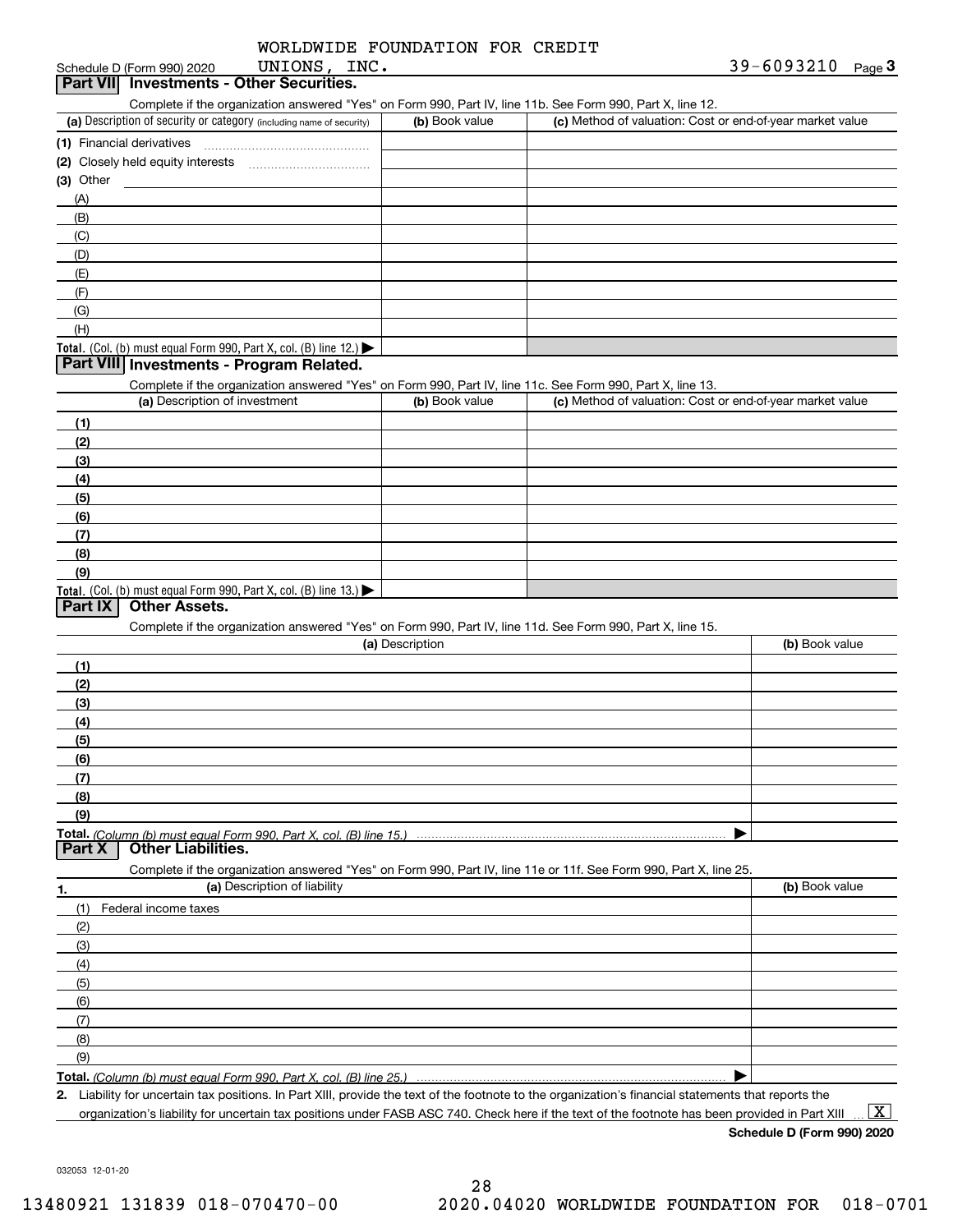Schedule D (Form 990) 2020 WORLDWIDE FOUNDATION FOR CREDIT UNIONS, INC. 39-6093210 Page 3

## Part VII Investments - Other Securities.

Complete if the organization answered "Yes" on Form 990, Part IV, line 11b. See Form 990, Part X, line 12.

| (a) Description of security or category (including name of security) | (b) Book value | (c) Method of valuation: Cost or end-of-year market value |
|---|---|---|
| (1) Financial derivatives | | |
| (2) Closely held equity interests | | |
| (3) Other | | |
| (A) | | |
| (B) | | |
| (C) | | |
| (D) | | |
| (E) | | |
| (F) | | |
| (G) | | |
| (H) | | |
| **Total.** (Col. (b) must equal Form 990, Part X, col. (B) line 12.) ▶ | | |

## Part VIII Investments - Program Related.

Complete if the organization answered "Yes" on Form 990, Part IV, line 11c. See Form 990, Part X, line 13.

| (a) Description of investment | (b) Book value | (c) Method of valuation: Cost or end-of-year market value |
|---|---|---|
| (1) | | |
| (2) | | |
| (3) | | |
| (4) | | |
| (5) | | |
| (6) | | |
| (7) | | |
| (8) | | |
| (9) | | |
| **Total.** (Col. (b) must equal Form 990, Part X, col. (B) line 13.) ▶ | | |

## Part IX Other Assets.

Complete if the organization answered "Yes" on Form 990, Part IV, line 11d. See Form 990, Part X, line 15.

| (a) Description | (b) Book value |
|---|---|
| (1) | |
| (2) | |
| (3) | |
| (4) | |
| (5) | |
| (6) | |
| (7) | |
| (8) | |
| (9) | |
| **Total.** *(Column (b) must equal Form 990, Part X, col. (B) line 15.)* ▶ | |

## Part X Other Liabilities.

Complete if the organization answered "Yes" on Form 990, Part IV, line 11e or 11f. See Form 990, Part X, line 25.

| 1. (a) Description of liability | (b) Book value |
|---|---|
| (1) Federal income taxes | |
| (2) | |
| (3) | |
| (4) | |
| (5) | |
| (6) | |
| (7) | |
| (8) | |
| (9) | |
| **Total.** *(Column (b) must equal Form 990, Part X, col. (B) line 25.)* ▶ | |

**2.** Liability for uncertain tax positions. In Part XIII, provide the text of the footnote to the organization's financial statements that reports the organization's liability for uncertain tax positions under FASB ASC 740. Check here if the text of the footnote has been provided in Part XIII ... [X]

**Schedule D (Form 990) 2020**

032053 12-01-20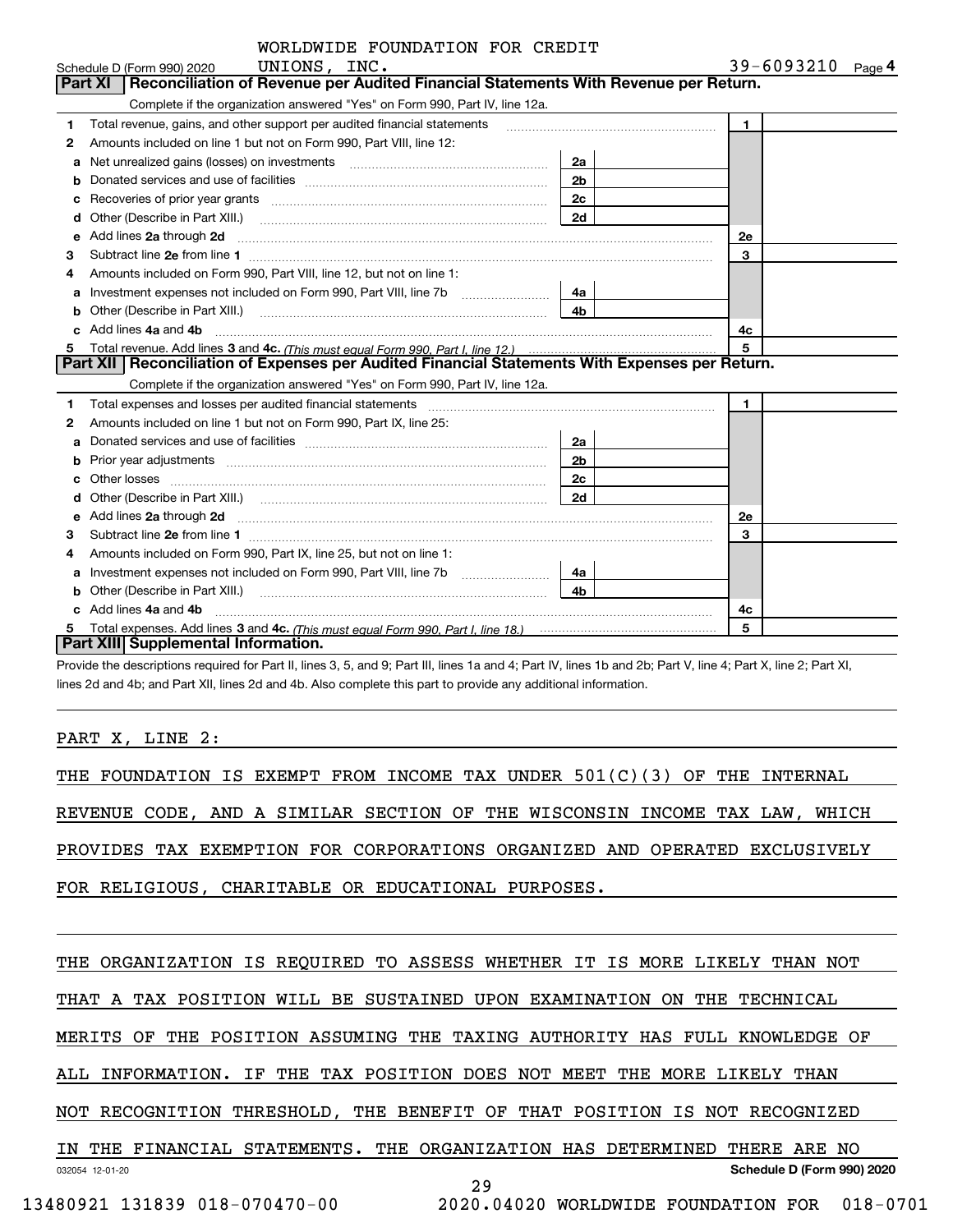WORLDWIDE FOUNDATION FOR CREDIT UNIONS, INC.

Schedule D (Form 990) 2020 — 39-6093210 — Page 4

## Part XI Reconciliation of Revenue per Audited Financial Statements With Revenue per Return.

Complete if the organization answered "Yes" on Form 990, Part IV, line 12a.

| | | | | | |
|---|---|---|---|---|---|
| 1 | Total revenue, gains, and other support per audited financial statements | | | 1 | |
| 2 | Amounts included on line 1 but not on Form 990, Part VIII, line 12: | | | | |
| a | Net unrealized gains (losses) on investments | 2a | | | |
| b | Donated services and use of facilities | 2b | | | |
| c | Recoveries of prior year grants | 2c | | | |
| d | Other (Describe in Part XIII.) | 2d | | | |
| e | Add lines 2a through 2d | | | 2e | |
| 3 | Subtract line 2e from line 1 | | | 3 | |
| 4 | Amounts included on Form 990, Part VIII, line 12, but not on line 1: | | | | |
| a | Investment expenses not included on Form 990, Part VIII, line 7b | 4a | | | |
| b | Other (Describe in Part XIII.) | 4b | | | |
| c | Add lines 4a and 4b | | | 4c | |
| 5 | Total revenue. Add lines 3 and 4c. *(This must equal Form 990, Part I, line 12.)* | | | 5 | |

## Part XII Reconciliation of Expenses per Audited Financial Statements With Expenses per Return.

Complete if the organization answered "Yes" on Form 990, Part IV, line 12a.

| | | | | | |
|---|---|---|---|---|---|
| 1 | Total expenses and losses per audited financial statements | | | 1 | |
| 2 | Amounts included on line 1 but not on Form 990, Part IX, line 25: | | | | |
| a | Donated services and use of facilities | 2a | | | |
| b | Prior year adjustments | 2b | | | |
| c | Other losses | 2c | | | |
| d | Other (Describe in Part XIII.) | 2d | | | |
| e | Add lines 2a through 2d | | | 2e | |
| 3 | Subtract line 2e from line 1 | | | 3 | |
| 4 | Amounts included on Form 990, Part IX, line 25, but not on line 1: | | | | |
| a | Investment expenses not included on Form 990, Part VIII, line 7b | 4a | | | |
| b | Other (Describe in Part XIII.) | 4b | | | |
| c | Add lines 4a and 4b | | | 4c | |
| 5 | Total expenses. Add lines 3 and 4c. *(This must equal Form 990, Part I, line 18.)* | | | 5 | |

## Part XIII Supplemental Information.

Provide the descriptions required for Part II, lines 3, 5, and 9; Part III, lines 1a and 4; Part IV, lines 1b and 2b; Part V, line 4; Part X, line 2; Part XI, lines 2d and 4b; and Part XII, lines 2d and 4b. Also complete this part to provide any additional information.

PART X, LINE 2:

THE FOUNDATION IS EXEMPT FROM INCOME TAX UNDER 501(C)(3) OF THE INTERNAL REVENUE CODE, AND A SIMILAR SECTION OF THE WISCONSIN INCOME TAX LAW, WHICH PROVIDES TAX EXEMPTION FOR CORPORATIONS ORGANIZED AND OPERATED EXCLUSIVELY FOR RELIGIOUS, CHARITABLE OR EDUCATIONAL PURPOSES.

THE ORGANIZATION IS REQUIRED TO ASSESS WHETHER IT IS MORE LIKELY THAN NOT THAT A TAX POSITION WILL BE SUSTAINED UPON EXAMINATION ON THE TECHNICAL MERITS OF THE POSITION ASSUMING THE TAXING AUTHORITY HAS FULL KNOWLEDGE OF ALL INFORMATION. IF THE TAX POSITION DOES NOT MEET THE MORE LIKELY THAN NOT RECOGNITION THRESHOLD, THE BENEFIT OF THAT POSITION IS NOT RECOGNIZED IN THE FINANCIAL STATEMENTS. THE ORGANIZATION HAS DETERMINED THERE ARE NO

032054 12-01-20 — Schedule D (Form 990) 2020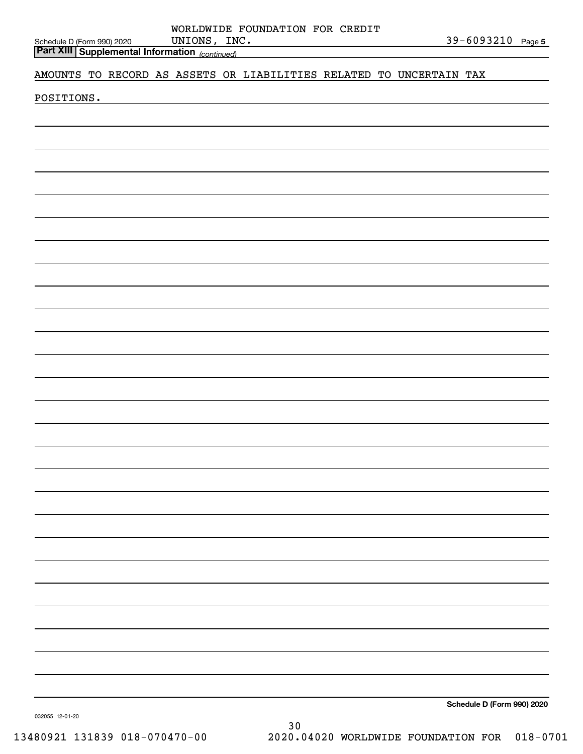WORLDWIDE FOUNDATION FOR CREDIT UNIONS, INC. 39-6093210

## Part XIII Supplemental Information *(continued)*

AMOUNTS TO RECORD AS ASSETS OR LIABILITIES RELATED TO UNCERTAIN TAX POSITIONS.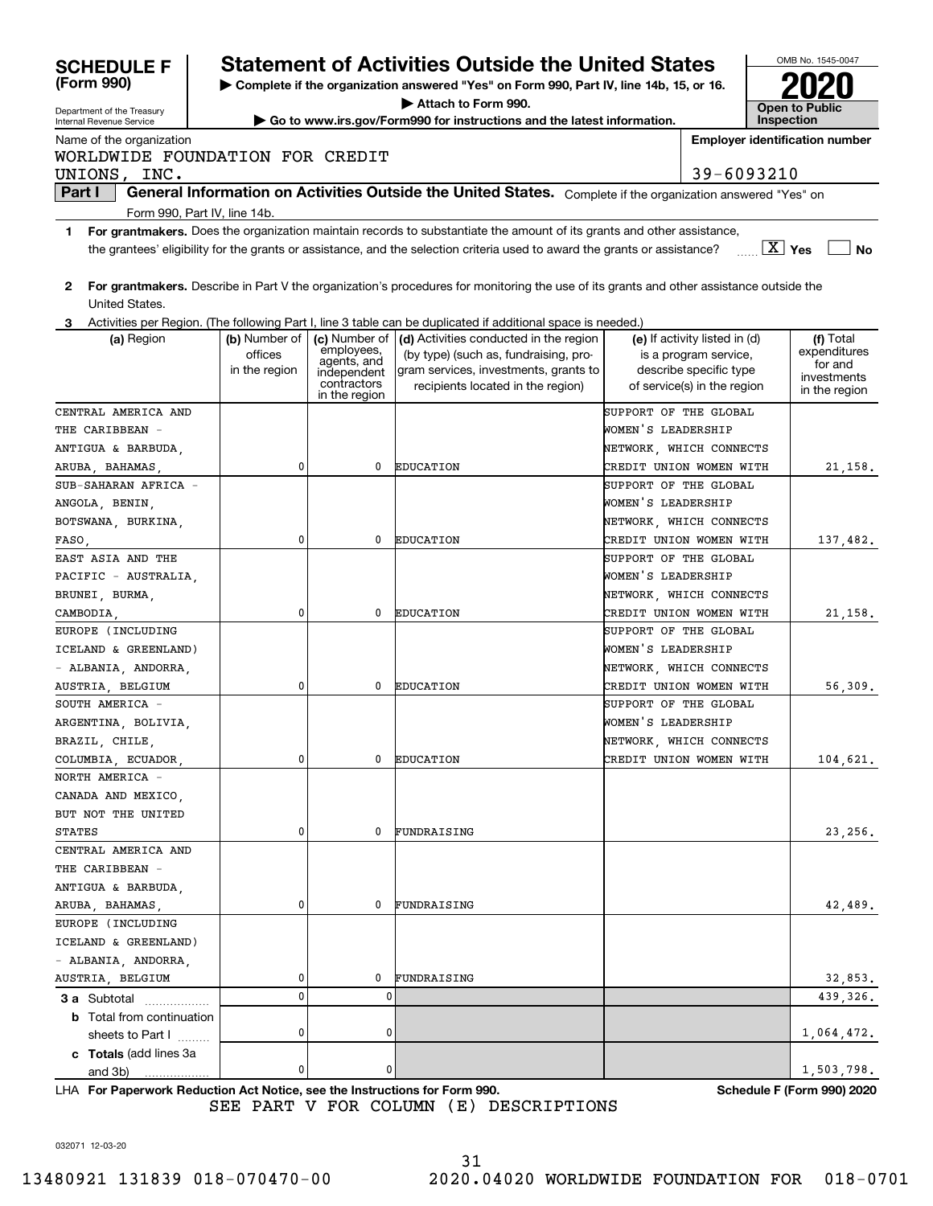# SCHEDULE F (Form 990)

Department of the Treasury
Internal Revenue Service

## Statement of Activities Outside the United States

▶ Complete if the organization answered "Yes" on Form 990, Part IV, line 14b, 15, or 16.
▶ Attach to Form 990.
▶ Go to www.irs.gov/Form990 for instructions and the latest information.

OMB No. 1545-0047
**2020**
**Open to Public Inspection**

Name of the organization: WORLDWIDE FOUNDATION FOR CREDIT UNIONS, INC.

Employer identification number: 39-6093210

**Part I** **General Information on Activities Outside the United States.** Complete if the organization answered "Yes" on Form 990, Part IV, line 14b.

**1** **For grantmakers.** Does the organization maintain records to substantiate the amount of its grants and other assistance, the grantees' eligibility for the grants or assistance, and the selection criteria used to award the grants or assistance? [X] Yes [ ] No

**2** **For grantmakers.** Describe in Part V the organization's procedures for monitoring the use of its grants and other assistance outside the United States.

**3** Activities per Region. (The following Part I, line 3 table can be duplicated if additional space is needed.)

| (a) Region | (b) Number of offices in the region | (c) Number of employees, agents, and independent contractors in the region | (d) Activities conducted in the region (by type) (such as, fundraising, program services, investments, grants to recipients located in the region) | (e) If activity listed in (d) is a program service, describe specific type of service(s) in the region | (f) Total expenditures for and investments in the region |
|---|---|---|---|---|---|
| CENTRAL AMERICA AND THE CARIBBEAN - ANTIGUA & BARBUDA, ARUBA, BAHAMAS, | 0 | 0 | EDUCATION | SUPPORT OF THE GLOBAL WOMEN'S LEADERSHIP NETWORK, WHICH CONNECTS CREDIT UNION WOMEN WITH | 21,158. |
| SUB-SAHARAN AFRICA - ANGOLA, BENIN, BOTSWANA, BURKINA, FASO, | 0 | 0 | EDUCATION | SUPPORT OF THE GLOBAL WOMEN'S LEADERSHIP NETWORK, WHICH CONNECTS CREDIT UNION WOMEN WITH | 137,482. |
| EAST ASIA AND THE PACIFIC - AUSTRALIA, BRUNEI, BURMA, CAMBODIA, | 0 | 0 | EDUCATION | SUPPORT OF THE GLOBAL WOMEN'S LEADERSHIP NETWORK, WHICH CONNECTS CREDIT UNION WOMEN WITH | 21,158. |
| EUROPE (INCLUDING ICELAND & GREENLAND) - ALBANIA, ANDORRA, AUSTRIA, BELGIUM | 0 | 0 | EDUCATION | SUPPORT OF THE GLOBAL WOMEN'S LEADERSHIP NETWORK, WHICH CONNECTS CREDIT UNION WOMEN WITH | 56,309. |
| SOUTH AMERICA - ARGENTINA, BOLIVIA, BRAZIL, CHILE, COLUMBIA, ECUADOR, | 0 | 0 | EDUCATION | SUPPORT OF THE GLOBAL WOMEN'S LEADERSHIP NETWORK, WHICH CONNECTS CREDIT UNION WOMEN WITH | 104,621. |
| NORTH AMERICA - CANADA AND MEXICO, BUT NOT THE UNITED STATES | 0 | 0 | FUNDRAISING | | 23,256. |
| CENTRAL AMERICA AND THE CARIBBEAN - ANTIGUA & BARBUDA, ARUBA, BAHAMAS, | 0 | 0 | FUNDRAISING | | 42,489. |
| EUROPE (INCLUDING ICELAND & GREENLAND) - ALBANIA, ANDORRA, AUSTRIA, BELGIUM | 0 | 0 | FUNDRAISING | | 32,853. |
| **3 a** Subtotal | 0 | 0 | | | 439,326. |
| **b** Total from continuation sheets to Part I | 0 | 0 | | | 1,064,472. |
| **c Totals** (add lines 3a and 3b) | 0 | 0 | | | 1,503,798. |

LHA **For Paperwork Reduction Act Notice, see the Instructions for Form 990.** **Schedule F (Form 990) 2020**

SEE PART V FOR COLUMN (E) DESCRIPTIONS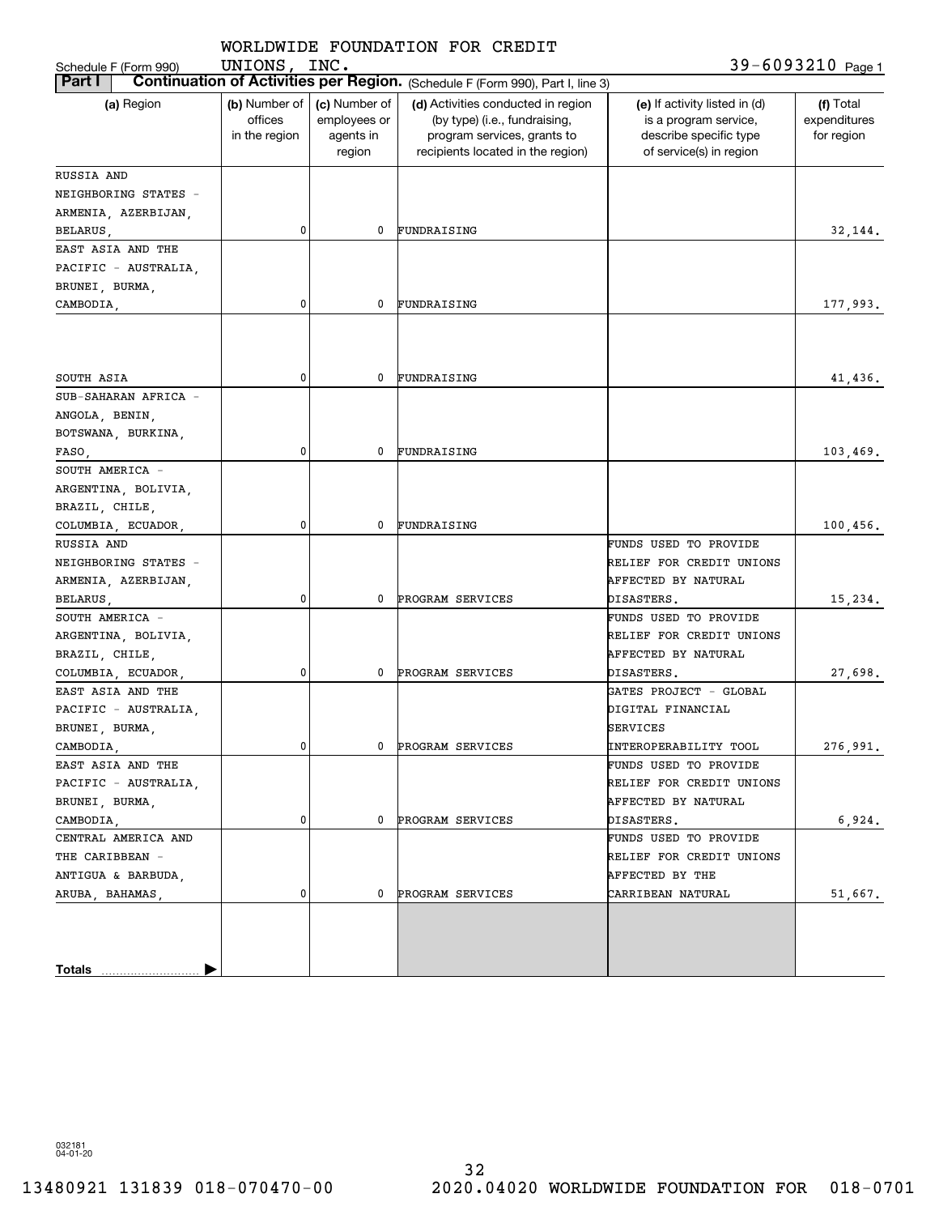WORLDWIDE FOUNDATION FOR CREDIT UNIONS, INC.

Schedule F (Form 990) 39-6093210 Page 1

**Part I** **Continuation of Activities per Region.** (Schedule F (Form 990), Part I, line 3)

| (a) Region | (b) Number of offices in the region | (c) Number of employees or agents in region | (d) Activities conducted in region (by type) (i.e., fundraising, program services, grants to recipients located in the region) | (e) If activity listed in (d) is a program service, describe specific type of service(s) in region | (f) Total expenditures for region |
|---|---|---|---|---|---|
| RUSSIA AND NEIGHBORING STATES - ARMENIA, AZERBIJAN, BELARUS, | 0 | 0 | FUNDRAISING | | 32,144. |
| EAST ASIA AND THE PACIFIC - AUSTRALIA, BRUNEI, BURMA, CAMBODIA, | 0 | 0 | FUNDRAISING | | 177,993. |
| SOUTH ASIA | 0 | 0 | FUNDRAISING | | 41,436. |
| SUB-SAHARAN AFRICA - ANGOLA, BENIN, BOTSWANA, BURKINA, FASO, | 0 | 0 | FUNDRAISING | | 103,469. |
| SOUTH AMERICA - ARGENTINA, BOLIVIA, BRAZIL, CHILE, COLUMBIA, ECUADOR, | 0 | 0 | FUNDRAISING | | 100,456. |
| RUSSIA AND NEIGHBORING STATES - ARMENIA, AZERBIJAN, BELARUS, | 0 | 0 | PROGRAM SERVICES | FUNDS USED TO PROVIDE RELIEF FOR CREDIT UNIONS AFFECTED BY NATURAL DISASTERS. | 15,234. |
| SOUTH AMERICA - ARGENTINA, BOLIVIA, BRAZIL, CHILE, COLUMBIA, ECUADOR, | 0 | 0 | PROGRAM SERVICES | FUNDS USED TO PROVIDE RELIEF FOR CREDIT UNIONS AFFECTED BY NATURAL DISASTERS. | 27,698. |
| EAST ASIA AND THE PACIFIC - AUSTRALIA, BRUNEI, BURMA, CAMBODIA, | 0 | 0 | PROGRAM SERVICES | GATES PROJECT - GLOBAL DIGITAL FINANCIAL SERVICES INTEROPERABILITY TOOL | 276,991. |
| EAST ASIA AND THE PACIFIC - AUSTRALIA, BRUNEI, BURMA, CAMBODIA, | 0 | 0 | PROGRAM SERVICES | FUNDS USED TO PROVIDE RELIEF FOR CREDIT UNIONS AFFECTED BY NATURAL DISASTERS. | 6,924. |
| CENTRAL AMERICA AND THE CARIBBEAN - ANTIGUA & BARBUDA, ARUBA, BAHAMAS, | 0 | 0 | PROGRAM SERVICES | FUNDS USED TO PROVIDE RELIEF FOR CREDIT UNIONS AFFECTED BY THE CARRIBEAN NATURAL | 51,667. |
| **Totals** | | | | | |

032181 04-01-20

13480921 131839 018-070470-00 2020.04020 WORLDWIDE FOUNDATION FOR 018-0701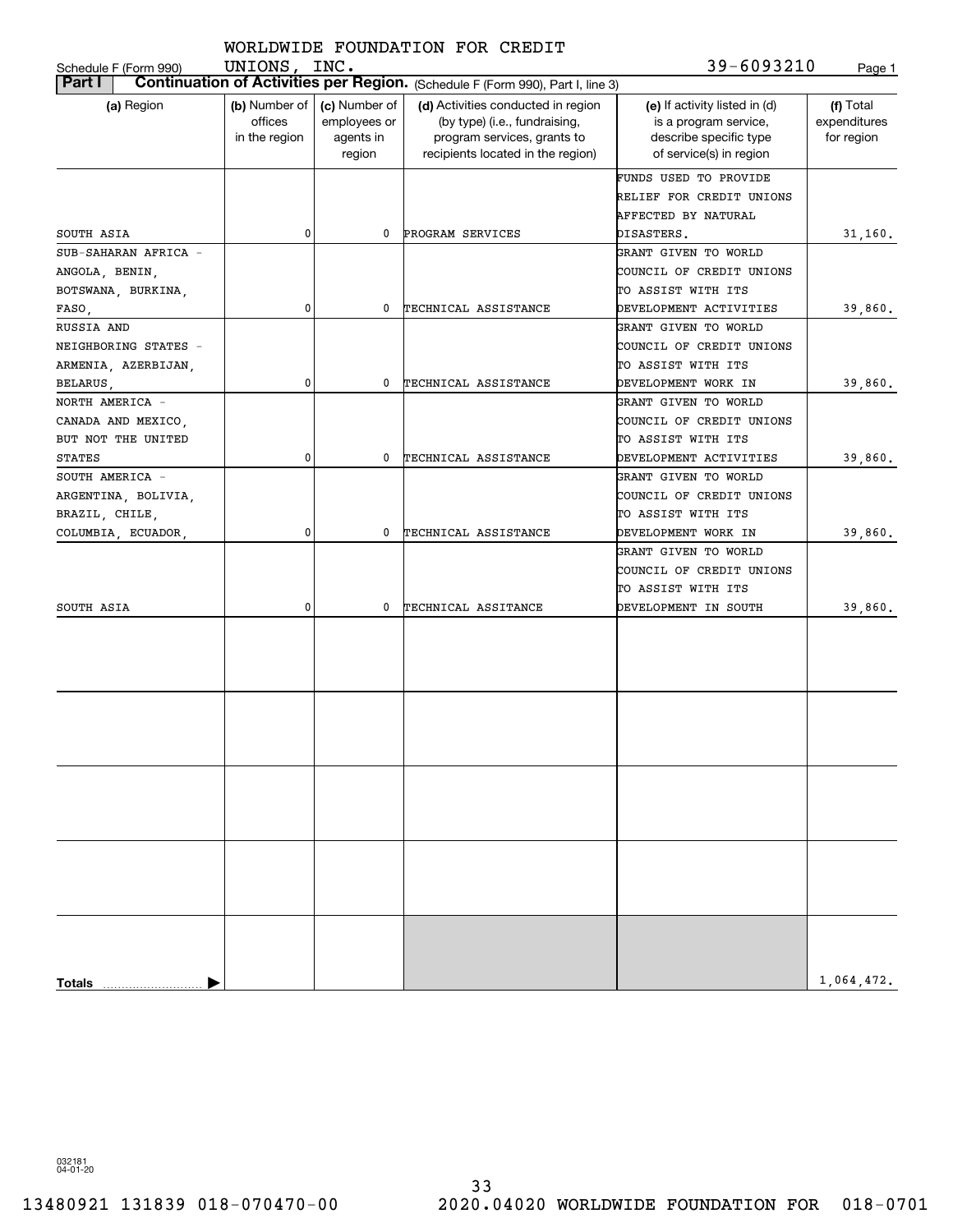WORLDWIDE FOUNDATION FOR CREDIT UNIONS, INC. 39-6093210

Schedule F (Form 990)

**Part I** **Continuation of Activities per Region.** (Schedule F (Form 990), Part I, line 3)

| (a) Region | (b) Number of offices in the region | (c) Number of employees or agents in region | (d) Activities conducted in region (by type) (i.e., fundraising, program services, grants to recipients located in the region) | (e) If activity listed in (d) is a program service, describe specific type of service(s) in region | (f) Total expenditures for region |
|---|---|---|---|---|---|
| SOUTH ASIA | 0 | 0 | PROGRAM SERVICES | FUNDS USED TO PROVIDE RELIEF FOR CREDIT UNIONS AFFECTED BY NATURAL DISASTERS. | 31,160. |
| SUB-SAHARAN AFRICA - ANGOLA, BENIN, BOTSWANA, BURKINA, FASO, | 0 | 0 | TECHNICAL ASSISTANCE | GRANT GIVEN TO WORLD COUNCIL OF CREDIT UNIONS TO ASSIST WITH ITS DEVELOPMENT ACTIVITIES | 39,860. |
| RUSSIA AND NEIGHBORING STATES - ARMENIA, AZERBIJAN, BELARUS, | 0 | 0 | TECHNICAL ASSISTANCE | GRANT GIVEN TO WORLD COUNCIL OF CREDIT UNIONS TO ASSIST WITH ITS DEVELOPMENT WORK IN | 39,860. |
| NORTH AMERICA - CANADA AND MEXICO, BUT NOT THE UNITED STATES | 0 | 0 | TECHNICAL ASSISTANCE | GRANT GIVEN TO WORLD COUNCIL OF CREDIT UNIONS TO ASSIST WITH ITS DEVELOPMENT ACTIVITIES | 39,860. |
| SOUTH AMERICA - ARGENTINA, BOLIVIA, BRAZIL, CHILE, COLUMBIA, ECUADOR, | 0 | 0 | TECHNICAL ASSISTANCE | GRANT GIVEN TO WORLD COUNCIL OF CREDIT UNIONS TO ASSIST WITH ITS DEVELOPMENT WORK IN | 39,860. |
| SOUTH ASIA | 0 | 0 | TECHNICAL ASSITANCE | GRANT GIVEN TO WORLD COUNCIL OF CREDIT UNIONS TO ASSIST WITH ITS DEVELOPMENT IN SOUTH | 39,860. |
| | | | | | |
| | | | | | |
| | | | | | |
| | | | | | |
| **Totals** | | | | | 1,064,472. |

032181 04-01-20

13480921 131839 018-070470-00 2020.04020 WORLDWIDE FOUNDATION FOR 018-0701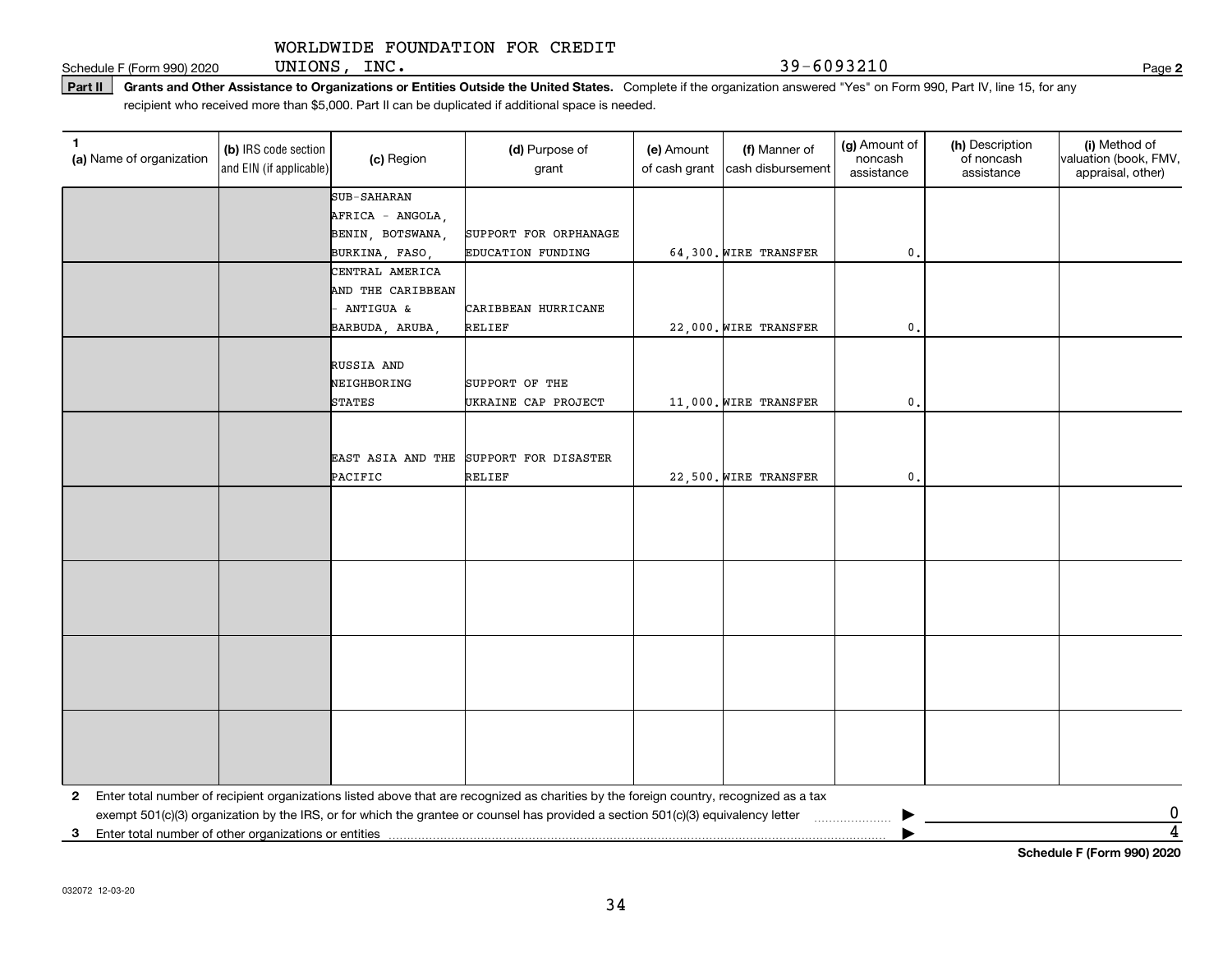Schedule F (Form 990) 2020 WORLDWIDE FOUNDATION FOR CREDIT UNIONS, INC. 39-6093210 Page 2

**Part II** **Grants and Other Assistance to Organizations or Entities Outside the United States.** Complete if the organization answered "Yes" on Form 990, Part IV, line 15, for any recipient who received more than $5,000. Part II can be duplicated if additional space is needed.

| 1 (a) Name of organization | (b) IRS code section and EIN (if applicable) | (c) Region | (d) Purpose of grant | (e) Amount of cash grant | (f) Manner of cash disbursement | (g) Amount of noncash assistance | (h) Description of noncash assistance | (i) Method of valuation (book, FMV, appraisal, other) |
|---|---|---|---|---|---|---|---|---|
| | | SUB-SAHARAN AFRICA - ANGOLA, BENIN, BOTSWANA, BURKINA, FASO, | SUPPORT FOR ORPHANAGE EDUCATION FUNDING | 64,300. | WIRE TRANSFER | 0. | | |
| | | CENTRAL AMERICA AND THE CARIBBEAN - ANTIGUA & BARBUDA, ARUBA, | CARIBBEAN HURRICANE RELIEF | 22,000. | WIRE TRANSFER | 0. | | |
| | | RUSSIA AND NEIGHBORING STATES | SUPPORT OF THE UKRAINE CAP PROJECT | 11,000. | WIRE TRANSFER | 0. | | |
| | | EAST ASIA AND THE PACIFIC | SUPPORT FOR DISASTER RELIEF | 22,500. | WIRE TRANSFER | 0. | | |
| | | | | | | | | |
| | | | | | | | | |
| | | | | | | | | |
| | | | | | | | | |

**2** Enter total number of recipient organizations listed above that are recognized as charities by the foreign country, recognized as a tax exempt 501(c)(3) organization by the IRS, or for which the grantee or counsel has provided a section 501(c)(3) equivalency letter ▶ 0

**3** Enter total number of other organizations or entities ▶ 4

**Schedule F (Form 990) 2020**

032072 12-03-20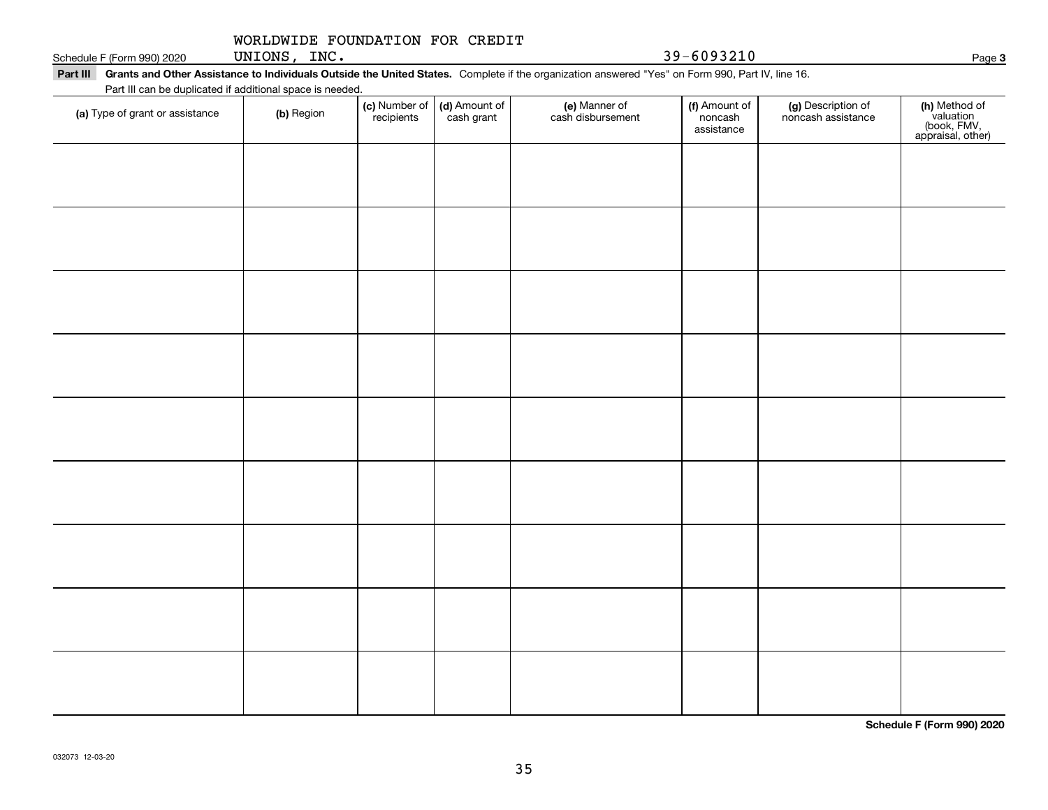WORLDWIDE FOUNDATION FOR CREDIT UNIONS, INC. 39-6093210

**Part III Grants and Other Assistance to Individuals Outside the United States.** Complete if the organization answered "Yes" on Form 990, Part IV, line 16.

Part III can be duplicated if additional space is needed.

| (a) Type of grant or assistance | (b) Region | (c) Number of recipients | (d) Amount of cash grant | (e) Manner of cash disbursement | (f) Amount of noncash assistance | (g) Description of noncash assistance | (h) Method of valuation (book, FMV, appraisal, other) |
|---|---|---|---|---|---|---|---|
| | | | | | | | |
| | | | | | | | |
| | | | | | | | |
| | | | | | | | |
| | | | | | | | |
| | | | | | | | |
| | | | | | | | |
| | | | | | | | |
| | | | | | | | |

**Schedule F (Form 990) 2020**

032073 12-03-20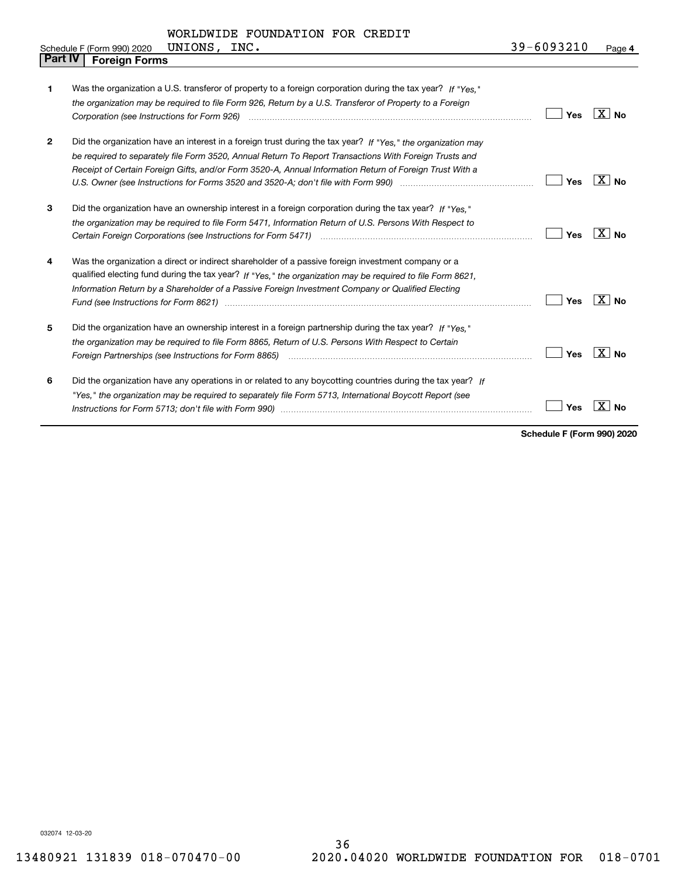WORLDWIDE FOUNDATION FOR CREDIT UNIONS, INC. 39-6093210

Schedule F (Form 990) 2020 Page 4

## Part IV Foreign Forms

| | | Yes | No |
|---|---|---|---|
| 1 | Was the organization a U.S. transferor of property to a foreign corporation during the tax year? *If "Yes," the organization may be required to file Form 926, Return by a U.S. Transferor of Property to a Foreign Corporation (see Instructions for Form 926)* | | X |
| 2 | Did the organization have an interest in a foreign trust during the tax year? *If "Yes," the organization may be required to separately file Form 3520, Annual Return To Report Transactions With Foreign Trusts and Receipt of Certain Foreign Gifts, and/or Form 3520-A, Annual Information Return of Foreign Trust With a U.S. Owner (see Instructions for Forms 3520 and 3520-A; don't file with Form 990)* | | X |
| 3 | Did the organization have an ownership interest in a foreign corporation during the tax year? *If "Yes," the organization may be required to file Form 5471, Information Return of U.S. Persons With Respect to Certain Foreign Corporations (see Instructions for Form 5471)* | | X |
| 4 | Was the organization a direct or indirect shareholder of a passive foreign investment company or a qualified electing fund during the tax year? *If "Yes," the organization may be required to file Form 8621, Information Return by a Shareholder of a Passive Foreign Investment Company or Qualified Electing Fund (see Instructions for Form 8621)* | | X |
| 5 | Did the organization have an ownership interest in a foreign partnership during the tax year? *If "Yes," the organization may be required to file Form 8865, Return of U.S. Persons With Respect to Certain Foreign Partnerships (see Instructions for Form 8865)* | | X |
| 6 | Did the organization have any operations in or related to any boycotting countries during the tax year? *If "Yes," the organization may be required to separately file Form 5713, International Boycott Report (see Instructions for Form 5713; don't file with Form 990)* | | X |

Schedule F (Form 990) 2020

032074 12-03-20

13480921 131839 018-070470-00 2020.04020 WORLDWIDE FOUNDATION FOR 018-0701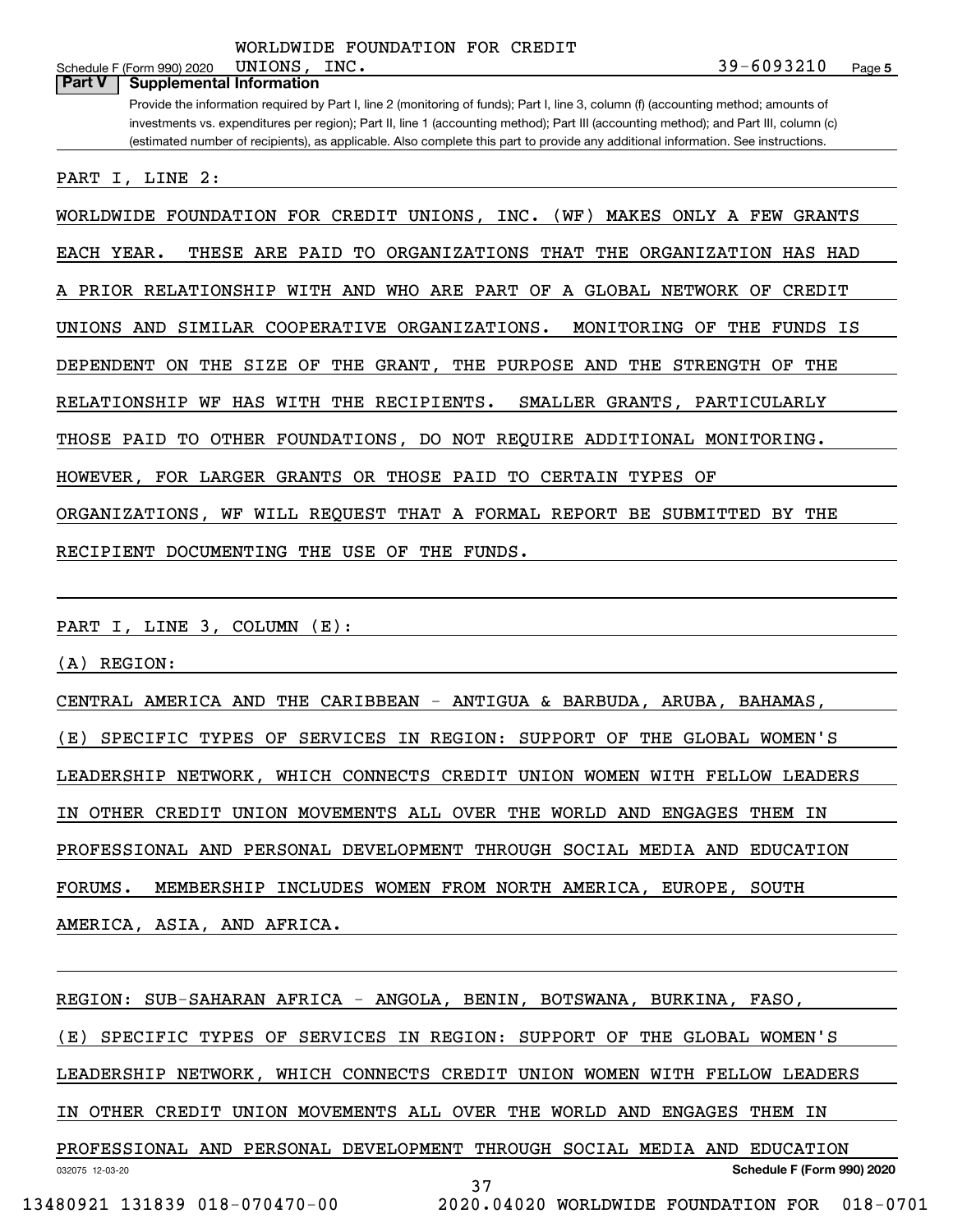WORLDWIDE FOUNDATION FOR CREDIT UNIONS, INC. 39-6093210

## Part V Supplemental Information

Provide the information required by Part I, line 2 (monitoring of funds); Part I, line 3, column (f) (accounting method; amounts of investments vs. expenditures per region); Part II, line 1 (accounting method); Part III (accounting method); and Part III, column (c) (estimated number of recipients), as applicable. Also complete this part to provide any additional information. See instructions.

PART I, LINE 2:

WORLDWIDE FOUNDATION FOR CREDIT UNIONS, INC. (WF) MAKES ONLY A FEW GRANTS EACH YEAR. THESE ARE PAID TO ORGANIZATIONS THAT THE ORGANIZATION HAS HAD A PRIOR RELATIONSHIP WITH AND WHO ARE PART OF A GLOBAL NETWORK OF CREDIT UNIONS AND SIMILAR COOPERATIVE ORGANIZATIONS. MONITORING OF THE FUNDS IS DEPENDENT ON THE SIZE OF THE GRANT, THE PURPOSE AND THE STRENGTH OF THE RELATIONSHIP WF HAS WITH THE RECIPIENTS. SMALLER GRANTS, PARTICULARLY THOSE PAID TO OTHER FOUNDATIONS, DO NOT REQUIRE ADDITIONAL MONITORING. HOWEVER, FOR LARGER GRANTS OR THOSE PAID TO CERTAIN TYPES OF ORGANIZATIONS, WF WILL REQUEST THAT A FORMAL REPORT BE SUBMITTED BY THE RECIPIENT DOCUMENTING THE USE OF THE FUNDS.

PART I, LINE 3, COLUMN (E):

(A) REGION:

CENTRAL AMERICA AND THE CARIBBEAN - ANTIGUA & BARBUDA, ARUBA, BAHAMAS,

(E) SPECIFIC TYPES OF SERVICES IN REGION: SUPPORT OF THE GLOBAL WOMEN'S LEADERSHIP NETWORK, WHICH CONNECTS CREDIT UNION WOMEN WITH FELLOW LEADERS IN OTHER CREDIT UNION MOVEMENTS ALL OVER THE WORLD AND ENGAGES THEM IN PROFESSIONAL AND PERSONAL DEVELOPMENT THROUGH SOCIAL MEDIA AND EDUCATION FORUMS. MEMBERSHIP INCLUDES WOMEN FROM NORTH AMERICA, EUROPE, SOUTH AMERICA, ASIA, AND AFRICA.

REGION: SUB-SAHARAN AFRICA - ANGOLA, BENIN, BOTSWANA, BURKINA, FASO,

(E) SPECIFIC TYPES OF SERVICES IN REGION: SUPPORT OF THE GLOBAL WOMEN'S LEADERSHIP NETWORK, WHICH CONNECTS CREDIT UNION WOMEN WITH FELLOW LEADERS IN OTHER CREDIT UNION MOVEMENTS ALL OVER THE WORLD AND ENGAGES THEM IN PROFESSIONAL AND PERSONAL DEVELOPMENT THROUGH SOCIAL MEDIA AND EDUCATION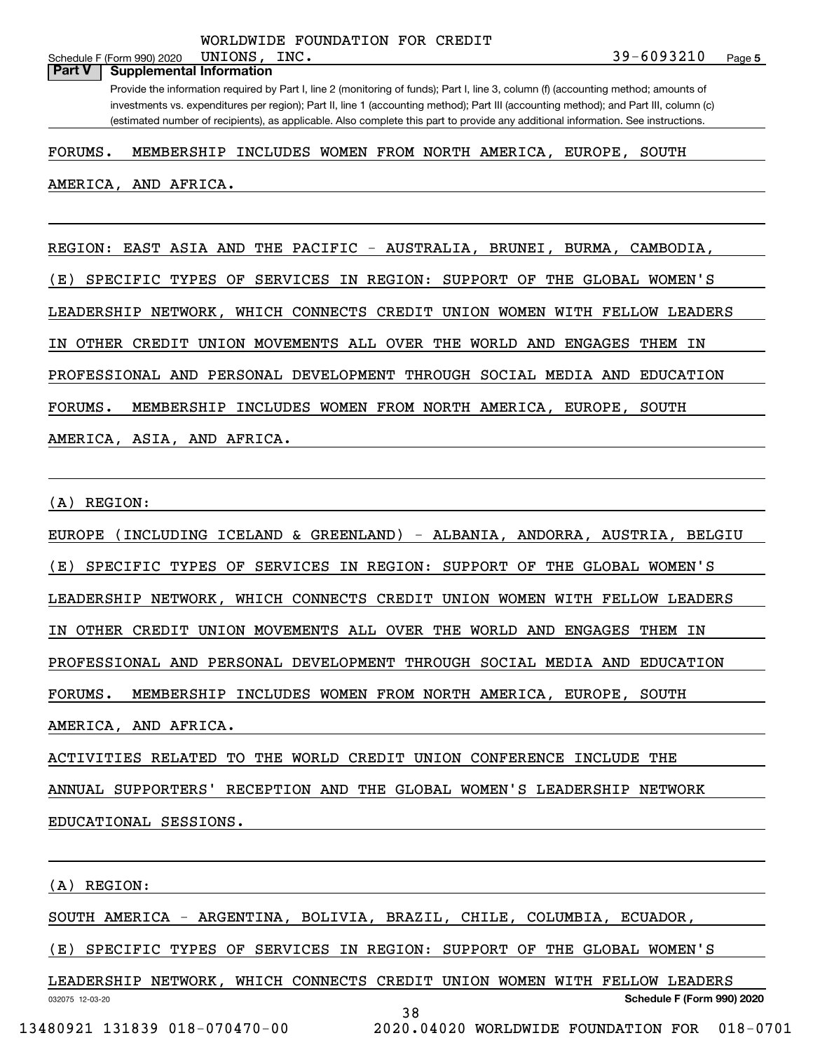WORLDWIDE FOUNDATION FOR CREDIT UNIONS, INC. 39-6093210

Schedule F (Form 990) 2020

## Part V Supplemental Information

Provide the information required by Part I, line 2 (monitoring of funds); Part I, line 3, column (f) (accounting method; amounts of investments vs. expenditures per region); Part II, line 1 (accounting method); Part III (accounting method); and Part III, column (c) (estimated number of recipients), as applicable. Also complete this part to provide any additional information. See instructions.

FORUMS. MEMBERSHIP INCLUDES WOMEN FROM NORTH AMERICA, EUROPE, SOUTH AMERICA, AND AFRICA.

REGION: EAST ASIA AND THE PACIFIC - AUSTRALIA, BRUNEI, BURMA, CAMBODIA,

(E) SPECIFIC TYPES OF SERVICES IN REGION: SUPPORT OF THE GLOBAL WOMEN'S LEADERSHIP NETWORK, WHICH CONNECTS CREDIT UNION WOMEN WITH FELLOW LEADERS IN OTHER CREDIT UNION MOVEMENTS ALL OVER THE WORLD AND ENGAGES THEM IN PROFESSIONAL AND PERSONAL DEVELOPMENT THROUGH SOCIAL MEDIA AND EDUCATION FORUMS. MEMBERSHIP INCLUDES WOMEN FROM NORTH AMERICA, EUROPE, SOUTH AMERICA, ASIA, AND AFRICA.

(A) REGION:

EUROPE (INCLUDING ICELAND & GREENLAND) - ALBANIA, ANDORRA, AUSTRIA, BELGIU

(E) SPECIFIC TYPES OF SERVICES IN REGION: SUPPORT OF THE GLOBAL WOMEN'S LEADERSHIP NETWORK, WHICH CONNECTS CREDIT UNION WOMEN WITH FELLOW LEADERS IN OTHER CREDIT UNION MOVEMENTS ALL OVER THE WORLD AND ENGAGES THEM IN PROFESSIONAL AND PERSONAL DEVELOPMENT THROUGH SOCIAL MEDIA AND EDUCATION FORUMS. MEMBERSHIP INCLUDES WOMEN FROM NORTH AMERICA, EUROPE, SOUTH AMERICA, AND AFRICA.

ACTIVITIES RELATED TO THE WORLD CREDIT UNION CONFERENCE INCLUDE THE ANNUAL SUPPORTERS' RECEPTION AND THE GLOBAL WOMEN'S LEADERSHIP NETWORK EDUCATIONAL SESSIONS.

(A) REGION:

SOUTH AMERICA - ARGENTINA, BOLIVIA, BRAZIL, CHILE, COLUMBIA, ECUADOR,

(E) SPECIFIC TYPES OF SERVICES IN REGION: SUPPORT OF THE GLOBAL WOMEN'S LEADERSHIP NETWORK, WHICH CONNECTS CREDIT UNION WOMEN WITH FELLOW LEADERS

032075 12-03-20 Schedule F (Form 990) 2020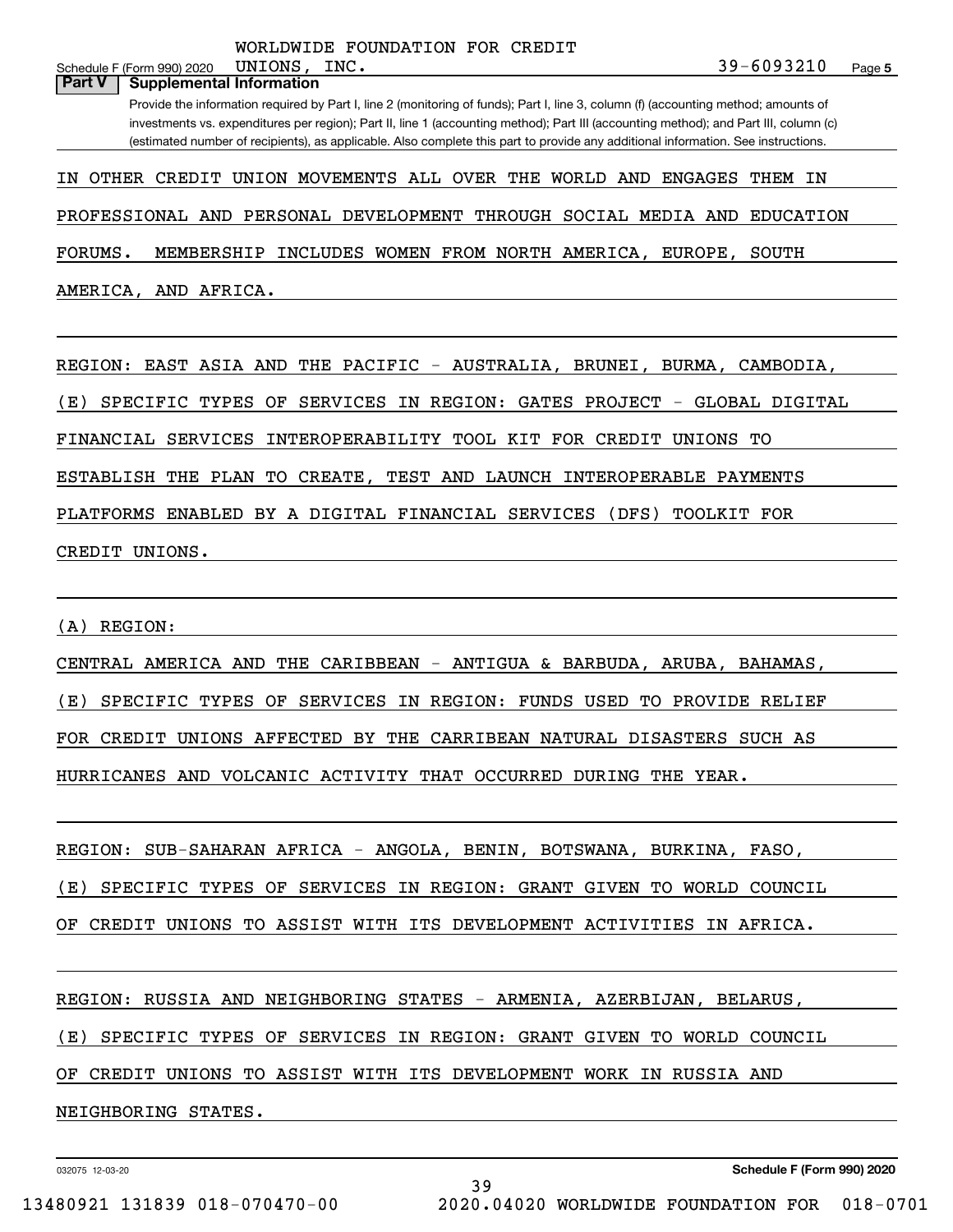WORLDWIDE FOUNDATION FOR CREDIT UNIONS, INC. 39-6093210

## Part V Supplemental Information

Provide the information required by Part I, line 2 (monitoring of funds); Part I, line 3, column (f) (accounting method; amounts of investments vs. expenditures per region); Part II, line 1 (accounting method); Part III (accounting method); and Part III, column (c) (estimated number of recipients), as applicable. Also complete this part to provide any additional information. See instructions.

IN OTHER CREDIT UNION MOVEMENTS ALL OVER THE WORLD AND ENGAGES THEM IN PROFESSIONAL AND PERSONAL DEVELOPMENT THROUGH SOCIAL MEDIA AND EDUCATION FORUMS. MEMBERSHIP INCLUDES WOMEN FROM NORTH AMERICA, EUROPE, SOUTH AMERICA, AND AFRICA.

REGION: EAST ASIA AND THE PACIFIC - AUSTRALIA, BRUNEI, BURMA, CAMBODIA,

(E) SPECIFIC TYPES OF SERVICES IN REGION: GATES PROJECT - GLOBAL DIGITAL FINANCIAL SERVICES INTEROPERABILITY TOOL KIT FOR CREDIT UNIONS TO ESTABLISH THE PLAN TO CREATE, TEST AND LAUNCH INTEROPERABLE PAYMENTS PLATFORMS ENABLED BY A DIGITAL FINANCIAL SERVICES (DFS) TOOLKIT FOR CREDIT UNIONS.

(A) REGION:

CENTRAL AMERICA AND THE CARIBBEAN - ANTIGUA & BARBUDA, ARUBA, BAHAMAS,

(E) SPECIFIC TYPES OF SERVICES IN REGION: FUNDS USED TO PROVIDE RELIEF FOR CREDIT UNIONS AFFECTED BY THE CARRIBEAN NATURAL DISASTERS SUCH AS HURRICANES AND VOLCANIC ACTIVITY THAT OCCURRED DURING THE YEAR.

REGION: SUB-SAHARAN AFRICA - ANGOLA, BENIN, BOTSWANA, BURKINA, FASO,

(E) SPECIFIC TYPES OF SERVICES IN REGION: GRANT GIVEN TO WORLD COUNCIL OF CREDIT UNIONS TO ASSIST WITH ITS DEVELOPMENT ACTIVITIES IN AFRICA.

REGION: RUSSIA AND NEIGHBORING STATES - ARMENIA, AZERBIJAN, BELARUS,

(E) SPECIFIC TYPES OF SERVICES IN REGION: GRANT GIVEN TO WORLD COUNCIL OF CREDIT UNIONS TO ASSIST WITH ITS DEVELOPMENT WORK IN RUSSIA AND NEIGHBORING STATES.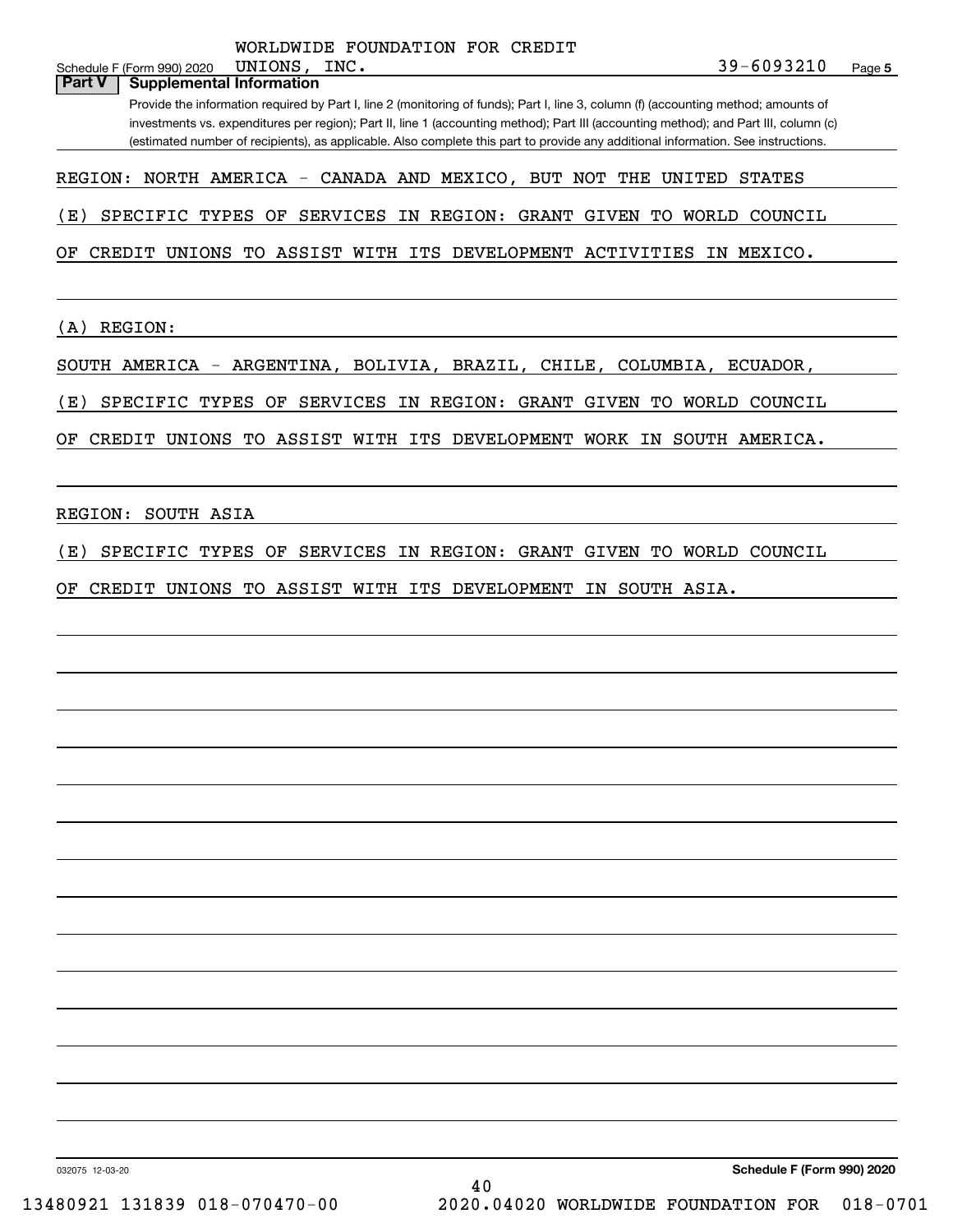WORLDWIDE FOUNDATION FOR CREDIT UNIONS, INC. 39-6093210

Schedule F (Form 990) 2020 Page 5

## Part V Supplemental Information

Provide the information required by Part I, line 2 (monitoring of funds); Part I, line 3, column (f) (accounting method; amounts of investments vs. expenditures per region); Part II, line 1 (accounting method); Part III (accounting method); and Part III, column (c) (estimated number of recipients), as applicable. Also complete this part to provide any additional information. See instructions.

REGION: NORTH AMERICA - CANADA AND MEXICO, BUT NOT THE UNITED STATES

(E) SPECIFIC TYPES OF SERVICES IN REGION: GRANT GIVEN TO WORLD COUNCIL OF CREDIT UNIONS TO ASSIST WITH ITS DEVELOPMENT ACTIVITIES IN MEXICO.

(A) REGION:

SOUTH AMERICA - ARGENTINA, BOLIVIA, BRAZIL, CHILE, COLUMBIA, ECUADOR,

(E) SPECIFIC TYPES OF SERVICES IN REGION: GRANT GIVEN TO WORLD COUNCIL OF CREDIT UNIONS TO ASSIST WITH ITS DEVELOPMENT WORK IN SOUTH AMERICA.

REGION: SOUTH ASIA

(E) SPECIFIC TYPES OF SERVICES IN REGION: GRANT GIVEN TO WORLD COUNCIL OF CREDIT UNIONS TO ASSIST WITH ITS DEVELOPMENT IN SOUTH ASIA.

032075 12-03-20 Schedule F (Form 990) 2020

13480921 131839 018-070470-00 2020.04020 WORLDWIDE FOUNDATION FOR 018-0701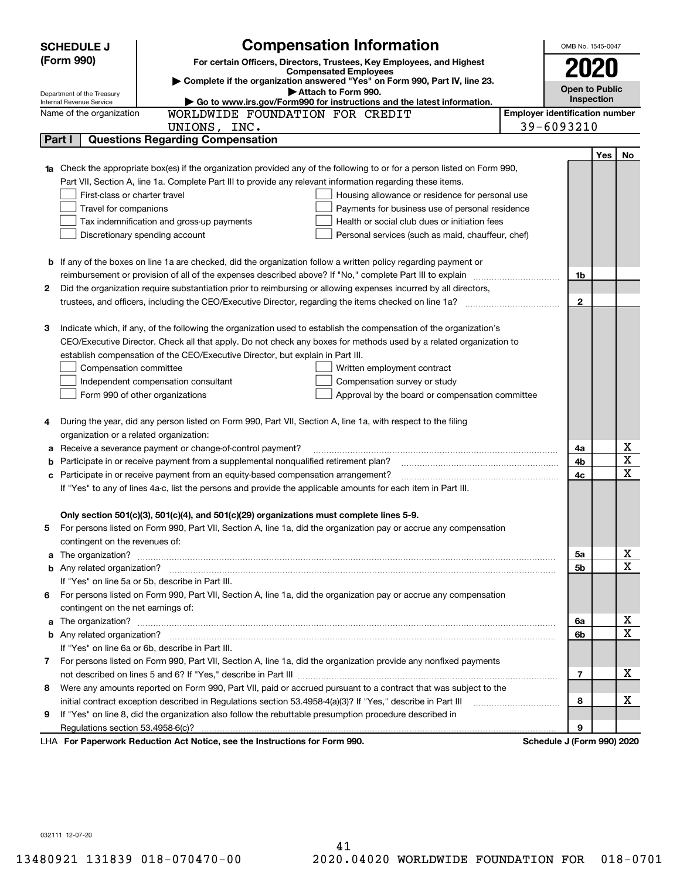**SCHEDULE J (Form 990)**

Department of the Treasury
Internal Revenue Service

# Compensation Information

**For certain Officers, Directors, Trustees, Key Employees, and Highest Compensated Employees**

▶ **Complete if the organization answered "Yes" on Form 990, Part IV, line 23.**

▶ **Attach to Form 990.**

▶ **Go to www.irs.gov/Form990 for instructions and the latest information.**

OMB No. 1545-0047

**2020**

**Open to Public Inspection**

Name of the organization: WORLDWIDE FOUNDATION FOR CREDIT UNIONS, INC.

**Employer identification number:** 39-6093210

## Part I Questions Regarding Compensation

| | | | Yes | No |
|---|---|---|---|---|
| **1a** | Check the appropriate box(es) if the organization provided any of the following to or for a person listed on Form 990, Part VII, Section A, line 1a. Complete Part III to provide any relevant information regarding these items.<br>☐ First-class or charter travel ☐ Housing allowance or residence for personal use<br>☐ Travel for companions ☐ Payments for business use of personal residence<br>☐ Tax indemnification and gross-up payments ☐ Health or social club dues or initiation fees<br>☐ Discretionary spending account ☐ Personal services (such as maid, chauffeur, chef) | | | |
| **b** | If any of the boxes on line 1a are checked, did the organization follow a written policy regarding payment or reimbursement or provision of all of the expenses described above? If "No," complete Part III to explain | 1b | | |
| **2** | Did the organization require substantiation prior to reimbursing or allowing expenses incurred by all directors, trustees, and officers, including the CEO/Executive Director, regarding the items checked on line 1a? | 2 | | |
| **3** | Indicate which, if any, of the following the organization used to establish the compensation of the organization's CEO/Executive Director. Check all that apply. Do not check any boxes for methods used by a related organization to establish compensation of the CEO/Executive Director, but explain in Part III.<br>☐ Compensation committee ☐ Written employment contract<br>☐ Independent compensation consultant ☐ Compensation survey or study<br>☐ Form 990 of other organizations ☐ Approval by the board or compensation committee | | | |
| **4** | During the year, did any person listed on Form 990, Part VII, Section A, line 1a, with respect to the filing organization or a related organization: | | | |
| **a** | Receive a severance payment or change-of-control payment? | 4a | | X |
| **b** | Participate in or receive payment from a supplemental nonqualified retirement plan? | 4b | | X |
| **c** | Participate in or receive payment from an equity-based compensation arrangement? | 4c | | X |
| | If "Yes" to any of lines 4a-c, list the persons and provide the applicable amounts for each item in Part III. | | | |
| | **Only section 501(c)(3), 501(c)(4), and 501(c)(29) organizations must complete lines 5-9.** | | | |
| **5** | For persons listed on Form 990, Part VII, Section A, line 1a, did the organization pay or accrue any compensation contingent on the revenues of: | | | |
| **a** | The organization? | 5a | | X |
| **b** | Any related organization? | 5b | | X |
| | If "Yes" on line 5a or 5b, describe in Part III. | | | |
| **6** | For persons listed on Form 990, Part VII, Section A, line 1a, did the organization pay or accrue any compensation contingent on the net earnings of: | | | |
| **a** | The organization? | 6a | | X |
| **b** | Any related organization? | 6b | | X |
| | If "Yes" on line 6a or 6b, describe in Part III. | | | |
| **7** | For persons listed on Form 990, Part VII, Section A, line 1a, did the organization provide any nonfixed payments not described on lines 5 and 6? If "Yes," describe in Part III | 7 | | X |
| **8** | Were any amounts reported on Form 990, Part VII, paid or accrued pursuant to a contract that was subject to the initial contract exception described in Regulations section 53.4958-4(a)(3)? If "Yes," describe in Part III | 8 | | X |
| **9** | If "Yes" on line 8, did the organization also follow the rebuttable presumption procedure described in Regulations section 53.4958-6(c)? | 9 | | |

LHA **For Paperwork Reduction Act Notice, see the Instructions for Form 990.** **Schedule J (Form 990) 2020**

032111 12-07-20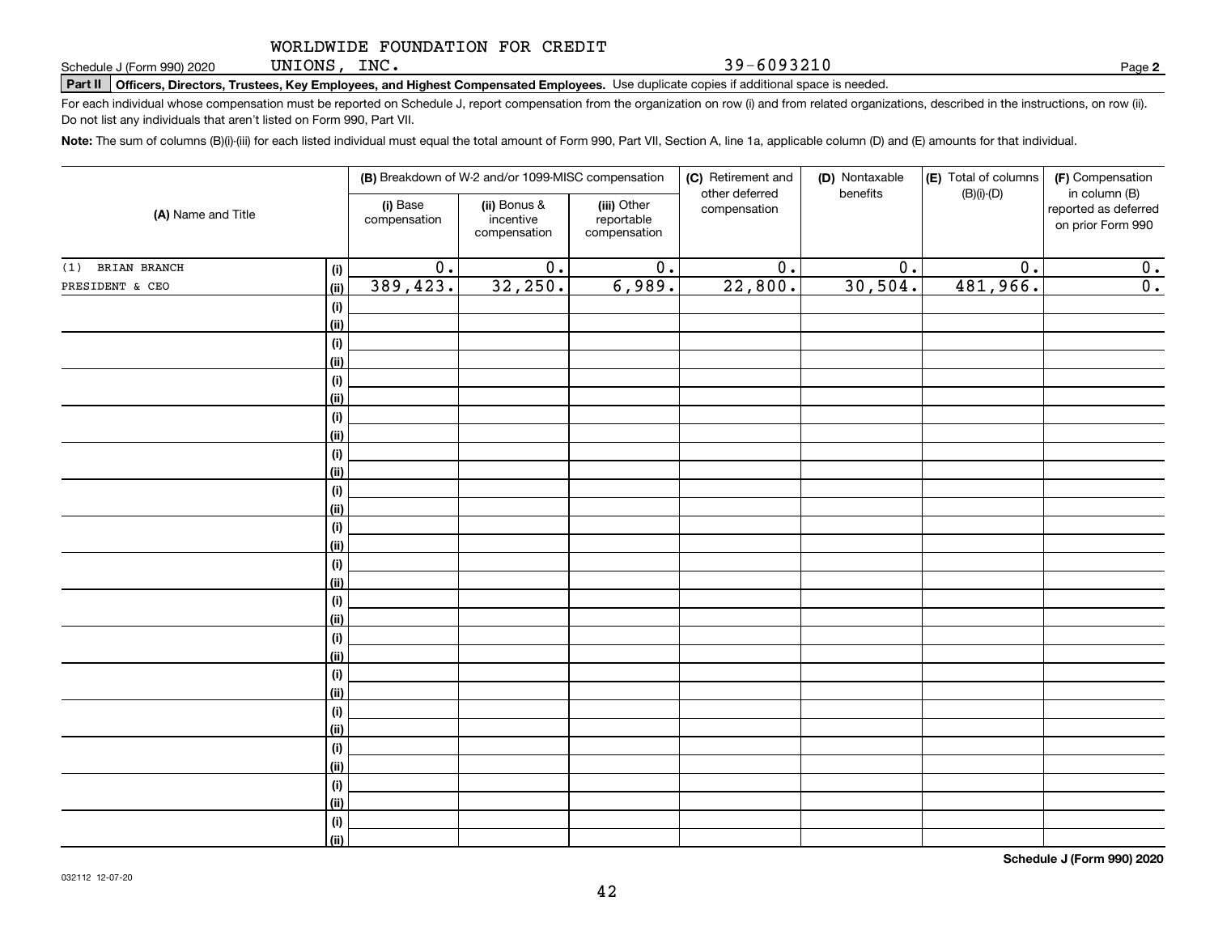Schedule J (Form 990) 2020 WORLDWIDE FOUNDATION FOR CREDIT UNIONS, INC. 39-6093210 Page **2**

**Part II Officers, Directors, Trustees, Key Employees, and Highest Compensated Employees.** Use duplicate copies if additional space is needed.

For each individual whose compensation must be reported on Schedule J, report compensation from the organization on row (i) and from related organizations, described in the instructions, on row (ii). Do not list any individuals that aren't listed on Form 990, Part VII.

**Note:** The sum of columns (B)(i)-(iii) for each listed individual must equal the total amount of Form 990, Part VII, Section A, line 1a, applicable column (D) and (E) amounts for that individual.

| (A) Name and Title | | (B) Breakdown of W-2 and/or 1099-MISC compensation | | | (C) Retirement and other deferred compensation | (D) Nontaxable benefits | (E) Total of columns (B)(i)-(D) | (F) Compensation in column (B) reported as deferred on prior Form 990 |
|---|---|---|---|---|---|---|---|---|
| | | (i) Base compensation | (ii) Bonus & incentive compensation | (iii) Other reportable compensation | | | | |
| (1) BRIAN BRANCH | (i) | 0. | 0. | 0. | 0. | 0. | 0. | 0. |
| PRESIDENT & CEO | (ii) | 389,423. | 32,250. | 6,989. | 22,800. | 30,504. | 481,966. | 0. |
| | (i) | | | | | | | |
| | (ii) | | | | | | | |
| | (i) | | | | | | | |
| | (ii) | | | | | | | |
| | (i) | | | | | | | |
| | (ii) | | | | | | | |
| | (i) | | | | | | | |
| | (ii) | | | | | | | |
| | (i) | | | | | | | |
| | (ii) | | | | | | | |
| | (i) | | | | | | | |
| | (ii) | | | | | | | |
| | (i) | | | | | | | |
| | (ii) | | | | | | | |
| | (i) | | | | | | | |
| | (ii) | | | | | | | |
| | (i) | | | | | | | |
| | (ii) | | | | | | | |
| | (i) | | | | | | | |
| | (ii) | | | | | | | |
| | (i) | | | | | | | |
| | (ii) | | | | | | | |
| | (i) | | | | | | | |
| | (ii) | | | | | | | |
| | (i) | | | | | | | |
| | (ii) | | | | | | | |
| | (i) | | | | | | | |
| | (ii) | | | | | | | |
| | (i) | | | | | | | |
| | (ii) | | | | | | | |

**Schedule J (Form 990) 2020**

032112 12-07-20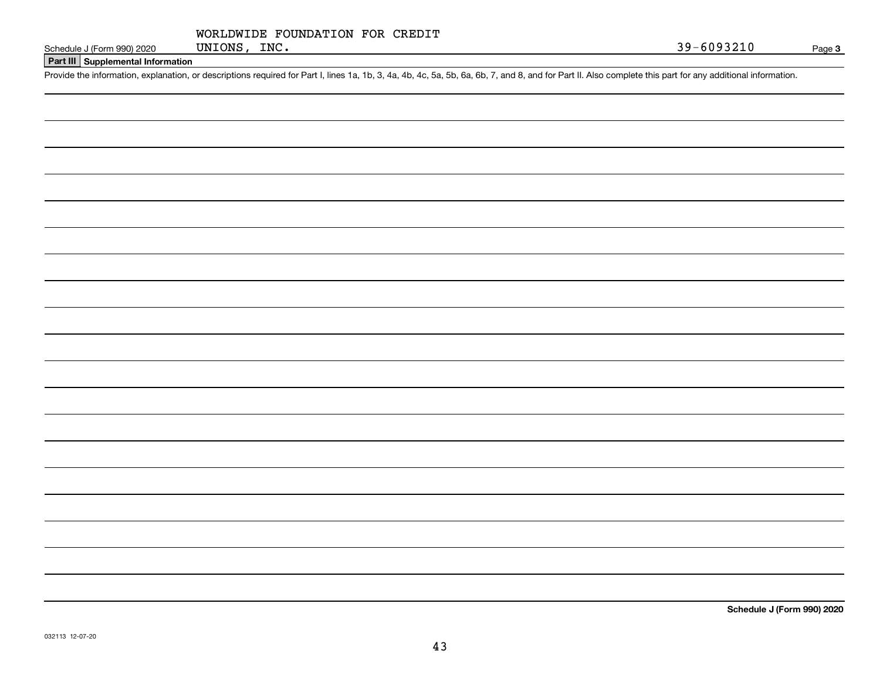WORLDWIDE FOUNDATION FOR CREDIT UNIONS, INC.

39-6093210

## Part III Supplemental Information

Provide the information, explanation, or descriptions required for Part I, lines 1a, 1b, 3, 4a, 4b, 4c, 5a, 5b, 6a, 6b, 7, and 8, and for Part II. Also complete this part for any additional information.

**Schedule J (Form 990) 2020**

032113 12-07-20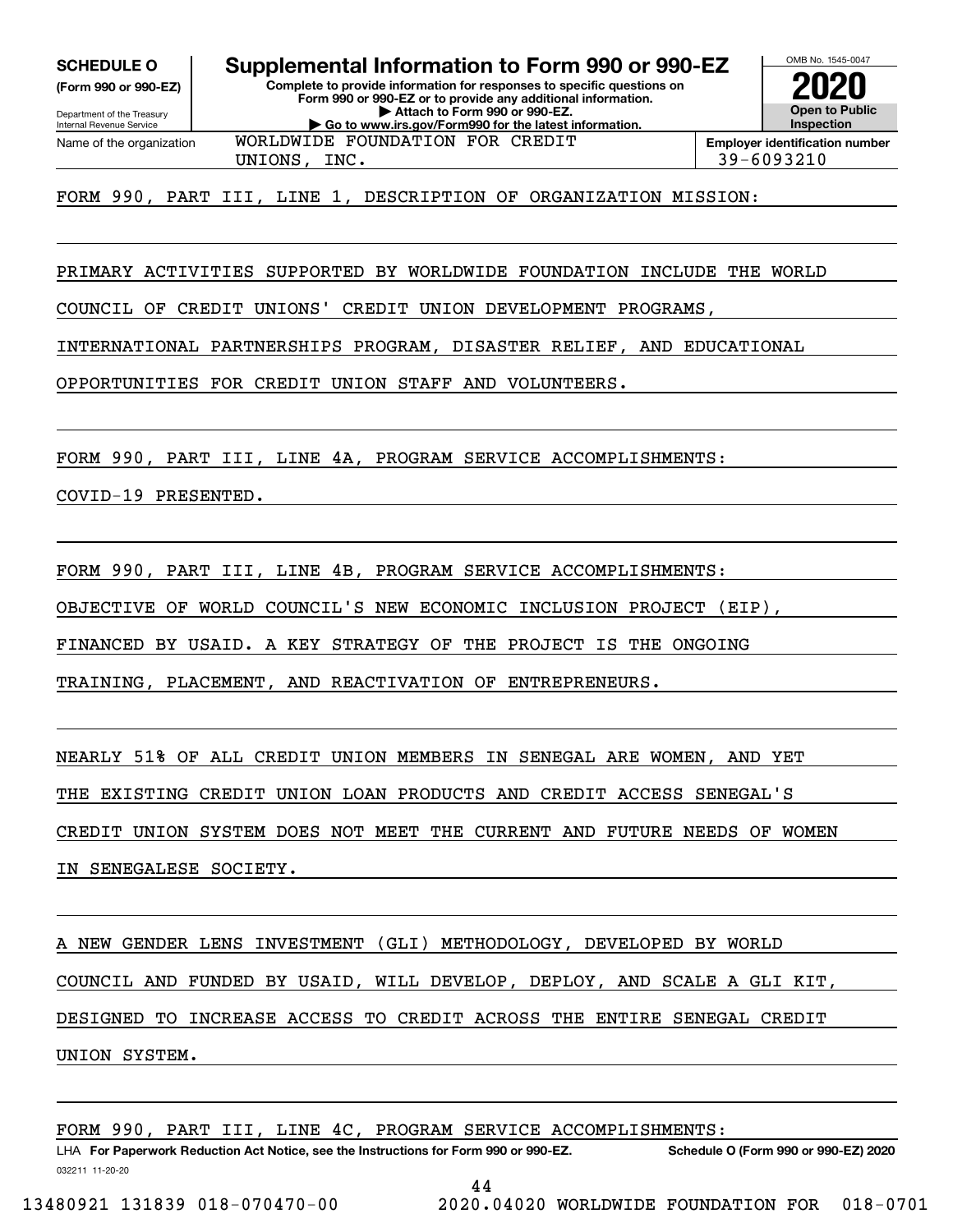**SCHEDULE O**
**(Form 990 or 990-EZ)**

Department of the Treasury
Internal Revenue Service

# Supplemental Information to Form 990 or 990-EZ

**Complete to provide information for responses to specific questions on Form 990 or 990-EZ or to provide any additional information.**
**▶ Attach to Form 990 or 990-EZ.**
**▶ Go to www.irs.gov/Form990 for the latest information.**

OMB No. 1545-0047
**2020**
**Open to Public Inspection**

Name of the organization: WORLDWIDE FOUNDATION FOR CREDIT UNIONS, INC.

**Employer identification number**: 39-6093210

FORM 990, PART III, LINE 1, DESCRIPTION OF ORGANIZATION MISSION:

PRIMARY ACTIVITIES SUPPORTED BY WORLDWIDE FOUNDATION INCLUDE THE WORLD COUNCIL OF CREDIT UNIONS' CREDIT UNION DEVELOPMENT PROGRAMS, INTERNATIONAL PARTNERSHIPS PROGRAM, DISASTER RELIEF, AND EDUCATIONAL OPPORTUNITIES FOR CREDIT UNION STAFF AND VOLUNTEERS.

FORM 990, PART III, LINE 4A, PROGRAM SERVICE ACCOMPLISHMENTS:

COVID-19 PRESENTED.

FORM 990, PART III, LINE 4B, PROGRAM SERVICE ACCOMPLISHMENTS:

OBJECTIVE OF WORLD COUNCIL'S NEW ECONOMIC INCLUSION PROJECT (EIP), FINANCED BY USAID. A KEY STRATEGY OF THE PROJECT IS THE ONGOING TRAINING, PLACEMENT, AND REACTIVATION OF ENTREPRENEURS.

NEARLY 51% OF ALL CREDIT UNION MEMBERS IN SENEGAL ARE WOMEN, AND YET THE EXISTING CREDIT UNION LOAN PRODUCTS AND CREDIT ACCESS SENEGAL'S CREDIT UNION SYSTEM DOES NOT MEET THE CURRENT AND FUTURE NEEDS OF WOMEN IN SENEGALESE SOCIETY.

A NEW GENDER LENS INVESTMENT (GLI) METHODOLOGY, DEVELOPED BY WORLD COUNCIL AND FUNDED BY USAID, WILL DEVELOP, DEPLOY, AND SCALE A GLI KIT, DESIGNED TO INCREASE ACCESS TO CREDIT ACROSS THE ENTIRE SENEGAL CREDIT UNION SYSTEM.

FORM 990, PART III, LINE 4C, PROGRAM SERVICE ACCOMPLISHMENTS:

LHA **For Paperwork Reduction Act Notice, see the Instructions for Form 990 or 990-EZ.** **Schedule O (Form 990 or 990-EZ) 2020**
032211 11-20-20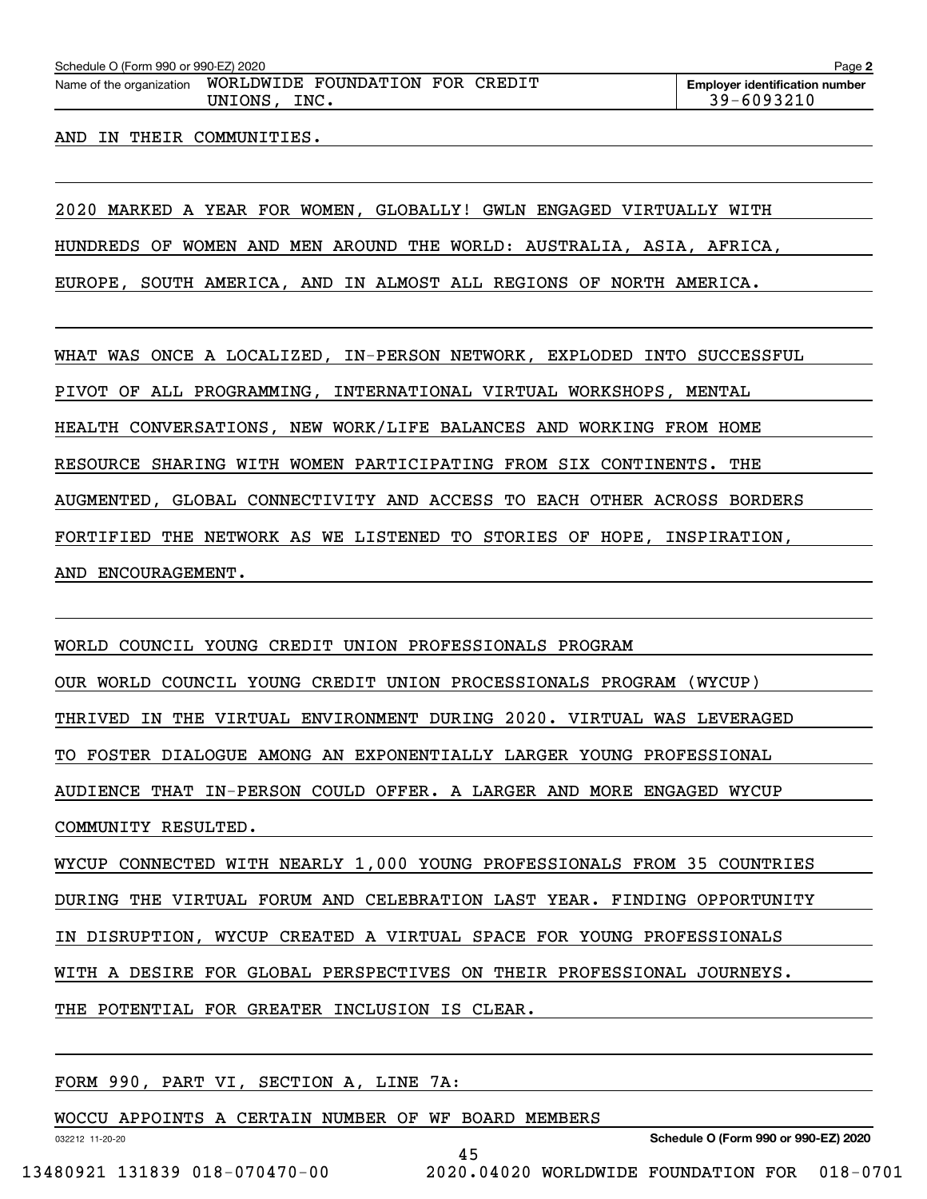AND IN THEIR COMMUNITIES.

2020 MARKED A YEAR FOR WOMEN, GLOBALLY! GWLN ENGAGED VIRTUALLY WITH HUNDREDS OF WOMEN AND MEN AROUND THE WORLD: AUSTRALIA, ASIA, AFRICA, EUROPE, SOUTH AMERICA, AND IN ALMOST ALL REGIONS OF NORTH AMERICA.

WHAT WAS ONCE A LOCALIZED, IN-PERSON NETWORK, EXPLODED INTO SUCCESSFUL PIVOT OF ALL PROGRAMMING, INTERNATIONAL VIRTUAL WORKSHOPS, MENTAL HEALTH CONVERSATIONS, NEW WORK/LIFE BALANCES AND WORKING FROM HOME RESOURCE SHARING WITH WOMEN PARTICIPATING FROM SIX CONTINENTS. THE AUGMENTED, GLOBAL CONNECTIVITY AND ACCESS TO EACH OTHER ACROSS BORDERS FORTIFIED THE NETWORK AS WE LISTENED TO STORIES OF HOPE, INSPIRATION, AND ENCOURAGEMENT.

WORLD COUNCIL YOUNG CREDIT UNION PROFESSIONALS PROGRAM

OUR WORLD COUNCIL YOUNG CREDIT UNION PROCESSIONALS PROGRAM (WYCUP) THRIVED IN THE VIRTUAL ENVIRONMENT DURING 2020. VIRTUAL WAS LEVERAGED TO FOSTER DIALOGUE AMONG AN EXPONENTIALLY LARGER YOUNG PROFESSIONAL AUDIENCE THAT IN-PERSON COULD OFFER. A LARGER AND MORE ENGAGED WYCUP COMMUNITY RESULTED.

WYCUP CONNECTED WITH NEARLY 1,000 YOUNG PROFESSIONALS FROM 35 COUNTRIES DURING THE VIRTUAL FORUM AND CELEBRATION LAST YEAR. FINDING OPPORTUNITY IN DISRUPTION, WYCUP CREATED A VIRTUAL SPACE FOR YOUNG PROFESSIONALS WITH A DESIRE FOR GLOBAL PERSPECTIVES ON THEIR PROFESSIONAL JOURNEYS. THE POTENTIAL FOR GREATER INCLUSION IS CLEAR.

FORM 990, PART VI, SECTION A, LINE 7A:

WOCCU APPOINTS A CERTAIN NUMBER OF WF BOARD MEMBERS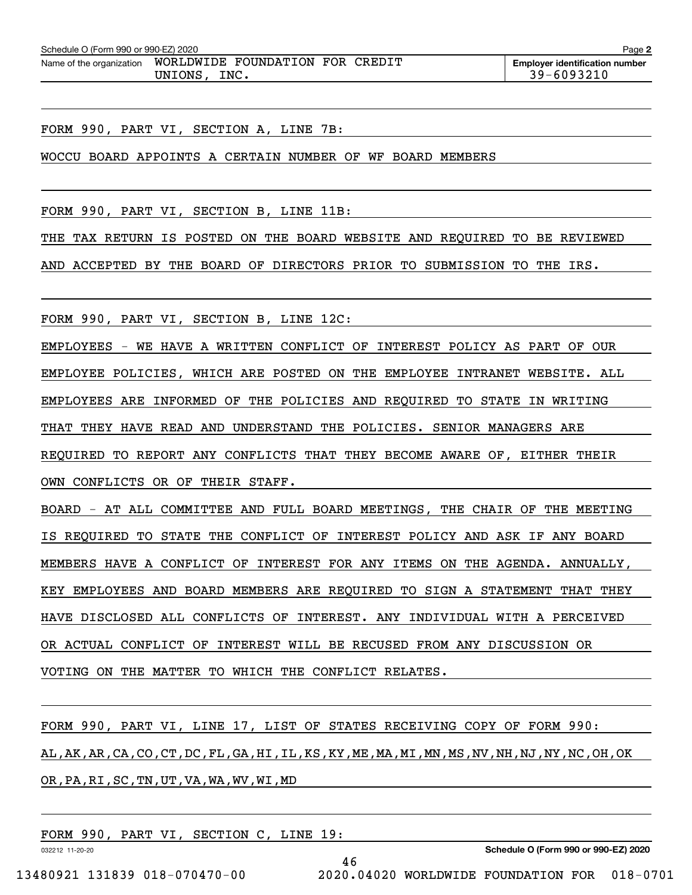Name of the organization WORLDWIDE FOUNDATION FOR CREDIT UNIONS, INC.

Employer identification number 39-6093210

FORM 990, PART VI, SECTION A, LINE 7B:

WOCCU BOARD APPOINTS A CERTAIN NUMBER OF WF BOARD MEMBERS

FORM 990, PART VI, SECTION B, LINE 11B:

THE TAX RETURN IS POSTED ON THE BOARD WEBSITE AND REQUIRED TO BE REVIEWED AND ACCEPTED BY THE BOARD OF DIRECTORS PRIOR TO SUBMISSION TO THE IRS.

FORM 990, PART VI, SECTION B, LINE 12C:

EMPLOYEES - WE HAVE A WRITTEN CONFLICT OF INTEREST POLICY AS PART OF OUR EMPLOYEE POLICIES, WHICH ARE POSTED ON THE EMPLOYEE INTRANET WEBSITE. ALL EMPLOYEES ARE INFORMED OF THE POLICIES AND REQUIRED TO STATE IN WRITING THAT THEY HAVE READ AND UNDERSTAND THE POLICIES. SENIOR MANAGERS ARE REQUIRED TO REPORT ANY CONFLICTS THAT THEY BECOME AWARE OF, EITHER THEIR OWN CONFLICTS OR OF THEIR STAFF.

BOARD - AT ALL COMMITTEE AND FULL BOARD MEETINGS, THE CHAIR OF THE MEETING IS REQUIRED TO STATE THE CONFLICT OF INTEREST POLICY AND ASK IF ANY BOARD MEMBERS HAVE A CONFLICT OF INTEREST FOR ANY ITEMS ON THE AGENDA. ANNUALLY, KEY EMPLOYEES AND BOARD MEMBERS ARE REQUIRED TO SIGN A STATEMENT THAT THEY HAVE DISCLOSED ALL CONFLICTS OF INTEREST. ANY INDIVIDUAL WITH A PERCEIVED OR ACTUAL CONFLICT OF INTEREST WILL BE RECUSED FROM ANY DISCUSSION OR VOTING ON THE MATTER TO WHICH THE CONFLICT RELATES.

FORM 990, PART VI, LINE 17, LIST OF STATES RECEIVING COPY OF FORM 990:

AL,AK,AR,CA,CO,CT,DC,FL,GA,HI,IL,KS,KY,ME,MA,MI,MN,MS,NV,NH,NJ,NY,NC,OH,OK OR,PA,RI,SC,TN,UT,VA,WA,WV,WI,MD

FORM 990, PART VI, SECTION C, LINE 19: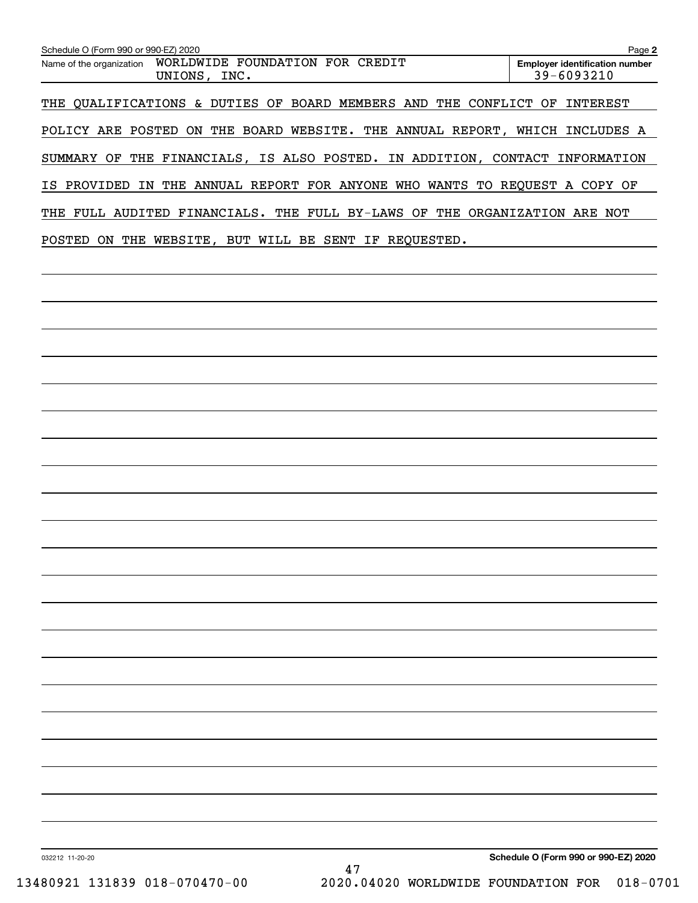Name of the organization WORLDWIDE FOUNDATION FOR CREDIT UNIONS, INC.

Employer identification number 39-6093210

THE QUALIFICATIONS & DUTIES OF BOARD MEMBERS AND THE CONFLICT OF INTEREST POLICY ARE POSTED ON THE BOARD WEBSITE. THE ANNUAL REPORT, WHICH INCLUDES A SUMMARY OF THE FINANCIALS, IS ALSO POSTED. IN ADDITION, CONTACT INFORMATION IS PROVIDED IN THE ANNUAL REPORT FOR ANYONE WHO WANTS TO REQUEST A COPY OF THE FULL AUDITED FINANCIALS. THE FULL BY-LAWS OF THE ORGANIZATION ARE NOT POSTED ON THE WEBSITE, BUT WILL BE SENT IF REQUESTED.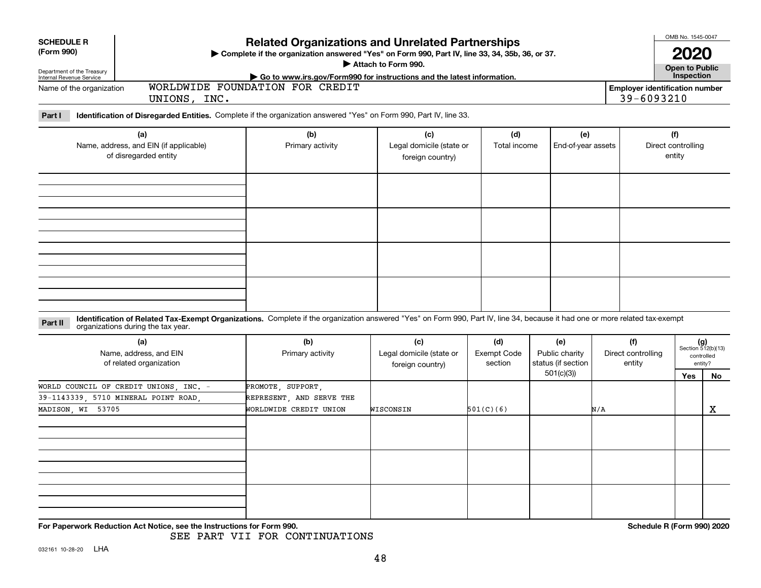**SCHEDULE R (Form 990)**

Department of the Treasury
Internal Revenue Service

# Related Organizations and Unrelated Partnerships

▶ Complete if the organization answered "Yes" on Form 990, Part IV, line 33, 34, 35b, 36, or 37.
▶ Attach to Form 990.
▶ Go to www.irs.gov/Form990 for instructions and the latest information.

OMB No. 1545-0047

**2020**

**Open to Public Inspection**

Name of the organization: WORLDWIDE FOUNDATION FOR CREDIT UNIONS, INC.

Employer identification number: 39-6093210

**Part I** **Identification of Disregarded Entities.** Complete if the organization answered "Yes" on Form 990, Part IV, line 33.

| (a) Name, address, and EIN (if applicable) of disregarded entity | (b) Primary activity | (c) Legal domicile (state or foreign country) | (d) Total income | (e) End-of-year assets | (f) Direct controlling entity |
|---|---|---|---|---|---|
| | | | | | |
| | | | | | |
| | | | | | |
| | | | | | |

**Part II** **Identification of Related Tax-Exempt Organizations.** Complete if the organization answered "Yes" on Form 990, Part IV, line 34, because it had one or more related tax-exempt organizations during the tax year.

| (a) Name, address, and EIN of related organization | (b) Primary activity | (c) Legal domicile (state or foreign country) | (d) Exempt Code section | (e) Public charity status (if section 501(c)(3)) | (f) Direct controlling entity | (g) Section 512(b)(13) controlled entity? Yes | No |
|---|---|---|---|---|---|---|---|
| WORLD COUNCIL OF CREDIT UNIONS, INC. - 39-1143339, 5710 MINERAL POINT ROAD, MADISON, WI 53705 | PROMOTE, SUPPORT, REPRESENT, AND SERVE THE WORLDWIDE CREDIT UNION | WISCONSIN | 501(C)(6) | | N/A | | X |
| | | | | | | | |
| | | | | | | | |
| | | | | | | | |

**For Paperwork Reduction Act Notice, see the Instructions for Form 990.**

SEE PART VII FOR CONTINUATIONS

**Schedule R (Form 990) 2020**

032161 10-28-20 LHA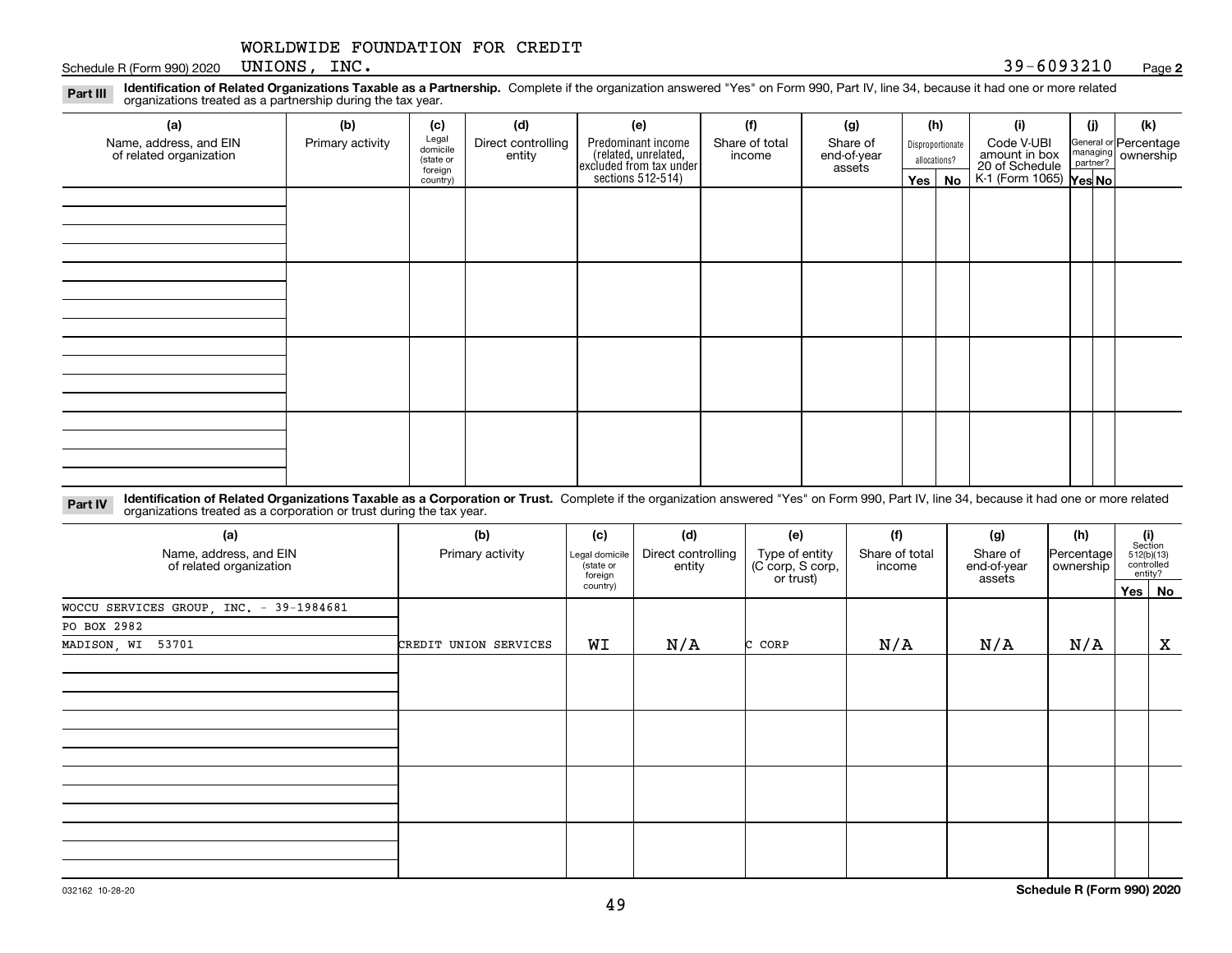WORLDWIDE FOUNDATION FOR CREDIT UNIONS, INC.

Schedule R (Form 990) 2020 — 39-6093210 — Page **2**

**Part III** **Identification of Related Organizations Taxable as a Partnership.** Complete if the organization answered "Yes" on Form 990, Part IV, line 34, because it had one or more related organizations treated as a partnership during the tax year.

| (a) Name, address, and EIN of related organization | (b) Primary activity | (c) Legal domicile (state or foreign country) | (d) Direct controlling entity | (e) Predominant income (related, unrelated, excluded from tax under sections 512-514) | (f) Share of total income | (g) Share of end-of-year assets | (h) Disproportionate allocations? Yes | (h) No | (i) Code V-UBI amount in box 20 of Schedule K-1 (Form 1065) | (j) General or managing partner? Yes | (j) No | (k) Percentage ownership |
|---|---|---|---|---|---|---|---|---|---|---|---|---|
| | | | | | | | | | | | | |
| | | | | | | | | | | | | |
| | | | | | | | | | | | | |
| | | | | | | | | | | | | |

**Part IV** **Identification of Related Organizations Taxable as a Corporation or Trust.** Complete if the organization answered "Yes" on Form 990, Part IV, line 34, because it had one or more related organizations treated as a corporation or trust during the tax year.

| (a) Name, address, and EIN of related organization | (b) Primary activity | (c) Legal domicile (state or foreign country) | (d) Direct controlling entity | (e) Type of entity (C corp, S corp, or trust) | (f) Share of total income | (g) Share of end-of-year assets | (h) Percentage ownership | (i) Section 512(b)(13) controlled entity? Yes | (i) No |
|---|---|---|---|---|---|---|---|---|---|
| WOCCU SERVICES GROUP, INC. - 39-1984681<br>PO BOX 2982<br>MADISON, WI 53701 | CREDIT UNION SERVICES | WI | N/A | C CORP | N/A | N/A | N/A | | X |
| | | | | | | | | | |
| | | | | | | | | | |
| | | | | | | | | | |
| | | | | | | | | | |

032162 10-28-20 **Schedule R (Form 990) 2020**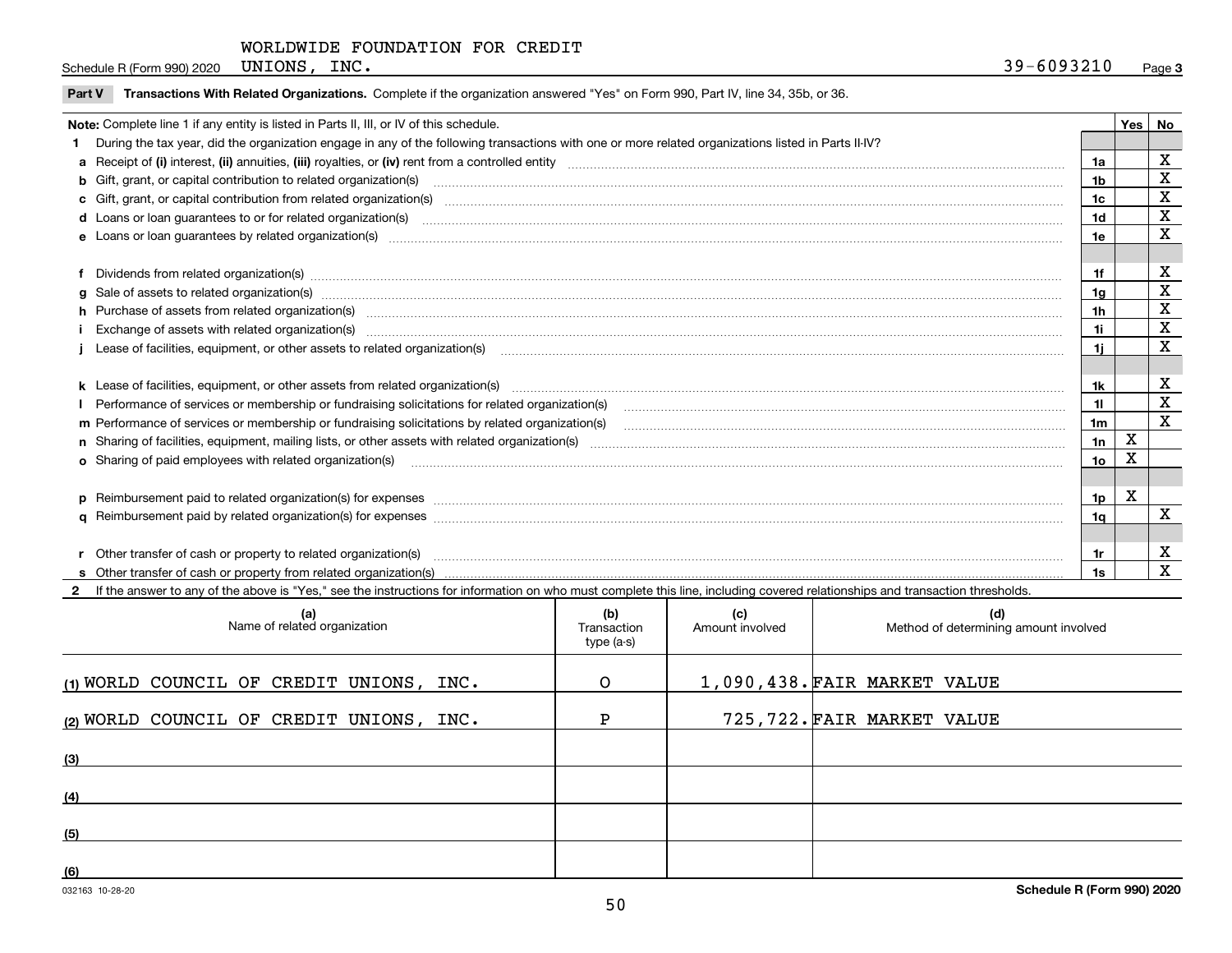WORLDWIDE FOUNDATION FOR CREDIT UNIONS, INC.

Schedule R (Form 990) 2020 — 39-6093210 — Page 3

## Part V Transactions With Related Organizations.

Complete if the organization answered "Yes" on Form 990, Part IV, line 34, 35b, or 36.

**Note:** Complete line 1 if any entity is listed in Parts II, III, or IV of this schedule.

| | | Line | Yes | No |
|---|---|---|---|---|
| **1** | During the tax year, did the organization engage in any of the following transactions with one or more related organizations listed in Parts II-IV? | | | |
| **a** | Receipt of **(i)** interest, **(ii)** annuities, **(iii)** royalties, or **(iv)** rent from a controlled entity | 1a | | X |
| **b** | Gift, grant, or capital contribution to related organization(s) | 1b | | X |
| **c** | Gift, grant, or capital contribution from related organization(s) | 1c | | X |
| **d** | Loans or loan guarantees to or for related organization(s) | 1d | | X |
| **e** | Loans or loan guarantees by related organization(s) | 1e | | X |
| **f** | Dividends from related organization(s) | 1f | | X |
| **g** | Sale of assets to related organization(s) | 1g | | X |
| **h** | Purchase of assets from related organization(s) | 1h | | X |
| **i** | Exchange of assets with related organization(s) | 1i | | X |
| **j** | Lease of facilities, equipment, or other assets to related organization(s) | 1j | | X |
| **k** | Lease of facilities, equipment, or other assets from related organization(s) | 1k | | X |
| **l** | Performance of services or membership or fundraising solicitations for related organization(s) | 1l | | X |
| **m** | Performance of services or membership or fundraising solicitations by related organization(s) | 1m | | X |
| **n** | Sharing of facilities, equipment, mailing lists, or other assets with related organization(s) | 1n | X | |
| **o** | Sharing of paid employees with related organization(s) | 1o | X | |
| **p** | Reimbursement paid to related organization(s) for expenses | 1p | X | |
| **q** | Reimbursement paid by related organization(s) for expenses | 1q | | X |
| **r** | Other transfer of cash or property to related organization(s) | 1r | | X |
| **s** | Other transfer of cash or property from related organization(s) | 1s | | X |

**2** If the answer to any of the above is "Yes," see the instructions for information on who must complete this line, including covered relationships and transaction thresholds.

| | (a) Name of related organization | (b) Transaction type (a-s) | (c) Amount involved | (d) Method of determining amount involved |
|---|---|---|---|---|
| (1) | WORLD COUNCIL OF CREDIT UNIONS, INC. | O | 1,090,438. | FAIR MARKET VALUE |
| (2) | WORLD COUNCIL OF CREDIT UNIONS, INC. | P | 725,722. | FAIR MARKET VALUE |
| (3) | | | | |
| (4) | | | | |
| (5) | | | | |
| (6) | | | | |

032163 10-28-20

Schedule R (Form 990) 2020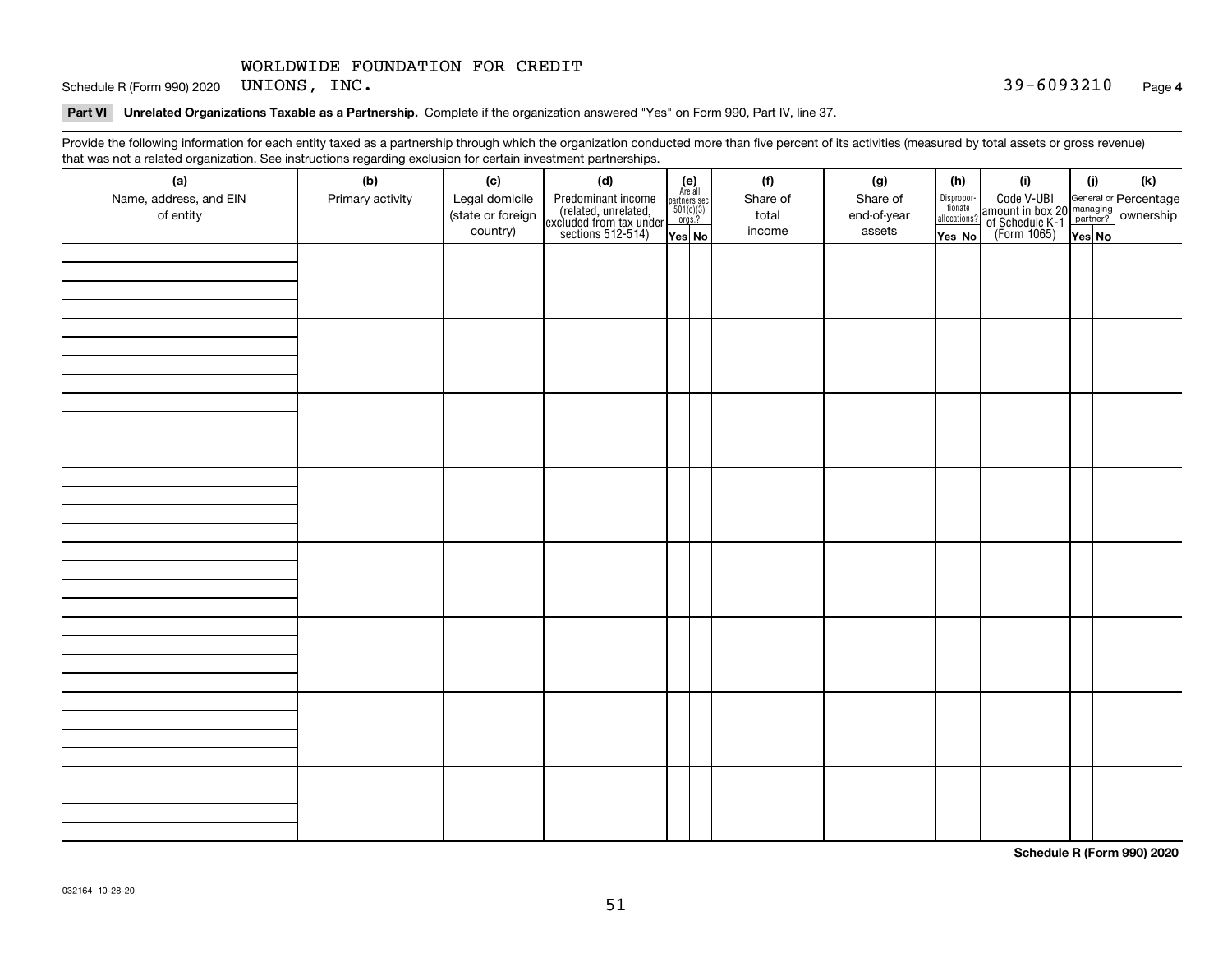Schedule R (Form 990) 2020 WORLDWIDE FOUNDATION FOR CREDIT UNIONS, INC. 39-6093210 Page **4**

**Part VI** **Unrelated Organizations Taxable as a Partnership.** Complete if the organization answered "Yes" on Form 990, Part IV, line 37.

Provide the following information for each entity taxed as a partnership through which the organization conducted more than five percent of its activities (measured by total assets or gross revenue) that was not a related organization. See instructions regarding exclusion for certain investment partnerships.

| (a) Name, address, and EIN of entity | (b) Primary activity | (c) Legal domicile (state or foreign country) | (d) Predominant income (related, unrelated, excluded from tax under sections 512-514) | (e) Are all partners sec. 501(c)(3) orgs.? | | (f) Share of total income | (g) Share of end-of-year assets | (h) Disproportionate allocations? | | (i) Code V-UBI amount in box 20 of Schedule K-1 (Form 1065) | (j) General or managing partner? | | (k) Percentage ownership |
|---|---|---|---|---|---|---|---|---|---|---|---|---|---|
| | | | | Yes | No | | | Yes | No | | Yes | No | |
| | | | | | | | | | | | | | |
| | | | | | | | | | | | | | |
| | | | | | | | | | | | | | |
| | | | | | | | | | | | | | |
| | | | | | | | | | | | | | |
| | | | | | | | | | | | | | |
| | | | | | | | | | | | | | |
| | | | | | | | | | | | | | |

**Schedule R (Form 990) 2020**

032164 10-28-20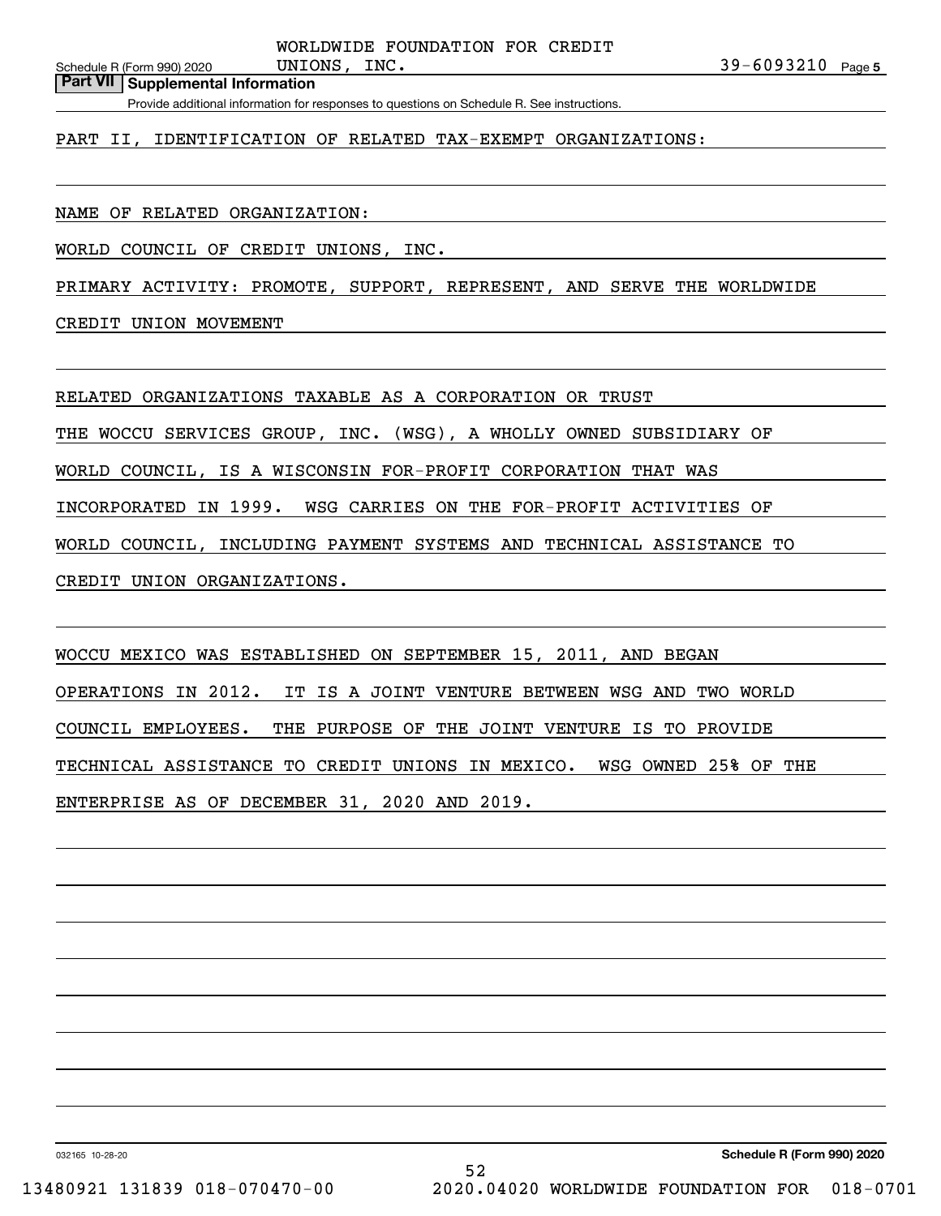WORLDWIDE FOUNDATION FOR CREDIT UNIONS, INC. 39-6093210

## Part VII Supplemental Information

Provide additional information for responses to questions on Schedule R. See instructions.

PART II, IDENTIFICATION OF RELATED TAX-EXEMPT ORGANIZATIONS:

NAME OF RELATED ORGANIZATION:

WORLD COUNCIL OF CREDIT UNIONS, INC.

PRIMARY ACTIVITY: PROMOTE, SUPPORT, REPRESENT, AND SERVE THE WORLDWIDE CREDIT UNION MOVEMENT

RELATED ORGANIZATIONS TAXABLE AS A CORPORATION OR TRUST

THE WOCCU SERVICES GROUP, INC. (WSG), A WHOLLY OWNED SUBSIDIARY OF WORLD COUNCIL, IS A WISCONSIN FOR-PROFIT CORPORATION THAT WAS INCORPORATED IN 1999. WSG CARRIES ON THE FOR-PROFIT ACTIVITIES OF WORLD COUNCIL, INCLUDING PAYMENT SYSTEMS AND TECHNICAL ASSISTANCE TO CREDIT UNION ORGANIZATIONS.

WOCCU MEXICO WAS ESTABLISHED ON SEPTEMBER 15, 2011, AND BEGAN OPERATIONS IN 2012. IT IS A JOINT VENTURE BETWEEN WSG AND TWO WORLD COUNCIL EMPLOYEES. THE PURPOSE OF THE JOINT VENTURE IS TO PROVIDE TECHNICAL ASSISTANCE TO CREDIT UNIONS IN MEXICO. WSG OWNED 25% OF THE ENTERPRISE AS OF DECEMBER 31, 2020 AND 2019.